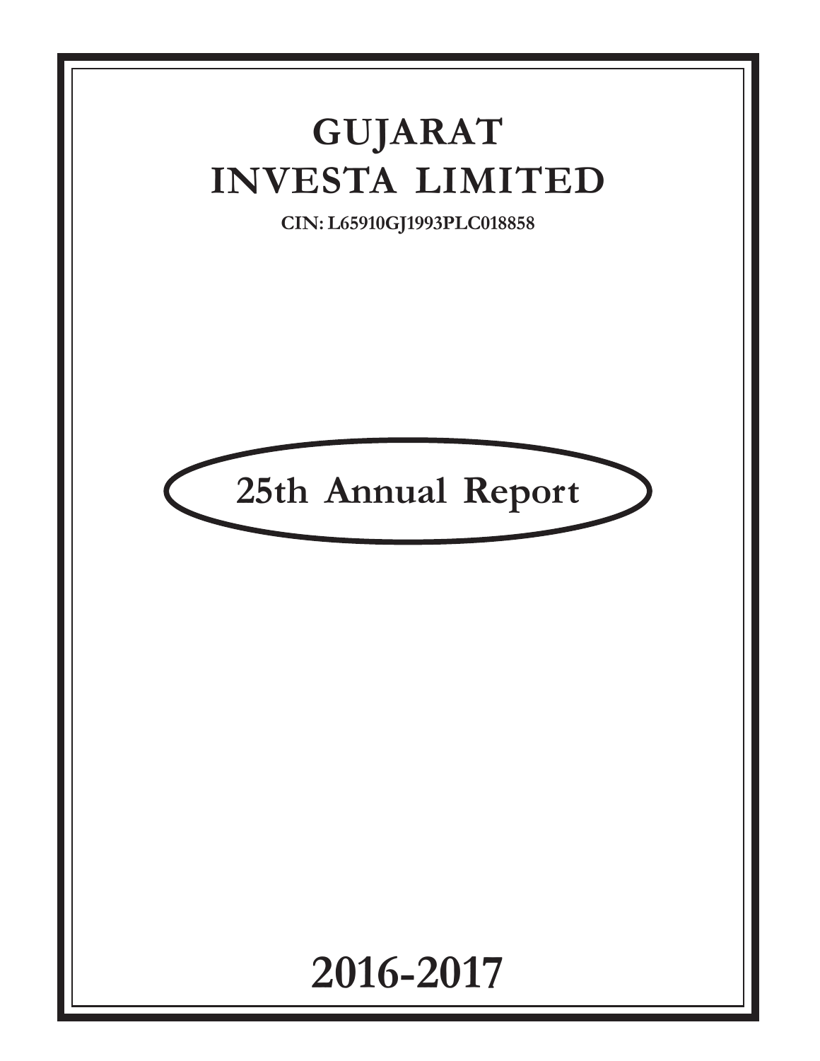# GUJARAT INVESTA LIMITED

**CIN: L65910GJ1993PLC018858**

## 25th Annual Report

# 2016-2017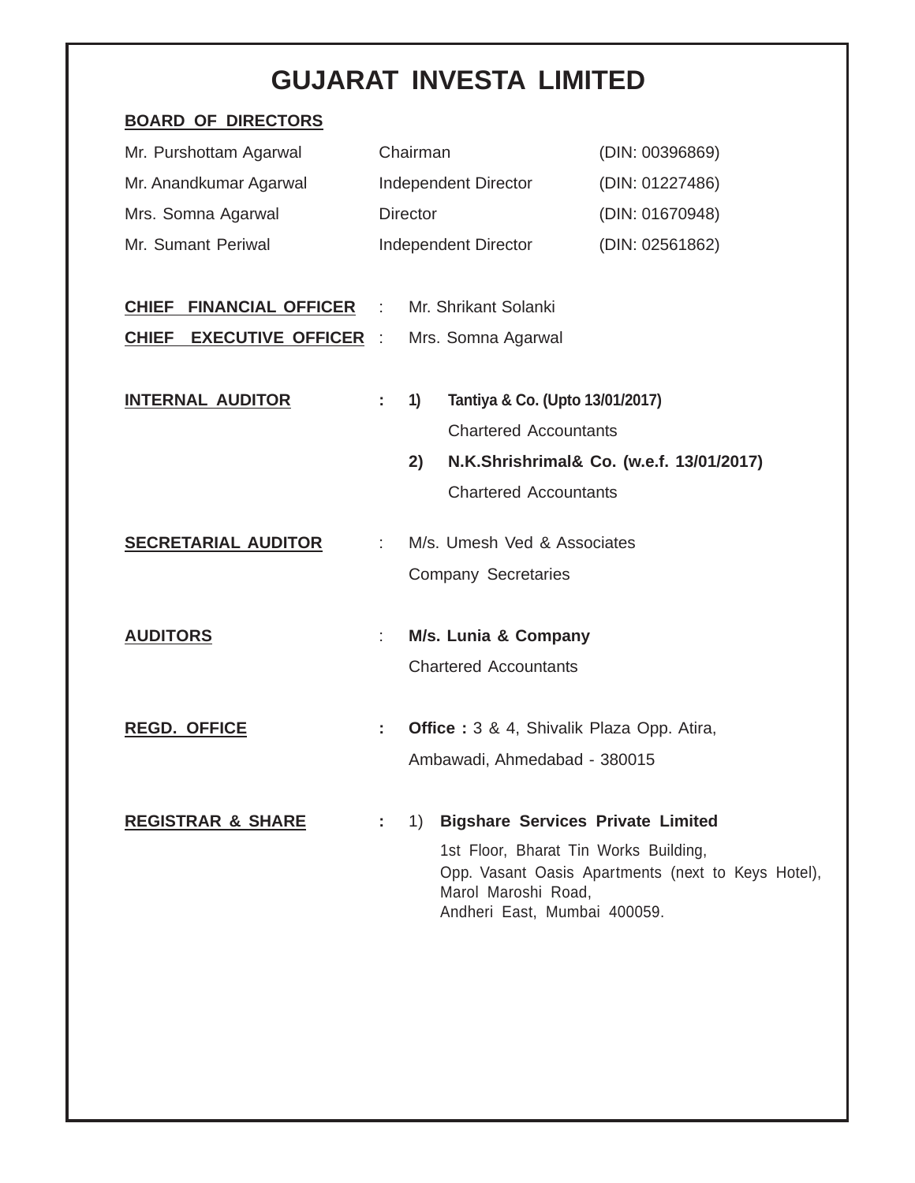# GUJARAT INVESTA LIMITED

**BOARD OF DIRECTORS**

| | | |
|---|---|---|
| Mr. Purshottam Agarwal | Chairman | (DIN: 00396869) |
| Mr. Anandkumar Agarwal | Independent Director | (DIN: 01227486) |
| Mrs. Somna Agarwal | Director | (DIN: 01670948) |
| Mr. Sumant Periwal | Independent Director | (DIN: 02561862) |

**CHIEF FINANCIAL OFFICER** : Mr. Shrikant Solanki

**CHIEF EXECUTIVE OFFICER** : Mrs. Somna Agarwal

**INTERNAL AUDITOR** :

1) **Tantiya & Co. (Upto 13/01/2017)**
   Chartered Accountants
2) **N.K.Shrishrimal& Co. (w.e.f. 13/01/2017)**
   Chartered Accountants

**SECRETARIAL AUDITOR** : M/s. Umesh Ved & Associates
Company Secretaries

**AUDITORS** : **M/s. Lunia & Company**
Chartered Accountants

**REGD. OFFICE** : **Office :** 3 & 4, Shivalik Plaza Opp. Atira,
Ambawadi, Ahmedabad - 380015

**REGISTRAR & SHARE** :

1) **Bigshare Services Private Limited**
   1st Floor, Bharat Tin Works Building,
   Opp. Vasant Oasis Apartments (next to Keys Hotel),
   Marol Maroshi Road,
   Andheri East, Mumbai 400059.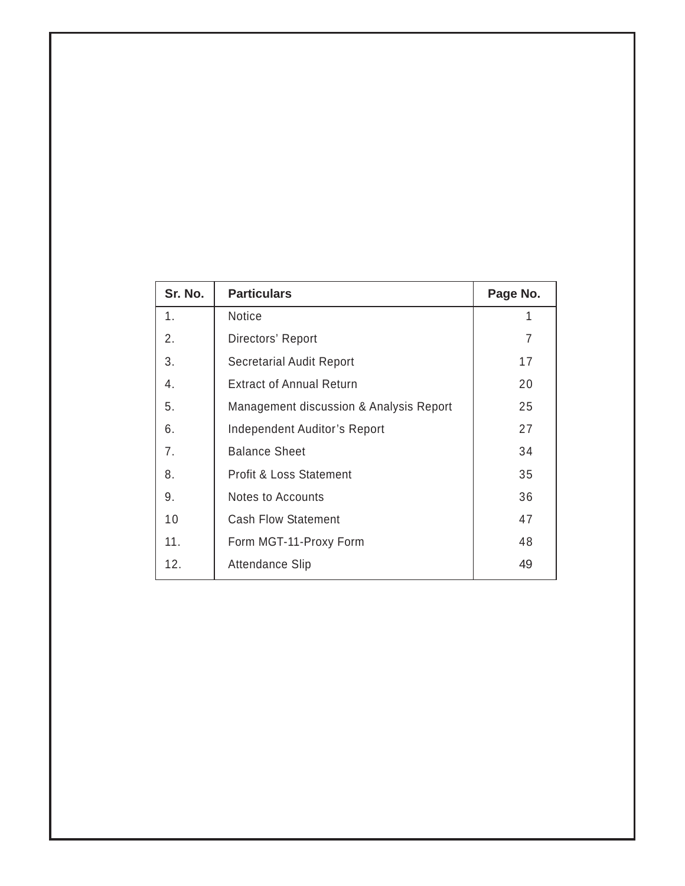| Sr. No. | Particulars | Page No. |
|---|---|---|
| 1. | Notice | 1 |
| 2. | Directors' Report | 7 |
| 3. | Secretarial Audit Report | 17 |
| 4. | Extract of Annual Return | 20 |
| 5. | Management discussion & Analysis Report | 25 |
| 6. | Independent Auditor's Report | 27 |
| 7. | Balance Sheet | 34 |
| 8. | Profit & Loss Statement | 35 |
| 9. | Notes to Accounts | 36 |
| 10 | Cash Flow Statement | 47 |
| 11. | Form MGT-11-Proxy Form | 48 |
| 12. | Attendance Slip | 49 |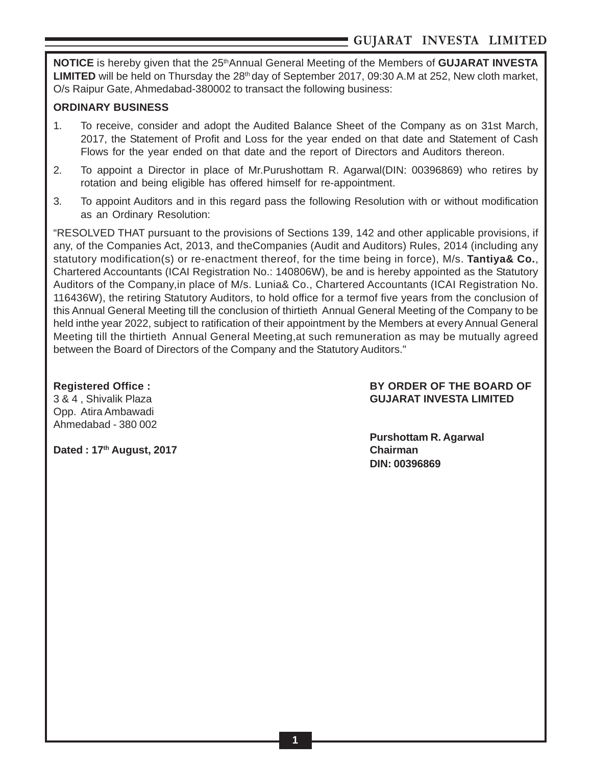**NOTICE** is hereby given that the 25th Annual General Meeting of the Members of **GUJARAT INVESTA LIMITED** will be held on Thursday the 28th day of September 2017, 09:30 A.M at 252, New cloth market, O/s Raipur Gate, Ahmedabad-380002 to transact the following business:

**ORDINARY BUSINESS**

1. To receive, consider and adopt the Audited Balance Sheet of the Company as on 31st March, 2017, the Statement of Profit and Loss for the year ended on that date and Statement of Cash Flows for the year ended on that date and the report of Directors and Auditors thereon.
2. To appoint a Director in place of Mr.Purushottam R. Agarwal(DIN: 00396869) who retires by rotation and being eligible has offered himself for re-appointment.
3. To appoint Auditors and in this regard pass the following Resolution with or without modification as an Ordinary Resolution:

"RESOLVED THAT pursuant to the provisions of Sections 139, 142 and other applicable provisions, if any, of the Companies Act, 2013, and theCompanies (Audit and Auditors) Rules, 2014 (including any statutory modification(s) or re-enactment thereof, for the time being in force), M/s. **Tantiya& Co.**, Chartered Accountants (ICAI Registration No.: 140806W), be and is hereby appointed as the Statutory Auditors of the Company,in place of M/s. Lunia& Co., Chartered Accountants (ICAI Registration No. 116436W), the retiring Statutory Auditors, to hold office for a termof five years from the conclusion of this Annual General Meeting till the conclusion of thirtieth Annual General Meeting of the Company to be held inthe year 2022, subject to ratification of their appointment by the Members at every Annual General Meeting till the thirtieth Annual General Meeting,at such remuneration as may be mutually agreed between the Board of Directors of the Company and the Statutory Auditors."

**Registered Office :**
3 & 4 , Shivalik Plaza
Opp. Atira Ambawadi
Ahmedabad - 380 002

**Dated : 17th August, 2017**

**BY ORDER OF THE BOARD OF GUJARAT INVESTA LIMITED**

**Purshottam R. Agarwal**
**Chairman**
**DIN: 00396869**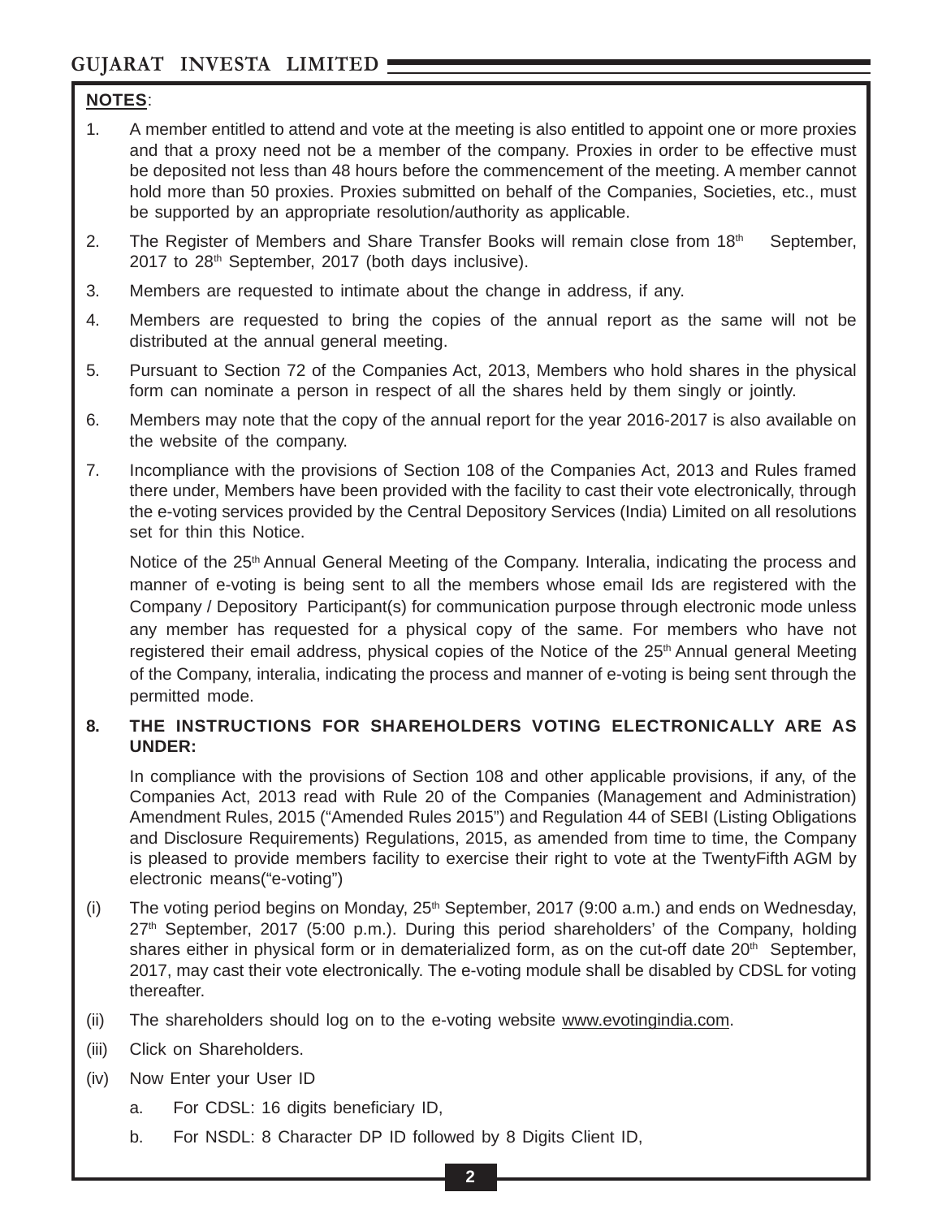**NOTES**:

1. A member entitled to attend and vote at the meeting is also entitled to appoint one or more proxies and that a proxy need not be a member of the company. Proxies in order to be effective must be deposited not less than 48 hours before the commencement of the meeting. A member cannot hold more than 50 proxies. Proxies submitted on behalf of the Companies, Societies, etc., must be supported by an appropriate resolution/authority as applicable.

2. The Register of Members and Share Transfer Books will remain close from 18th September, 2017 to 28th September, 2017 (both days inclusive).

3. Members are requested to intimate about the change in address, if any.

4. Members are requested to bring the copies of the annual report as the same will not be distributed at the annual general meeting.

5. Pursuant to Section 72 of the Companies Act, 2013, Members who hold shares in the physical form can nominate a person in respect of all the shares held by them singly or jointly.

6. Members may note that the copy of the annual report for the year 2016-2017 is also available on the website of the company.

7. Incompliance with the provisions of Section 108 of the Companies Act, 2013 and Rules framed there under, Members have been provided with the facility to cast their vote electronically, through the e-voting services provided by the Central Depository Services (India) Limited on all resolutions set for thin this Notice.

   Notice of the 25th Annual General Meeting of the Company. Interalia, indicating the process and manner of e-voting is being sent to all the members whose email Ids are registered with the Company / Depository Participant(s) for communication purpose through electronic mode unless any member has requested for a physical copy of the same. For members who have not registered their email address, physical copies of the Notice of the 25th Annual general Meeting of the Company, interalia, indicating the process and manner of e-voting is being sent through the permitted mode.

8. **THE INSTRUCTIONS FOR SHAREHOLDERS VOTING ELECTRONICALLY ARE AS UNDER:**

   In compliance with the provisions of Section 108 and other applicable provisions, if any, of the Companies Act, 2013 read with Rule 20 of the Companies (Management and Administration) Amendment Rules, 2015 ("Amended Rules 2015") and Regulation 44 of SEBI (Listing Obligations and Disclosure Requirements) Regulations, 2015, as amended from time to time, the Company is pleased to provide members facility to exercise their right to vote at the TwentyFifth AGM by electronic means("e-voting")

(i) The voting period begins on Monday, 25th September, 2017 (9:00 a.m.) and ends on Wednesday, 27th September, 2017 (5:00 p.m.). During this period shareholders' of the Company, holding shares either in physical form or in dematerialized form, as on the cut-off date 20th September, 2017, may cast their vote electronically. The e-voting module shall be disabled by CDSL for voting thereafter.

(ii) The shareholders should log on to the e-voting website www.evotingindia.com.

(iii) Click on Shareholders.

(iv) Now Enter your User ID

   a. For CDSL: 16 digits beneficiary ID,

   b. For NSDL: 8 Character DP ID followed by 8 Digits Client ID,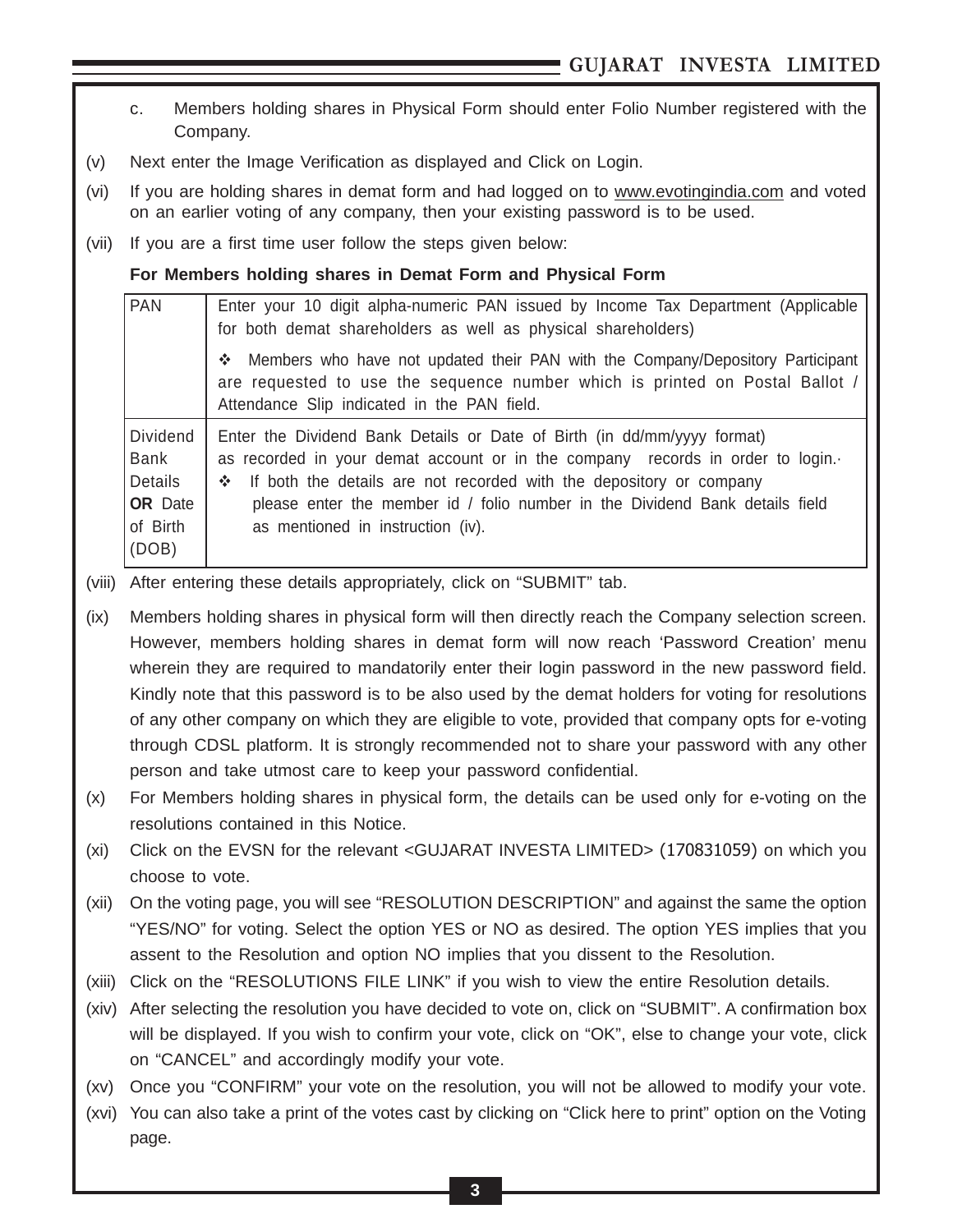c. Members holding shares in Physical Form should enter Folio Number registered with the Company.

(v) Next enter the Image Verification as displayed and Click on Login.

(vi) If you are holding shares in demat form and had logged on to www.evotingindia.com and voted on an earlier voting of any company, then your existing password is to be used.

(vii) If you are a first time user follow the steps given below:

**For Members holding shares in Demat Form and Physical Form**

| | |
|---|---|
| PAN | Enter your 10 digit alpha-numeric PAN issued by Income Tax Department (Applicable for both demat shareholders as well as physical shareholders)<br><br>❖ Members who have not updated their PAN with the Company/Depository Participant are requested to use the sequence number which is printed on Postal Ballot / Attendance Slip indicated in the PAN field. |
| Dividend Bank Details **OR** Date of Birth (DOB) | Enter the Dividend Bank Details or Date of Birth (in dd/mm/yyyy format) as recorded in your demat account or in the company records in order to login.·<br>❖ If both the details are not recorded with the depository or company please enter the member id / folio number in the Dividend Bank details field as mentioned in instruction (iv). |

(viii) After entering these details appropriately, click on "SUBMIT" tab.

(ix) Members holding shares in physical form will then directly reach the Company selection screen. However, members holding shares in demat form will now reach 'Password Creation' menu wherein they are required to mandatorily enter their login password in the new password field. Kindly note that this password is to be also used by the demat holders for voting for resolutions of any other company on which they are eligible to vote, provided that company opts for e-voting through CDSL platform. It is strongly recommended not to share your password with any other person and take utmost care to keep your password confidential.

(x) For Members holding shares in physical form, the details can be used only for e-voting on the resolutions contained in this Notice.

(xi) Click on the EVSN for the relevant <GUJARAT INVESTA LIMITED> (170831059) on which you choose to vote.

(xii) On the voting page, you will see "RESOLUTION DESCRIPTION" and against the same the option "YES/NO" for voting. Select the option YES or NO as desired. The option YES implies that you assent to the Resolution and option NO implies that you dissent to the Resolution.

(xiii) Click on the "RESOLUTIONS FILE LINK" if you wish to view the entire Resolution details.

(xiv) After selecting the resolution you have decided to vote on, click on "SUBMIT". A confirmation box will be displayed. If you wish to confirm your vote, click on "OK", else to change your vote, click on "CANCEL" and accordingly modify your vote.

(xv) Once you "CONFIRM" your vote on the resolution, you will not be allowed to modify your vote.

(xvi) You can also take a print of the votes cast by clicking on "Click here to print" option on the Voting page.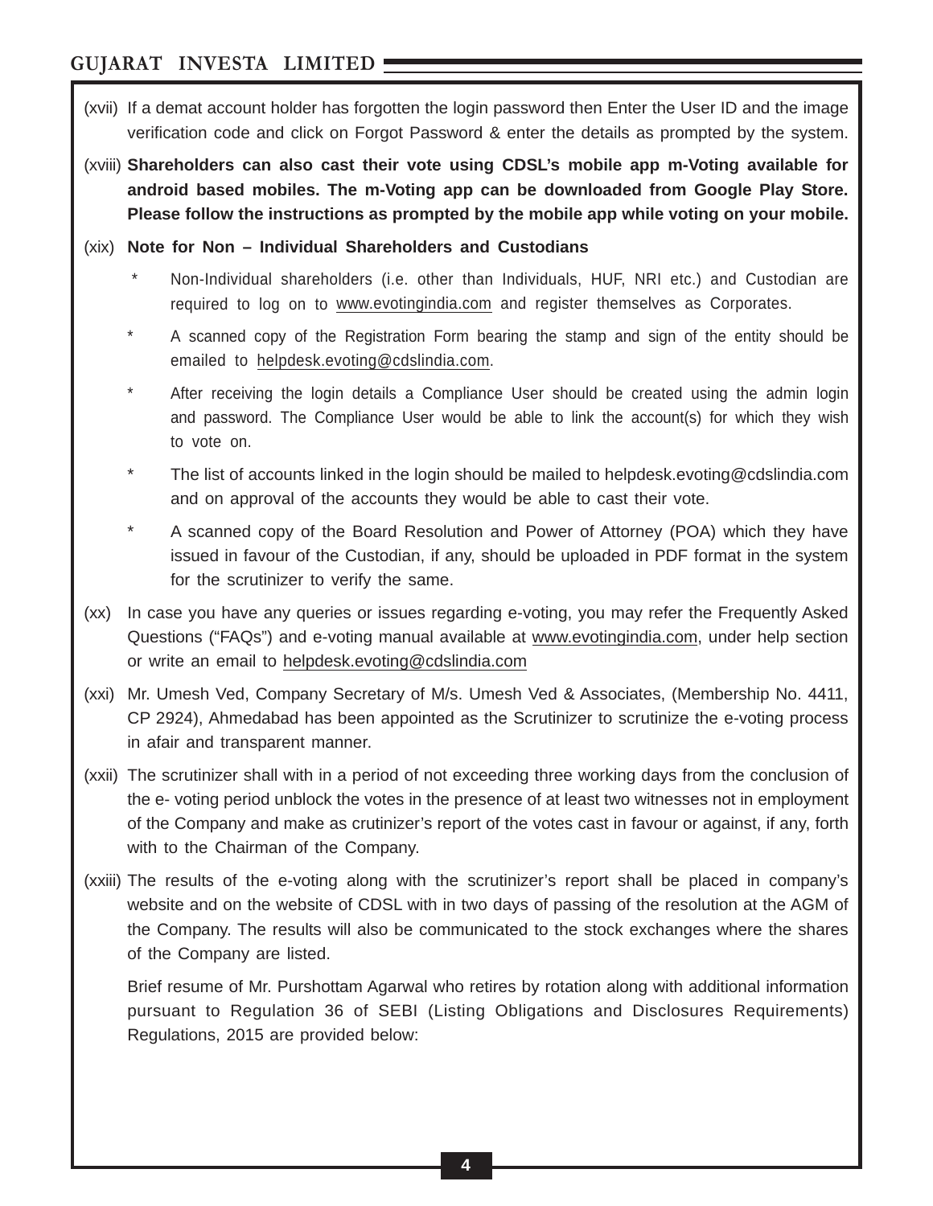(xvii) If a demat account holder has forgotten the login password then Enter the User ID and the image verification code and click on Forgot Password & enter the details as prompted by the system.

(xviii) **Shareholders can also cast their vote using CDSL's mobile app m-Voting available for android based mobiles. The m-Voting app can be downloaded from Google Play Store. Please follow the instructions as prompted by the mobile app while voting on your mobile.**

(xix) **Note for Non – Individual Shareholders and Custodians**

- Non-Individual shareholders (i.e. other than Individuals, HUF, NRI etc.) and Custodian are required to log on to www.evotingindia.com and register themselves as Corporates.
- A scanned copy of the Registration Form bearing the stamp and sign of the entity should be emailed to helpdesk.evoting@cdslindia.com.
- After receiving the login details a Compliance User should be created using the admin login and password. The Compliance User would be able to link the account(s) for which they wish to vote on.
- The list of accounts linked in the login should be mailed to helpdesk.evoting@cdslindia.com and on approval of the accounts they would be able to cast their vote.
- A scanned copy of the Board Resolution and Power of Attorney (POA) which they have issued in favour of the Custodian, if any, should be uploaded in PDF format in the system for the scrutinizer to verify the same.

(xx) In case you have any queries or issues regarding e-voting, you may refer the Frequently Asked Questions ("FAQs") and e-voting manual available at www.evotingindia.com, under help section or write an email to helpdesk.evoting@cdslindia.com

(xxi) Mr. Umesh Ved, Company Secretary of M/s. Umesh Ved & Associates, (Membership No. 4411, CP 2924), Ahmedabad has been appointed as the Scrutinizer to scrutinize the e-voting process in afair and transparent manner.

(xxii) The scrutinizer shall with in a period of not exceeding three working days from the conclusion of the e- voting period unblock the votes in the presence of at least two witnesses not in employment of the Company and make as crutinizer's report of the votes cast in favour or against, if any, forth with to the Chairman of the Company.

(xxiii) The results of the e-voting along with the scrutinizer's report shall be placed in company's website and on the website of CDSL with in two days of passing of the resolution at the AGM of the Company. The results will also be communicated to the stock exchanges where the shares of the Company are listed.

Brief resume of Mr. Purshottam Agarwal who retires by rotation along with additional information pursuant to Regulation 36 of SEBI (Listing Obligations and Disclosures Requirements) Regulations, 2015 are provided below: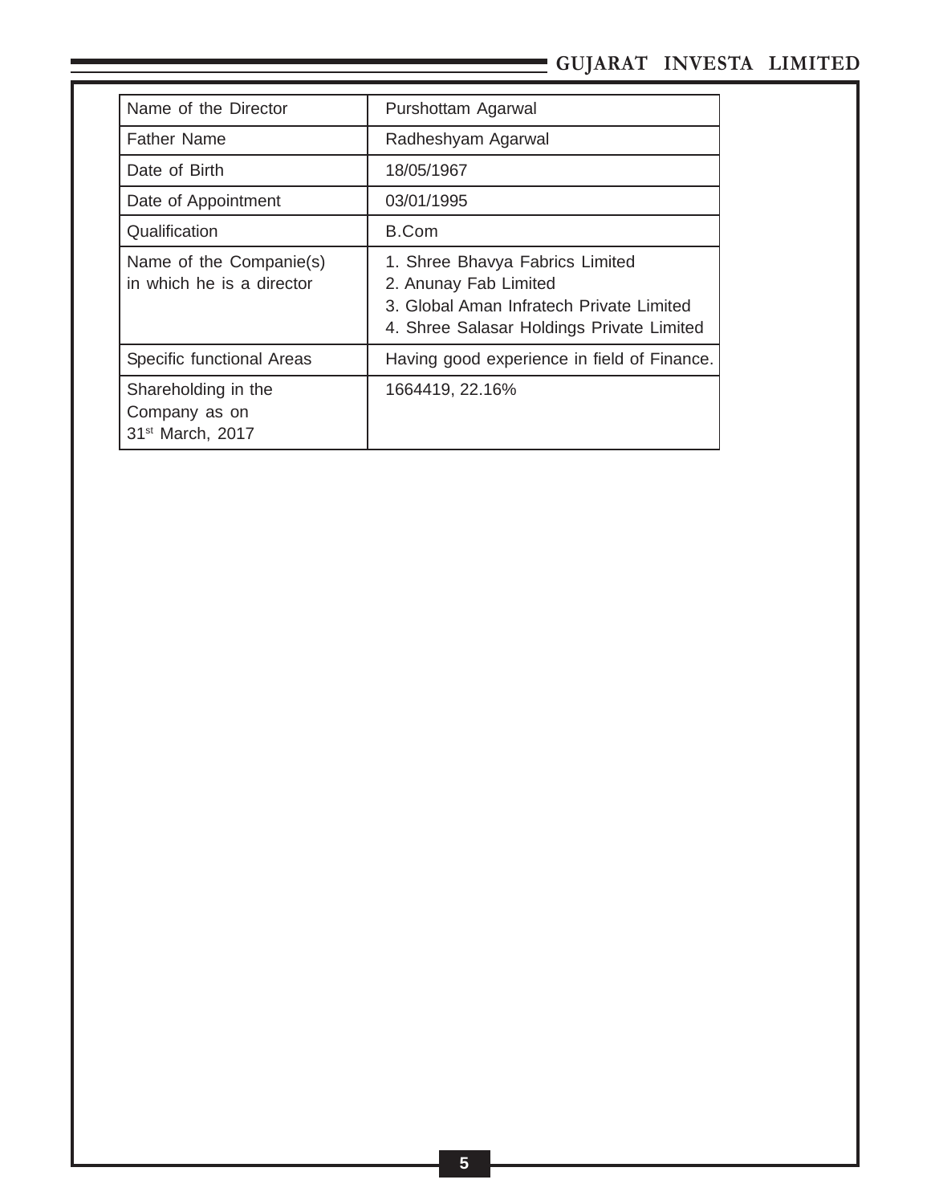| Name of the Director | Purshottam Agarwal |
|---|---|
| Father Name | Radheshyam Agarwal |
| Date of Birth | 18/05/1967 |
| Date of Appointment | 03/01/1995 |
| Qualification | B.Com |
| Name of the Companie(s) in which he is a director | 1. Shree Bhavya Fabrics Limited<br>2. Anunay Fab Limited<br>3. Global Aman Infratech Private Limited<br>4. Shree Salasar Holdings Private Limited |
| Specific functional Areas | Having good experience in field of Finance. |
| Shareholding in the Company as on 31st March, 2017 | 1664419, 22.16% |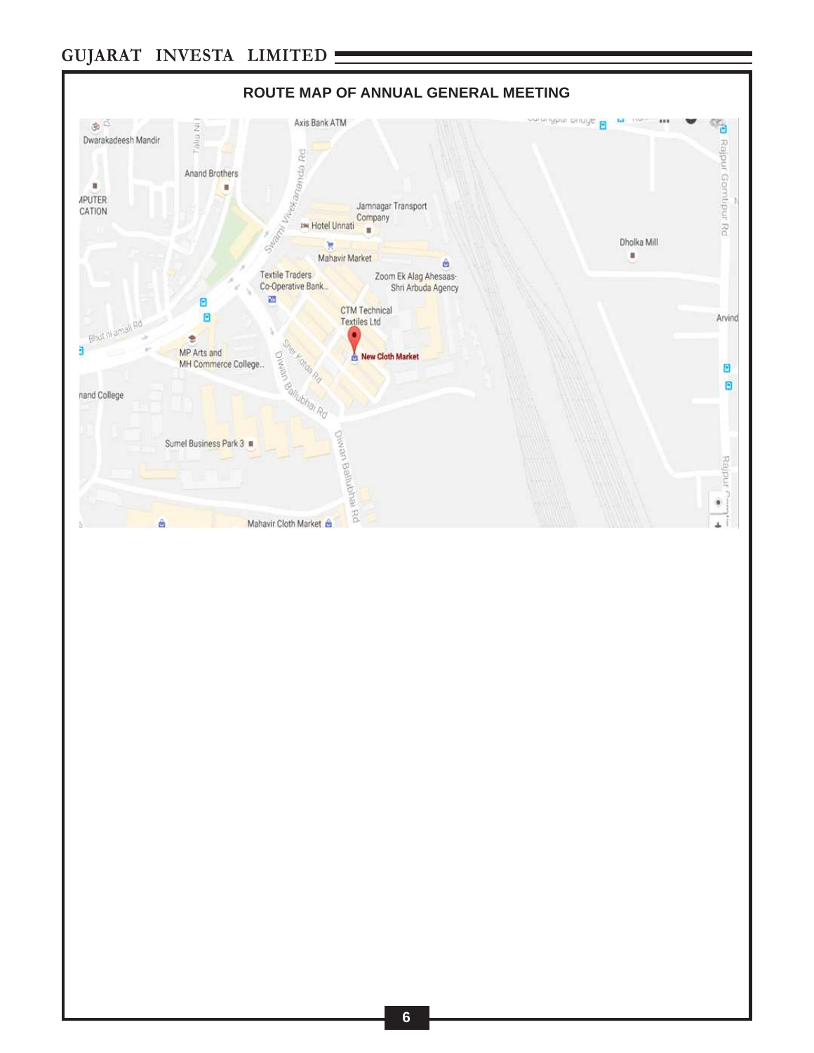## ROUTE MAP OF ANNUAL GENERAL MEETING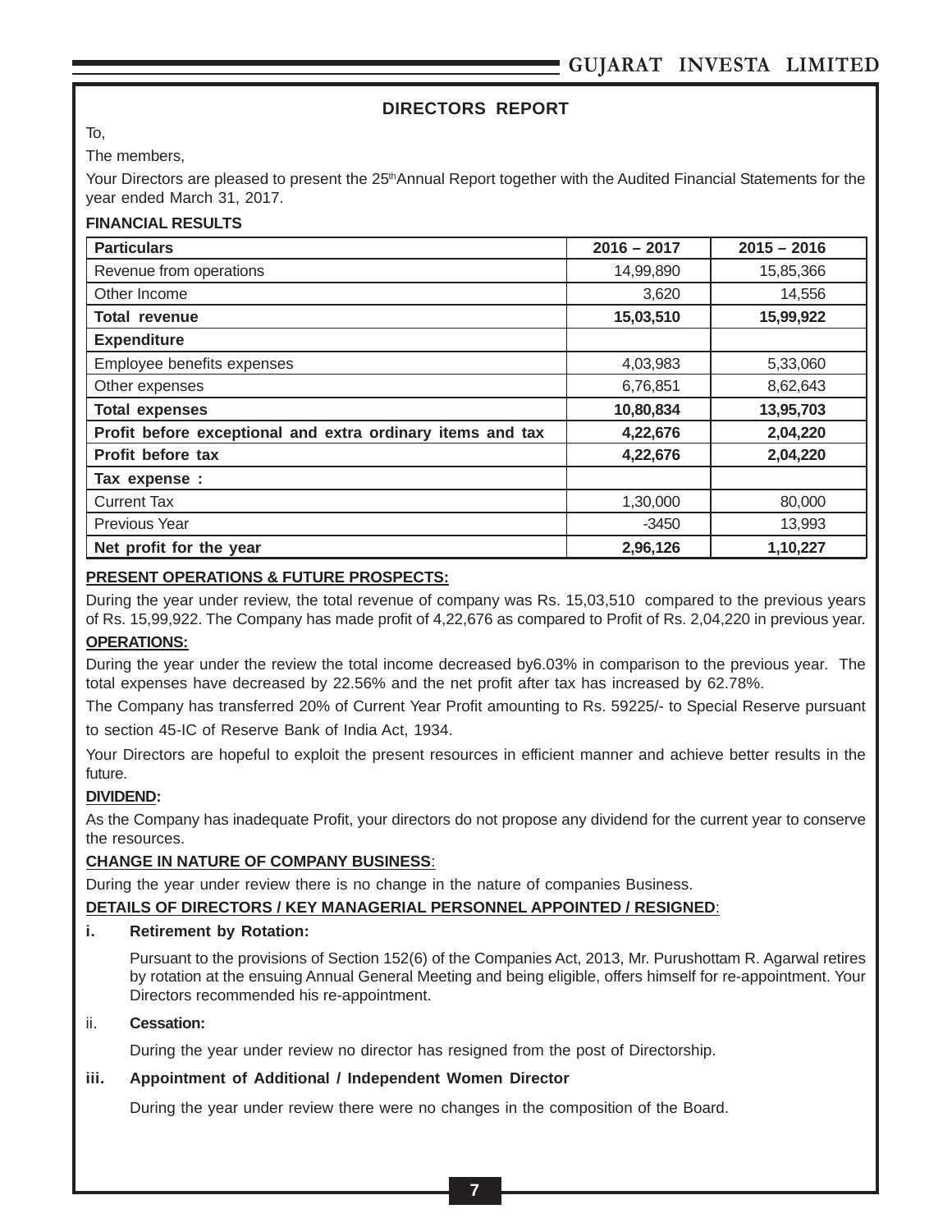# DIRECTORS REPORT

To,

The members,

Your Directors are pleased to present the 25th Annual Report together with the Audited Financial Statements for the year ended March 31, 2017.

**FINANCIAL RESULTS**

| **Particulars** | **2016 – 2017** | **2015 – 2016** |
|---|---|---|
| Revenue from operations | 14,99,890 | 15,85,366 |
| Other Income | 3,620 | 14,556 |
| **Total revenue** | **15,03,510** | **15,99,922** |
| **Expenditure** | | |
| Employee benefits expenses | 4,03,983 | 5,33,060 |
| Other expenses | 6,76,851 | 8,62,643 |
| **Total expenses** | **10,80,834** | **13,95,703** |
| **Profit before exceptional and extra ordinary items and tax** | **4,22,676** | **2,04,220** |
| **Profit before tax** | **4,22,676** | **2,04,220** |
| **Tax expense :** | | |
| Current Tax | 1,30,000 | 80,000 |
| Previous Year | -3450 | 13,993 |
| **Net profit for the year** | **2,96,126** | **1,10,227** |

**PRESENT OPERATIONS & FUTURE PROSPECTS:**

During the year under review, the total revenue of company was Rs. 15,03,510 compared to the previous years of Rs. 15,99,922. The Company has made profit of 4,22,676 as compared to Profit of Rs. 2,04,220 in previous year.

**OPERATIONS:**

During the year under the review the total income decreased by6.03% in comparison to the previous year. The total expenses have decreased by 22.56% and the net profit after tax has increased by 62.78%.

The Company has transferred 20% of Current Year Profit amounting to Rs. 59225/- to Special Reserve pursuant to section 45-IC of Reserve Bank of India Act, 1934.

Your Directors are hopeful to exploit the present resources in efficient manner and achieve better results in the future.

**DIVIDEND:**

As the Company has inadequate Profit, your directors do not propose any dividend for the current year to conserve the resources.

**CHANGE IN NATURE OF COMPANY BUSINESS:**

During the year under review there is no change in the nature of companies Business.

**DETAILS OF DIRECTORS / KEY MANAGERIAL PERSONNEL APPOINTED / RESIGNED:**

**i. Retirement by Rotation:**

Pursuant to the provisions of Section 152(6) of the Companies Act, 2013, Mr. Purushottam R. Agarwal retires by rotation at the ensuing Annual General Meeting and being eligible, offers himself for re-appointment. Your Directors recommended his re-appointment.

ii. **Cessation:**

During the year under review no director has resigned from the post of Directorship.

**iii. Appointment of Additional / Independent Women Director**

During the year under review there were no changes in the composition of the Board.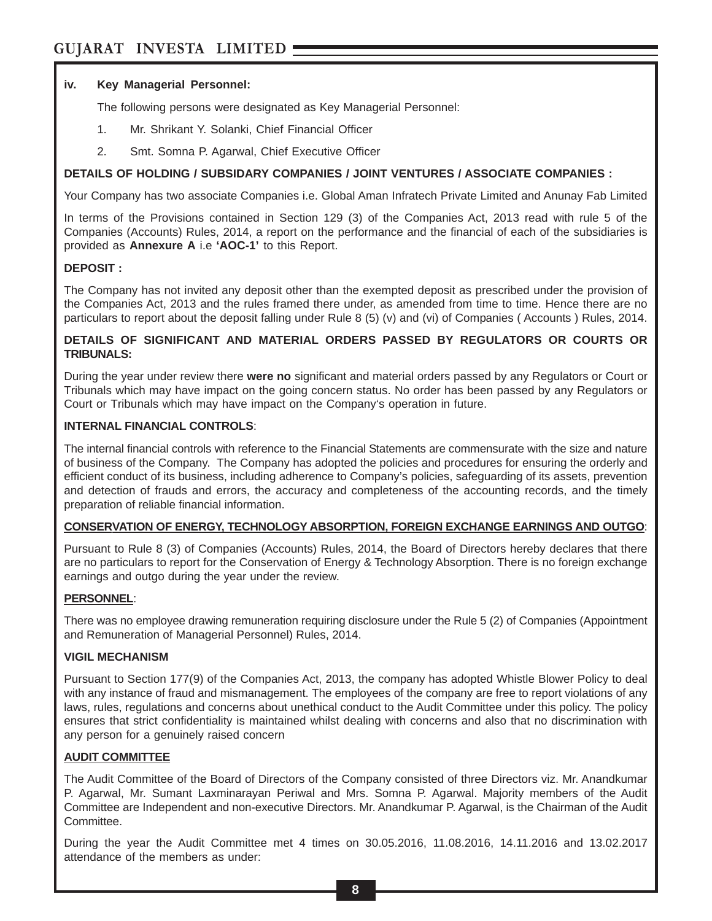**iv. Key Managerial Personnel:**

The following persons were designated as Key Managerial Personnel:

1. Mr. Shrikant Y. Solanki, Chief Financial Officer
2. Smt. Somna P. Agarwal, Chief Executive Officer

**DETAILS OF HOLDING / SUBSIDARY COMPANIES / JOINT VENTURES / ASSOCIATE COMPANIES :**

Your Company has two associate Companies i.e. Global Aman Infratech Private Limited and Anunay Fab Limited

In terms of the Provisions contained in Section 129 (3) of the Companies Act, 2013 read with rule 5 of the Companies (Accounts) Rules, 2014, a report on the performance and the financial of each of the subsidiaries is provided as **Annexure A** i.e **'AOC-1'** to this Report.

**DEPOSIT :**

The Company has not invited any deposit other than the exempted deposit as prescribed under the provision of the Companies Act, 2013 and the rules framed there under, as amended from time to time. Hence there are no particulars to report about the deposit falling under Rule 8 (5) (v) and (vi) of Companies ( Accounts ) Rules, 2014.

**DETAILS OF SIGNIFICANT AND MATERIAL ORDERS PASSED BY REGULATORS OR COURTS OR TRIBUNALS:**

During the year under review there **were no** significant and material orders passed by any Regulators or Court or Tribunals which may have impact on the going concern status. No order has been passed by any Regulators or Court or Tribunals which may have impact on the Company's operation in future.

**INTERNAL FINANCIAL CONTROLS**:

The internal financial controls with reference to the Financial Statements are commensurate with the size and nature of business of the Company. The Company has adopted the policies and procedures for ensuring the orderly and efficient conduct of its business, including adherence to Company's policies, safeguarding of its assets, prevention and detection of frauds and errors, the accuracy and completeness of the accounting records, and the timely preparation of reliable financial information.

**CONSERVATION OF ENERGY, TECHNOLOGY ABSORPTION, FOREIGN EXCHANGE EARNINGS AND OUTGO**:

Pursuant to Rule 8 (3) of Companies (Accounts) Rules, 2014, the Board of Directors hereby declares that there are no particulars to report for the Conservation of Energy & Technology Absorption. There is no foreign exchange earnings and outgo during the year under the review.

**PERSONNEL**:

There was no employee drawing remuneration requiring disclosure under the Rule 5 (2) of Companies (Appointment and Remuneration of Managerial Personnel) Rules, 2014.

**VIGIL MECHANISM**

Pursuant to Section 177(9) of the Companies Act, 2013, the company has adopted Whistle Blower Policy to deal with any instance of fraud and mismanagement. The employees of the company are free to report violations of any laws, rules, regulations and concerns about unethical conduct to the Audit Committee under this policy. The policy ensures that strict confidentiality is maintained whilst dealing with concerns and also that no discrimination with any person for a genuinely raised concern

**AUDIT COMMITTEE**

The Audit Committee of the Board of Directors of the Company consisted of three Directors viz. Mr. Anandkumar P. Agarwal, Mr. Sumant Laxminarayan Periwal and Mrs. Somna P. Agarwal. Majority members of the Audit Committee are Independent and non-executive Directors. Mr. Anandkumar P. Agarwal, is the Chairman of the Audit Committee.

During the year the Audit Committee met 4 times on 30.05.2016, 11.08.2016, 14.11.2016 and 13.02.2017 attendance of the members as under: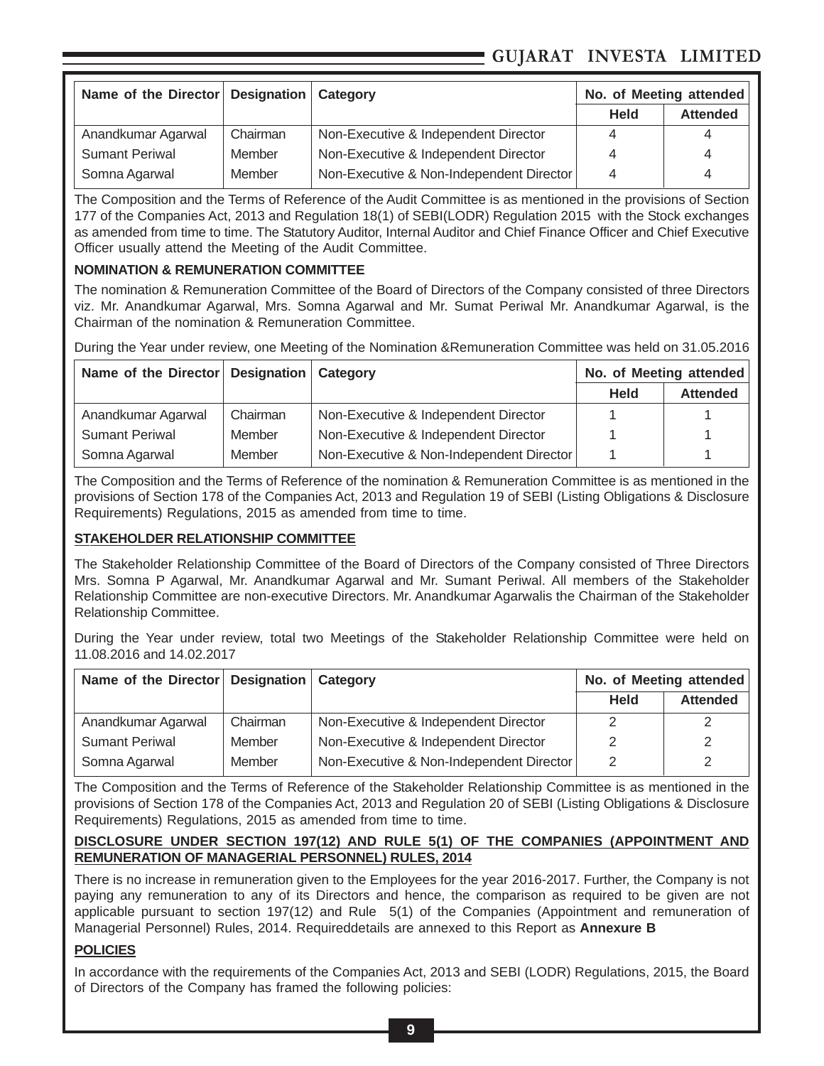| Name of the Director | Designation | Category | No. of Meeting attended | |
|---|---|---|---|---|
| | | | Held | Attended |
| Anandkumar Agarwal | Chairman | Non-Executive & Independent Director | 4 | 4 |
| Sumant Periwal | Member | Non-Executive & Independent Director | 4 | 4 |
| Somna Agarwal | Member | Non-Executive & Non-Independent Director | 4 | 4 |

The Composition and the Terms of Reference of the Audit Committee is as mentioned in the provisions of Section 177 of the Companies Act, 2013 and Regulation 18(1) of SEBI(LODR) Regulation 2015 with the Stock exchanges as amended from time to time. The Statutory Auditor, Internal Auditor and Chief Finance Officer and Chief Executive Officer usually attend the Meeting of the Audit Committee.

**NOMINATION & REMUNERATION COMMITTEE**

The nomination & Remuneration Committee of the Board of Directors of the Company consisted of three Directors viz. Mr. Anandkumar Agarwal, Mrs. Somna Agarwal and Mr. Sumat Periwal Mr. Anandkumar Agarwal, is the Chairman of the nomination & Remuneration Committee.

During the Year under review, one Meeting of the Nomination &Remuneration Committee was held on 31.05.2016

| Name of the Director | Designation | Category | No. of Meeting attended | |
|---|---|---|---|---|
| | | | Held | Attended |
| Anandkumar Agarwal | Chairman | Non-Executive & Independent Director | 1 | 1 |
| Sumant Periwal | Member | Non-Executive & Independent Director | 1 | 1 |
| Somna Agarwal | Member | Non-Executive & Non-Independent Director | 1 | 1 |

The Composition and the Terms of Reference of the nomination & Remuneration Committee is as mentioned in the provisions of Section 178 of the Companies Act, 2013 and Regulation 19 of SEBI (Listing Obligations & Disclosure Requirements) Regulations, 2015 as amended from time to time.

**STAKEHOLDER RELATIONSHIP COMMITTEE**

The Stakeholder Relationship Committee of the Board of Directors of the Company consisted of Three Directors Mrs. Somna P Agarwal, Mr. Anandkumar Agarwal and Mr. Sumant Periwal. All members of the Stakeholder Relationship Committee are non-executive Directors. Mr. Anandkumar Agarwalis the Chairman of the Stakeholder Relationship Committee.

During the Year under review, total two Meetings of the Stakeholder Relationship Committee were held on 11.08.2016 and 14.02.2017

| Name of the Director | Designation | Category | No. of Meeting attended | |
|---|---|---|---|---|
| | | | Held | Attended |
| Anandkumar Agarwal | Chairman | Non-Executive & Independent Director | 2 | 2 |
| Sumant Periwal | Member | Non-Executive & Independent Director | 2 | 2 |
| Somna Agarwal | Member | Non-Executive & Non-Independent Director | 2 | 2 |

The Composition and the Terms of Reference of the Stakeholder Relationship Committee is as mentioned in the provisions of Section 178 of the Companies Act, 2013 and Regulation 20 of SEBI (Listing Obligations & Disclosure Requirements) Regulations, 2015 as amended from time to time.

**DISCLOSURE UNDER SECTION 197(12) AND RULE 5(1) OF THE COMPANIES (APPOINTMENT AND REMUNERATION OF MANAGERIAL PERSONNEL) RULES, 2014**

There is no increase in remuneration given to the Employees for the year 2016-2017. Further, the Company is not paying any remuneration to any of its Directors and hence, the comparison as required to be given are not applicable pursuant to section 197(12) and Rule 5(1) of the Companies (Appointment and remuneration of Managerial Personnel) Rules, 2014. Requireddetails are annexed to this Report as **Annexure B**

**POLICIES**

In accordance with the requirements of the Companies Act, 2013 and SEBI (LODR) Regulations, 2015, the Board of Directors of the Company has framed the following policies: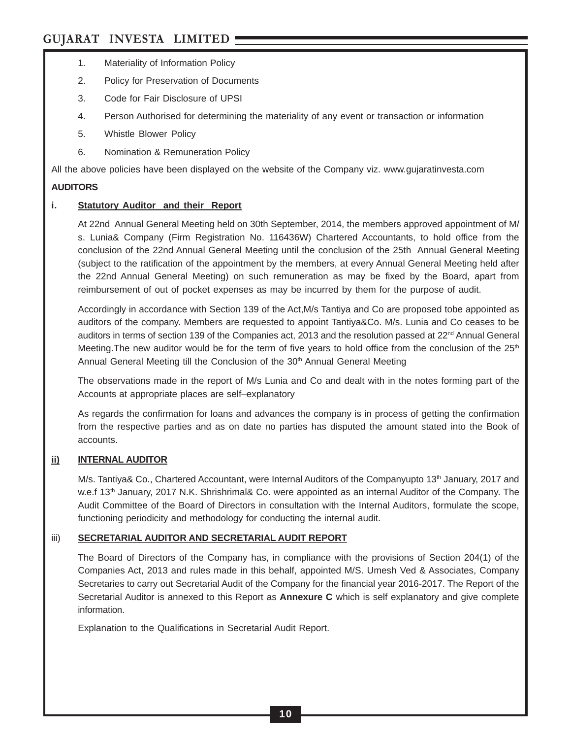1. Materiality of Information Policy
2. Policy for Preservation of Documents
3. Code for Fair Disclosure of UPSI
4. Person Authorised for determining the materiality of any event or transaction or information
5. Whistle Blower Policy
6. Nomination & Remuneration Policy

All the above policies have been displayed on the website of the Company viz. www.gujaratinvesta.com

**AUDITORS**

**i. Statutory Auditor and their Report**

At 22nd Annual General Meeting held on 30th September, 2014, the members approved appointment of M/s. Lunia& Company (Firm Registration No. 116436W) Chartered Accountants, to hold office from the conclusion of the 22nd Annual General Meeting until the conclusion of the 25th Annual General Meeting (subject to the ratification of the appointment by the members, at every Annual General Meeting held after the 22nd Annual General Meeting) on such remuneration as may be fixed by the Board, apart from reimbursement of out of pocket expenses as may be incurred by them for the purpose of audit.

Accordingly in accordance with Section 139 of the Act,M/s Tantiya and Co are proposed tobe appointed as auditors of the company. Members are requested to appoint Tantiya&Co. M/s. Lunia and Co ceases to be auditors in terms of section 139 of the Companies act, 2013 and the resolution passed at 22nd Annual General Meeting.The new auditor would be for the term of five years to hold office from the conclusion of the 25th Annual General Meeting till the Conclusion of the 30th Annual General Meeting

The observations made in the report of M/s Lunia and Co and dealt with in the notes forming part of the Accounts at appropriate places are self–explanatory

As regards the confirmation for loans and advances the company is in process of getting the confirmation from the respective parties and as on date no parties has disputed the amount stated into the Book of accounts.

**ii) INTERNAL AUDITOR**

M/s. Tantiya& Co., Chartered Accountant, were Internal Auditors of the Companyupto 13th January, 2017 and w.e.f 13th January, 2017 N.K. Shrishrimal& Co. were appointed as an internal Auditor of the Company. The Audit Committee of the Board of Directors in consultation with the Internal Auditors, formulate the scope, functioning periodicity and methodology for conducting the internal audit.

iii) **SECRETARIAL AUDITOR AND SECRETARIAL AUDIT REPORT**

The Board of Directors of the Company has, in compliance with the provisions of Section 204(1) of the Companies Act, 2013 and rules made in this behalf, appointed M/S. Umesh Ved & Associates, Company Secretaries to carry out Secretarial Audit of the Company for the financial year 2016-2017. The Report of the Secretarial Auditor is annexed to this Report as **Annexure C** which is self explanatory and give complete information.

Explanation to the Qualifications in Secretarial Audit Report.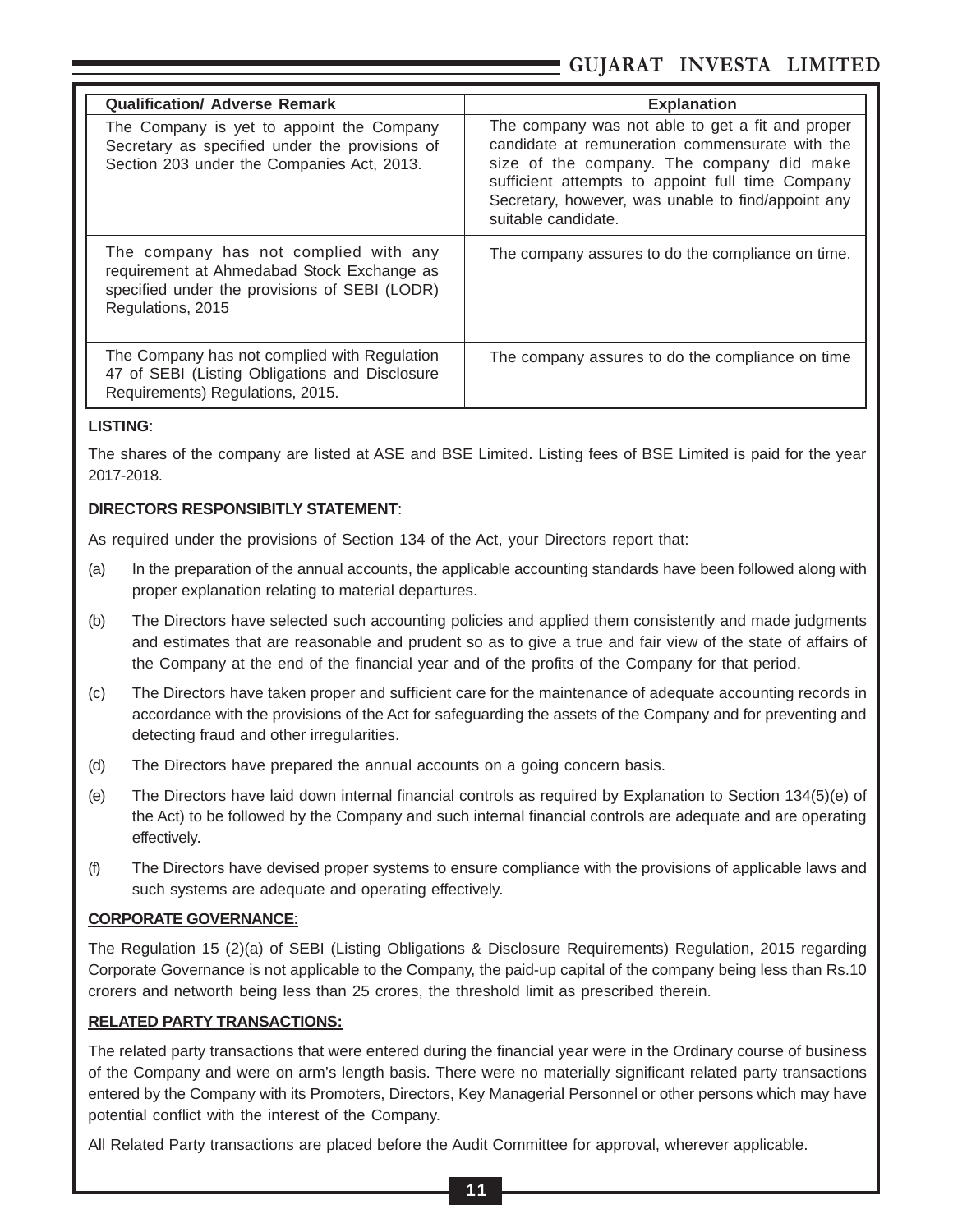| Qualification/ Adverse Remark | Explanation |
|---|---|
| The Company is yet to appoint the Company Secretary as specified under the provisions of Section 203 under the Companies Act, 2013. | The company was not able to get a fit and proper candidate at remuneration commensurate with the size of the company. The company did make sufficient attempts to appoint full time Company Secretary, however, was unable to find/appoint any suitable candidate. |
| The company has not complied with any requirement at Ahmedabad Stock Exchange as specified under the provisions of SEBI (LODR) Regulations, 2015 | The company assures to do the compliance on time. |
| The Company has not complied with Regulation 47 of SEBI (Listing Obligations and Disclosure Requirements) Regulations, 2015. | The company assures to do the compliance on time |

**LISTING**:

The shares of the company are listed at ASE and BSE Limited. Listing fees of BSE Limited is paid for the year 2017-2018.

**DIRECTORS RESPONSIBITLY STATEMENT**:

As required under the provisions of Section 134 of the Act, your Directors report that:

(a) In the preparation of the annual accounts, the applicable accounting standards have been followed along with proper explanation relating to material departures.

(b) The Directors have selected such accounting policies and applied them consistently and made judgments and estimates that are reasonable and prudent so as to give a true and fair view of the state of affairs of the Company at the end of the financial year and of the profits of the Company for that period.

(c) The Directors have taken proper and sufficient care for the maintenance of adequate accounting records in accordance with the provisions of the Act for safeguarding the assets of the Company and for preventing and detecting fraud and other irregularities.

(d) The Directors have prepared the annual accounts on a going concern basis.

(e) The Directors have laid down internal financial controls as required by Explanation to Section 134(5)(e) of the Act) to be followed by the Company and such internal financial controls are adequate and are operating effectively.

(f) The Directors have devised proper systems to ensure compliance with the provisions of applicable laws and such systems are adequate and operating effectively.

**CORPORATE GOVERNANCE**:

The Regulation 15 (2)(a) of SEBI (Listing Obligations & Disclosure Requirements) Regulation, 2015 regarding Corporate Governance is not applicable to the Company, the paid-up capital of the company being less than Rs.10 crorers and networth being less than 25 crores, the threshold limit as prescribed therein.

**RELATED PARTY TRANSACTIONS:**

The related party transactions that were entered during the financial year were in the Ordinary course of business of the Company and were on arm's length basis. There were no materially significant related party transactions entered by the Company with its Promoters, Directors, Key Managerial Personnel or other persons which may have potential conflict with the interest of the Company.

All Related Party transactions are placed before the Audit Committee for approval, wherever applicable.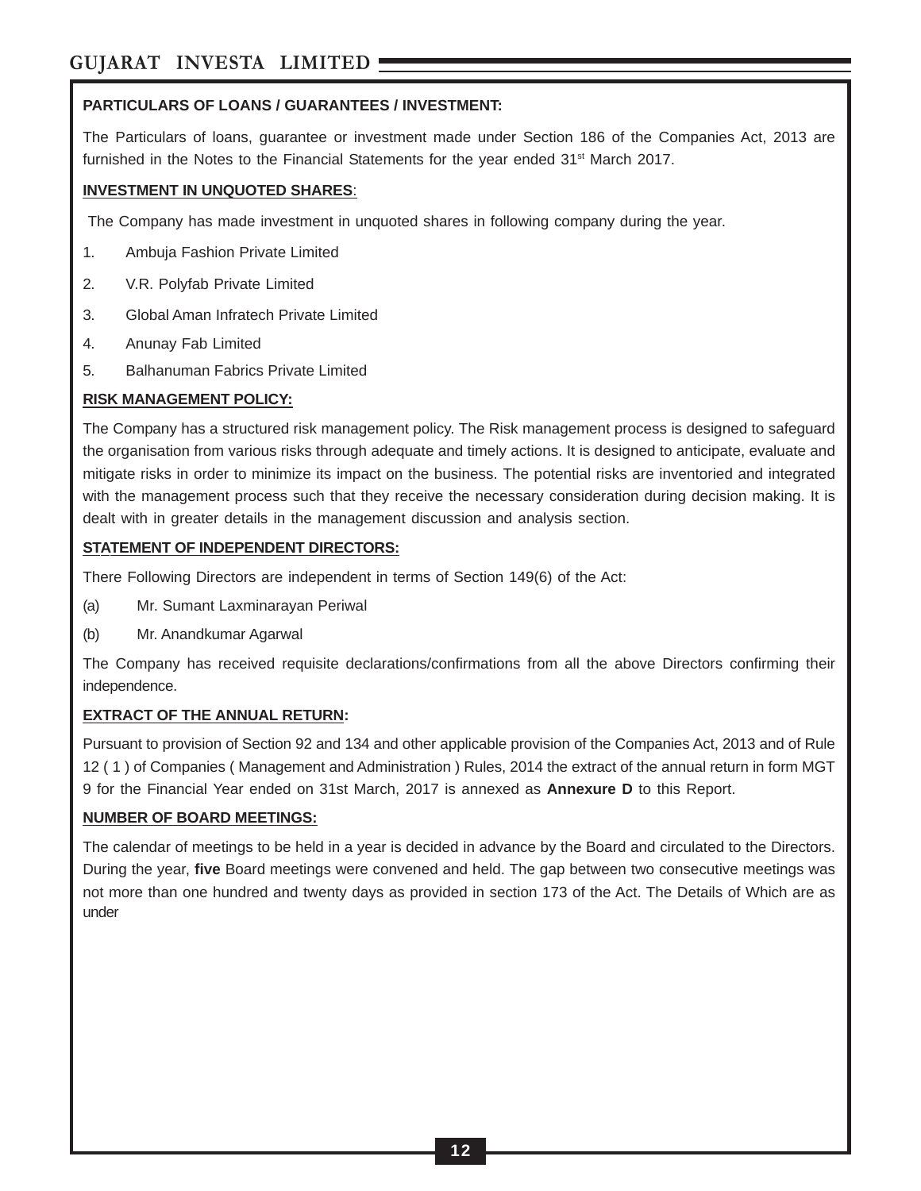**PARTICULARS OF LOANS / GUARANTEES / INVESTMENT:**

The Particulars of loans, guarantee or investment made under Section 186 of the Companies Act, 2013 are furnished in the Notes to the Financial Statements for the year ended 31st March 2017.

**INVESTMENT IN UNQUOTED SHARES**:

The Company has made investment in unquoted shares in following company during the year.

1. Ambuja Fashion Private Limited
2. V.R. Polyfab Private Limited
3. Global Aman Infratech Private Limited
4. Anunay Fab Limited
5. Balhanuman Fabrics Private Limited

**RISK MANAGEMENT POLICY:**

The Company has a structured risk management policy. The Risk management process is designed to safeguard the organisation from various risks through adequate and timely actions. It is designed to anticipate, evaluate and mitigate risks in order to minimize its impact on the business. The potential risks are inventoried and integrated with the management process such that they receive the necessary consideration during decision making. It is dealt with in greater details in the management discussion and analysis section.

**STATEMENT OF INDEPENDENT DIRECTORS:**

There Following Directors are independent in terms of Section 149(6) of the Act:

(a) Mr. Sumant Laxminarayan Periwal

(b) Mr. Anandkumar Agarwal

The Company has received requisite declarations/confirmations from all the above Directors confirming their independence.

**EXTRACT OF THE ANNUAL RETURN:**

Pursuant to provision of Section 92 and 134 and other applicable provision of the Companies Act, 2013 and of Rule 12 ( 1 ) of Companies ( Management and Administration ) Rules, 2014 the extract of the annual return in form MGT 9 for the Financial Year ended on 31st March, 2017 is annexed as **Annexure D** to this Report.

**NUMBER OF BOARD MEETINGS:**

The calendar of meetings to be held in a year is decided in advance by the Board and circulated to the Directors. During the year, **five** Board meetings were convened and held. The gap between two consecutive meetings was not more than one hundred and twenty days as provided in section 173 of the Act. The Details of Which are as under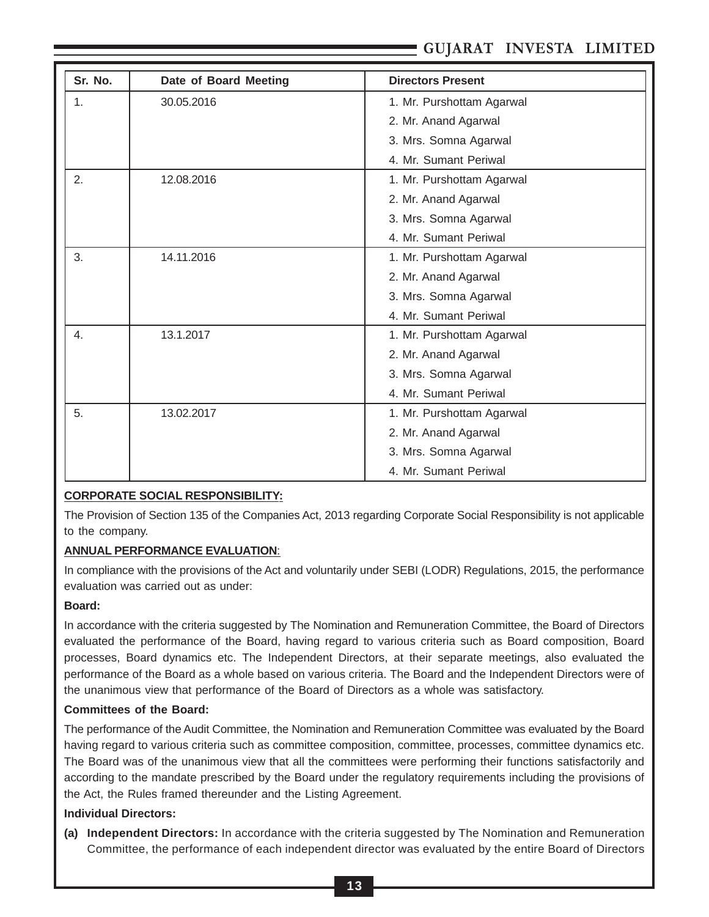| Sr. No. | Date of Board Meeting | Directors Present |
|---|---|---|
| 1. | 30.05.2016 | 1. Mr. Purshottam Agarwal<br>2. Mr. Anand Agarwal<br>3. Mrs. Somna Agarwal<br>4. Mr. Sumant Periwal |
| 2. | 12.08.2016 | 1. Mr. Purshottam Agarwal<br>2. Mr. Anand Agarwal<br>3. Mrs. Somna Agarwal<br>4. Mr. Sumant Periwal |
| 3. | 14.11.2016 | 1. Mr. Purshottam Agarwal<br>2. Mr. Anand Agarwal<br>3. Mrs. Somna Agarwal<br>4. Mr. Sumant Periwal |
| 4. | 13.1.2017 | 1. Mr. Purshottam Agarwal<br>2. Mr. Anand Agarwal<br>3. Mrs. Somna Agarwal<br>4. Mr. Sumant Periwal |
| 5. | 13.02.2017 | 1. Mr. Purshottam Agarwal<br>2. Mr. Anand Agarwal<br>3. Mrs. Somna Agarwal<br>4. Mr. Sumant Periwal |

**CORPORATE SOCIAL RESPONSIBILITY:**

The Provision of Section 135 of the Companies Act, 2013 regarding Corporate Social Responsibility is not applicable to the company.

**ANNUAL PERFORMANCE EVALUATION**:

In compliance with the provisions of the Act and voluntarily under SEBI (LODR) Regulations, 2015, the performance evaluation was carried out as under:

**Board:**

In accordance with the criteria suggested by The Nomination and Remuneration Committee, the Board of Directors evaluated the performance of the Board, having regard to various criteria such as Board composition, Board processes, Board dynamics etc. The Independent Directors, at their separate meetings, also evaluated the performance of the Board as a whole based on various criteria. The Board and the Independent Directors were of the unanimous view that performance of the Board of Directors as a whole was satisfactory.

**Committees of the Board:**

The performance of the Audit Committee, the Nomination and Remuneration Committee was evaluated by the Board having regard to various criteria such as committee composition, committee, processes, committee dynamics etc. The Board was of the unanimous view that all the committees were performing their functions satisfactorily and according to the mandate prescribed by the Board under the regulatory requirements including the provisions of the Act, the Rules framed thereunder and the Listing Agreement.

**Individual Directors:**

**(a) Independent Directors:** In accordance with the criteria suggested by The Nomination and Remuneration Committee, the performance of each independent director was evaluated by the entire Board of Directors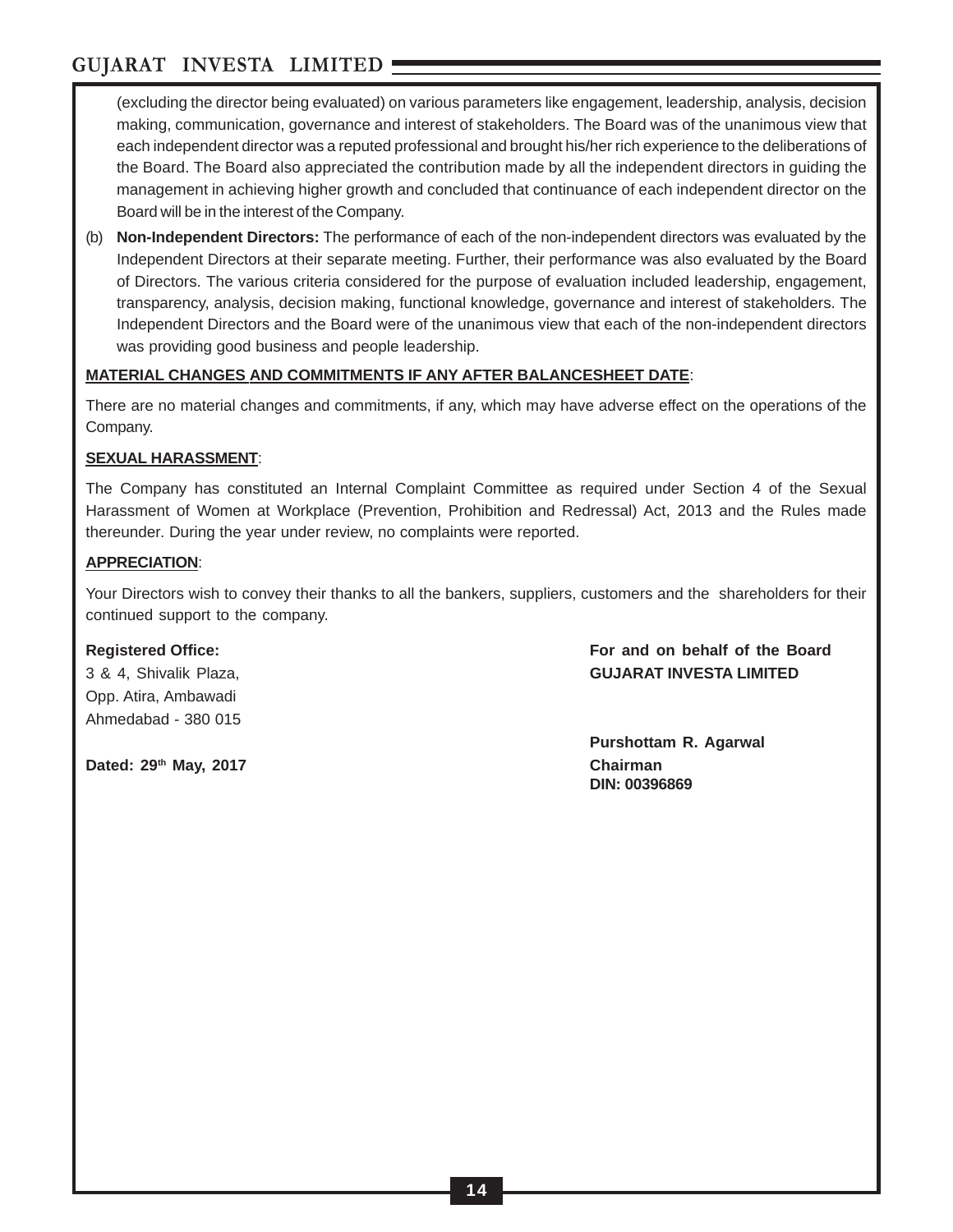(excluding the director being evaluated) on various parameters like engagement, leadership, analysis, decision making, communication, governance and interest of stakeholders. The Board was of the unanimous view that each independent director was a reputed professional and brought his/her rich experience to the deliberations of the Board. The Board also appreciated the contribution made by all the independent directors in guiding the management in achieving higher growth and concluded that continuance of each independent director on the Board will be in the interest of the Company.

(b) **Non-Independent Directors:** The performance of each of the non-independent directors was evaluated by the Independent Directors at their separate meeting. Further, their performance was also evaluated by the Board of Directors. The various criteria considered for the purpose of evaluation included leadership, engagement, transparency, analysis, decision making, functional knowledge, governance and interest of stakeholders. The Independent Directors and the Board were of the unanimous view that each of the non-independent directors was providing good business and people leadership.

**MATERIAL CHANGES AND COMMITMENTS IF ANY AFTER BALANCESHEET DATE**:

There are no material changes and commitments, if any, which may have adverse effect on the operations of the Company.

**SEXUAL HARASSMENT**:

The Company has constituted an Internal Complaint Committee as required under Section 4 of the Sexual Harassment of Women at Workplace (Prevention, Prohibition and Redressal) Act, 2013 and the Rules made thereunder. During the year under review, no complaints were reported.

**APPRECIATION**:

Your Directors wish to convey their thanks to all the bankers, suppliers, customers and the shareholders for their continued support to the company.

**Registered Office:**
3 & 4, Shivalik Plaza,
Opp. Atira, Ambawadi
Ahmedabad - 380 015

**Dated: 29th May, 2017**

**For and on behalf of the Board**
**GUJARAT INVESTA LIMITED**

**Purshottam R. Agarwal**
**Chairman**
**DIN: 00396869**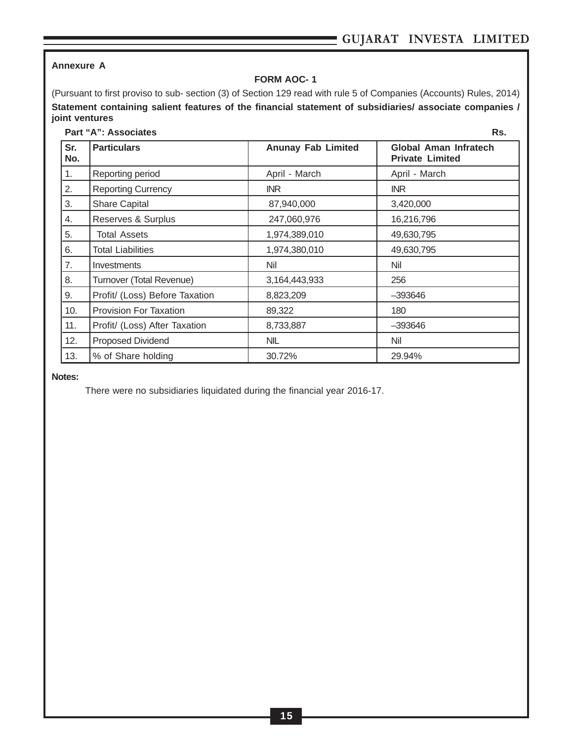**Annexure A**

**FORM AOC- 1**

(Pursuant to first proviso to sub- section (3) of Section 129 read with rule 5 of Companies (Accounts) Rules, 2014)

**Statement containing salient features of the financial statement of subsidiaries/ associate companies / joint ventures**

**Part “A”: Associates** **Rs.**

| Sr. No. | Particulars | Anunay Fab Limited | Global Aman Infratech Private Limited |
|---|---|---|---|
| 1. | Reporting period | April - March | April - March |
| 2. | Reporting Currency | INR | INR |
| 3. | Share Capital | 87,940,000 | 3,420,000 |
| 4. | Reserves & Surplus | 247,060,976 | 16,216,796 |
| 5. | Total Assets | 1,974,389,010 | 49,630,795 |
| 6. | Total Liabilities | 1,974,380,010 | 49,630,795 |
| 7. | Investments | Nil | Nil |
| 8. | Turnover (Total Revenue) | 3,164,443,933 | 256 |
| 9. | Profit/ (Loss) Before Taxation | 8,823,209 | –393646 |
| 10. | Provision For Taxation | 89,322 | 180 |
| 11. | Profit/ (Loss) After Taxation | 8,733,887 | –393646 |
| 12. | Proposed Dividend | NIL | Nil |
| 13. | % of Share holding | 30.72% | 29.94% |

**Notes:**

There were no subsidiaries liquidated during the financial year 2016-17.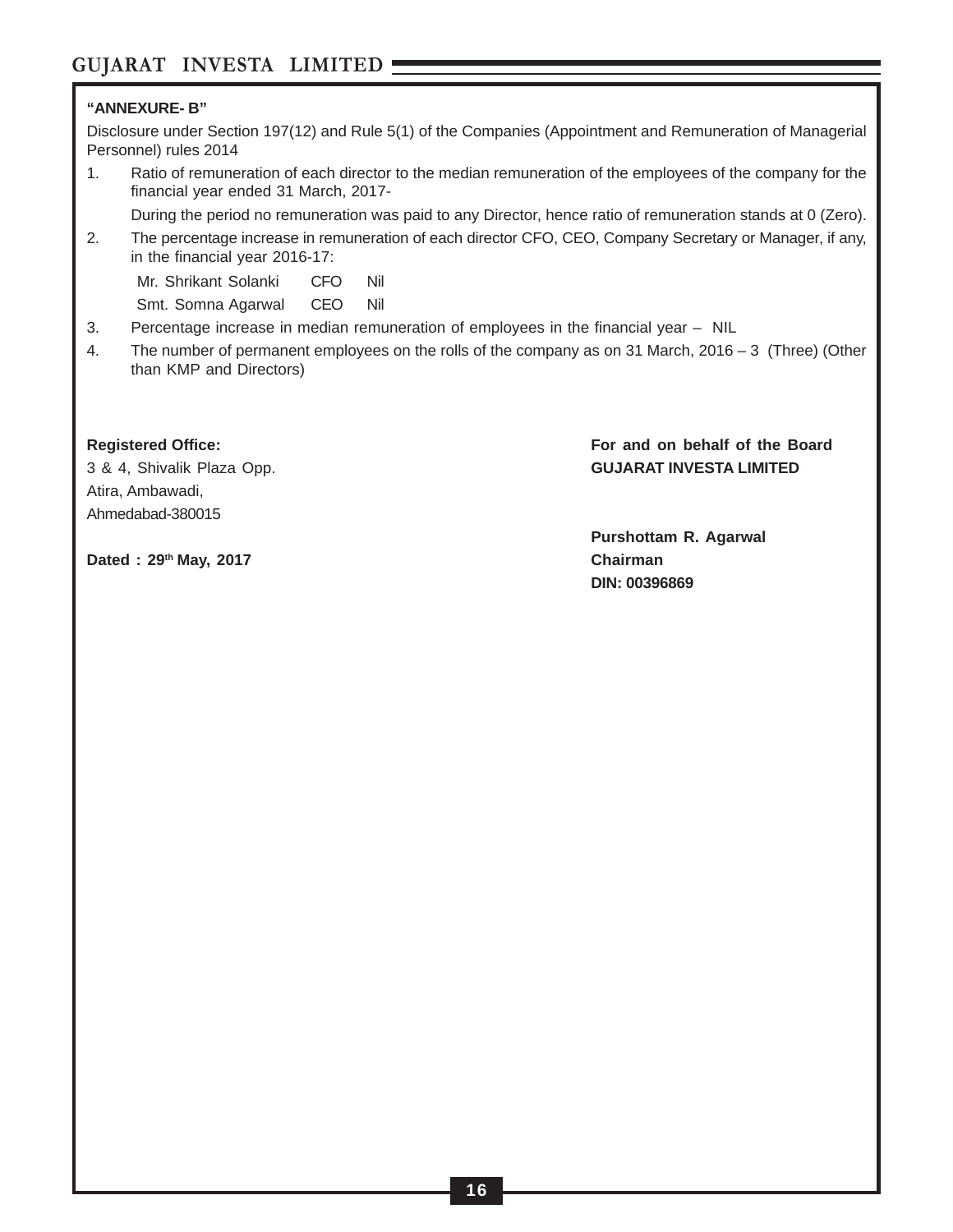**"ANNEXURE- B"**

Disclosure under Section 197(12) and Rule 5(1) of the Companies (Appointment and Remuneration of Managerial Personnel) rules 2014

1. Ratio of remuneration of each director to the median remuneration of the employees of the company for the financial year ended 31 March, 2017-

   During the period no remuneration was paid to any Director, hence ratio of remuneration stands at 0 (Zero).

2. The percentage increase in remuneration of each director CFO, CEO, Company Secretary or Manager, if any, in the financial year 2016-17:

   | | | |
   |---|---|---|
   | Mr. Shrikant Solanki | CFO | Nil |
   | Smt. Somna Agarwal | CEO | Nil |

3. Percentage increase in median remuneration of employees in the financial year – NIL

4. The number of permanent employees on the rolls of the company as on 31 March, 2016 – 3 (Three) (Other than KMP and Directors)

**Registered Office:**
3 & 4, Shivalik Plaza Opp.
Atira, Ambawadi,
Ahmedabad-380015

**Dated : 29th May, 2017**

**For and on behalf of the Board**
**GUJARAT INVESTA LIMITED**

**Purshottam R. Agarwal**
**Chairman**
**DIN: 00396869**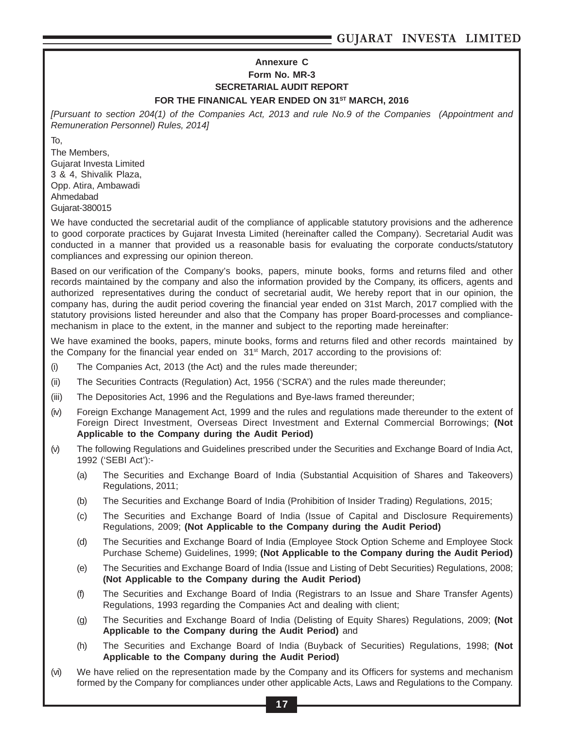**Annexure C**

**Form No. MR-3**

**SECRETARIAL AUDIT REPORT**

**FOR THE FINANICAL YEAR ENDED ON 31ST MARCH, 2016**

*[Pursuant to section 204(1) of the Companies Act, 2013 and rule No.9 of the Companies (Appointment and Remuneration Personnel) Rules, 2014]*

To,
The Members,
Gujarat Investa Limited
3 & 4, Shivalik Plaza,
Opp. Atira, Ambawadi
Ahmedabad
Gujarat-380015

We have conducted the secretarial audit of the compliance of applicable statutory provisions and the adherence to good corporate practices by Gujarat Investa Limited (hereinafter called the Company). Secretarial Audit was conducted in a manner that provided us a reasonable basis for evaluating the corporate conducts/statutory compliances and expressing our opinion thereon.

Based on our verification of the Company's books, papers, minute books, forms and returns filed and other records maintained by the company and also the information provided by the Company, its officers, agents and authorized representatives during the conduct of secretarial audit, We hereby report that in our opinion, the company has, during the audit period covering the financial year ended on 31st March, 2017 complied with the statutory provisions listed hereunder and also that the Company has proper Board-processes and compliance-mechanism in place to the extent, in the manner and subject to the reporting made hereinafter:

We have examined the books, papers, minute books, forms and returns filed and other records maintained by the Company for the financial year ended on 31st March, 2017 according to the provisions of:

(i) The Companies Act, 2013 (the Act) and the rules made thereunder;

(ii) The Securities Contracts (Regulation) Act, 1956 ('SCRA') and the rules made thereunder;

(iii) The Depositories Act, 1996 and the Regulations and Bye-laws framed thereunder;

(iv) Foreign Exchange Management Act, 1999 and the rules and regulations made thereunder to the extent of Foreign Direct Investment, Overseas Direct Investment and External Commercial Borrowings; **(Not Applicable to the Company during the Audit Period)**

(v) The following Regulations and Guidelines prescribed under the Securities and Exchange Board of India Act, 1992 ('SEBI Act'):-

  (a) The Securities and Exchange Board of India (Substantial Acquisition of Shares and Takeovers) Regulations, 2011;

  (b) The Securities and Exchange Board of India (Prohibition of Insider Trading) Regulations, 2015;

  (c) The Securities and Exchange Board of India (Issue of Capital and Disclosure Requirements) Regulations, 2009; **(Not Applicable to the Company during the Audit Period)**

  (d) The Securities and Exchange Board of India (Employee Stock Option Scheme and Employee Stock Purchase Scheme) Guidelines, 1999; **(Not Applicable to the Company during the Audit Period)**

  (e) The Securities and Exchange Board of India (Issue and Listing of Debt Securities) Regulations, 2008; **(Not Applicable to the Company during the Audit Period)**

  (f) The Securities and Exchange Board of India (Registrars to an Issue and Share Transfer Agents) Regulations, 1993 regarding the Companies Act and dealing with client;

  (g) The Securities and Exchange Board of India (Delisting of Equity Shares) Regulations, 2009; **(Not Applicable to the Company during the Audit Period)** and

  (h) The Securities and Exchange Board of India (Buyback of Securities) Regulations, 1998; **(Not Applicable to the Company during the Audit Period)**

(vi) We have relied on the representation made by the Company and its Officers for systems and mechanism formed by the Company for compliances under other applicable Acts, Laws and Regulations to the Company.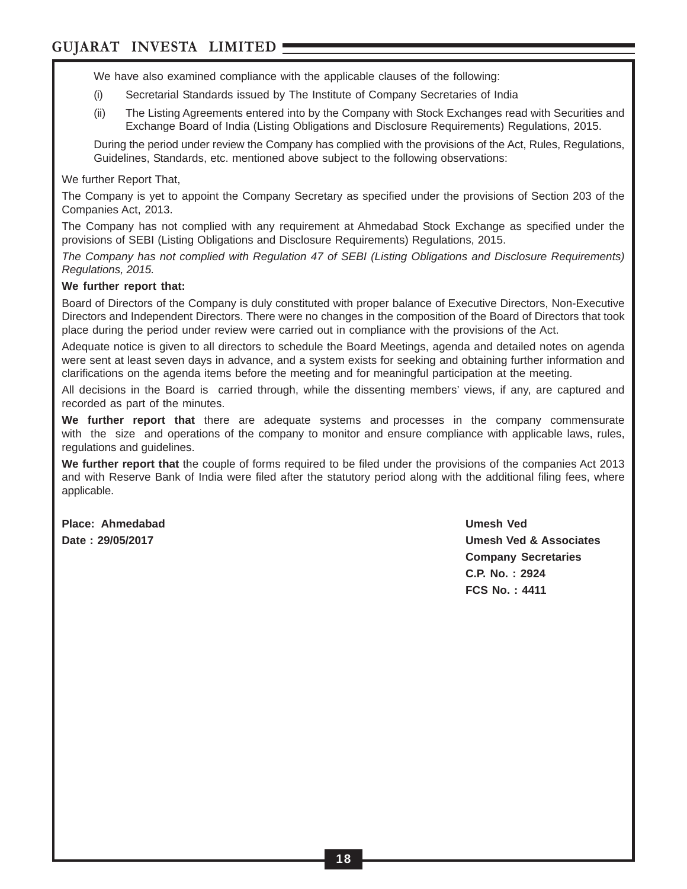We have also examined compliance with the applicable clauses of the following:

(i) Secretarial Standards issued by The Institute of Company Secretaries of India

(ii) The Listing Agreements entered into by the Company with Stock Exchanges read with Securities and Exchange Board of India (Listing Obligations and Disclosure Requirements) Regulations, 2015.

During the period under review the Company has complied with the provisions of the Act, Rules, Regulations, Guidelines, Standards, etc. mentioned above subject to the following observations:

We further Report That,

The Company is yet to appoint the Company Secretary as specified under the provisions of Section 203 of the Companies Act, 2013.

The Company has not complied with any requirement at Ahmedabad Stock Exchange as specified under the provisions of SEBI (Listing Obligations and Disclosure Requirements) Regulations, 2015.

*The Company has not complied with Regulation 47 of SEBI (Listing Obligations and Disclosure Requirements) Regulations, 2015.*

**We further report that:**

Board of Directors of the Company is duly constituted with proper balance of Executive Directors, Non-Executive Directors and Independent Directors. There were no changes in the composition of the Board of Directors that took place during the period under review were carried out in compliance with the provisions of the Act.

Adequate notice is given to all directors to schedule the Board Meetings, agenda and detailed notes on agenda were sent at least seven days in advance, and a system exists for seeking and obtaining further information and clarifications on the agenda items before the meeting and for meaningful participation at the meeting.

All decisions in the Board is carried through, while the dissenting members' views, if any, are captured and recorded as part of the minutes.

**We further report that** there are adequate systems and processes in the company commensurate with the size and operations of the company to monitor and ensure compliance with applicable laws, rules, regulations and guidelines.

**We further report that** the couple of forms required to be filed under the provisions of the companies Act 2013 and with Reserve Bank of India were filed after the statutory period along with the additional filing fees, where applicable.

**Place: Ahmedabad**
**Date : 29/05/2017**

**Umesh Ved**
**Umesh Ved & Associates**
**Company Secretaries**
**C.P. No. : 2924**
**FCS No. : 4411**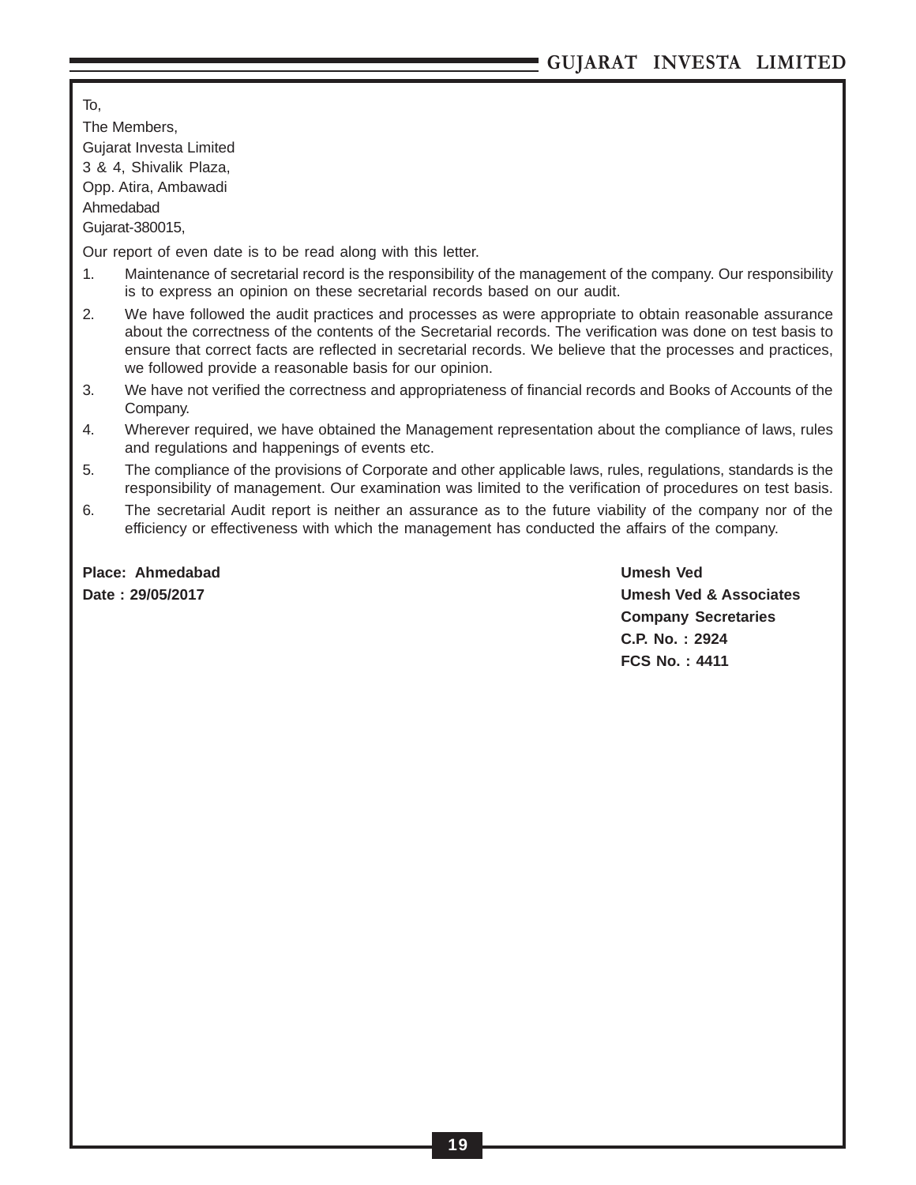To,

The Members,

Gujarat Investa Limited

3 & 4, Shivalik Plaza,

Opp. Atira, Ambawadi

Ahmedabad

Gujarat-380015,

Our report of even date is to be read along with this letter.

1. Maintenance of secretarial record is the responsibility of the management of the company. Our responsibility is to express an opinion on these secretarial records based on our audit.
2. We have followed the audit practices and processes as were appropriate to obtain reasonable assurance about the correctness of the contents of the Secretarial records. The verification was done on test basis to ensure that correct facts are reflected in secretarial records. We believe that the processes and practices, we followed provide a reasonable basis for our opinion.
3. We have not verified the correctness and appropriateness of financial records and Books of Accounts of the Company.
4. Wherever required, we have obtained the Management representation about the compliance of laws, rules and regulations and happenings of events etc.
5. The compliance of the provisions of Corporate and other applicable laws, rules, regulations, standards is the responsibility of management. Our examination was limited to the verification of procedures on test basis.
6. The secretarial Audit report is neither an assurance as to the future viability of the company nor of the efficiency or effectiveness with which the management has conducted the affairs of the company.

**Place: Ahmedabad**

**Date : 29/05/2017**

**Umesh Ved**

**Umesh Ved & Associates**

**Company Secretaries**

**C.P. No. : 2924**

**FCS No. : 4411**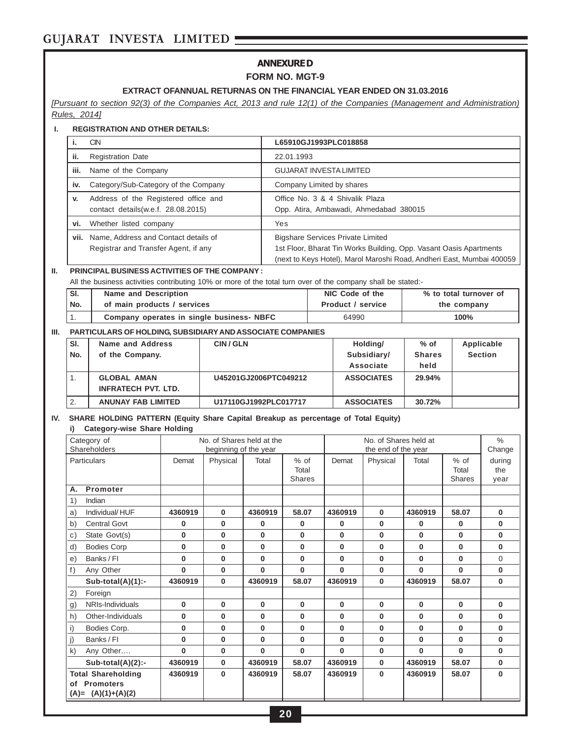## ANNEXURE D

### FORM NO. MGT-9

**EXTRACT OF ANNUAL RETURN AS ON THE FINANCIAL YEAR ENDED ON 31.03.2016**

*[Pursuant to section 92(3) of the Companies Act, 2013 and rule 12(1) of the Companies (Management and Administration) Rules, 2014]*

**I. REGISTRATION AND OTHER DETAILS:**

| | | |
|---|---|---|
| i. | CIN | L65910GJ1993PLC018858 |
| ii. | Registration Date | 22.01.1993 |
| iii. | Name of the Company | GUJARAT INVESTA LIMITED |
| iv. | Category/Sub-Category of the Company | Company Limited by shares |
| v. | Address of the Registered office and contact details(w.e.f. 28.08.2015) | Office No. 3 & 4 Shivalik Plaza Opp. Atira, Ambawadi, Ahmedabad 380015 |
| vi. | Whether listed company | Yes |
| vii. | Name, Address and Contact details of Registrar and Transfer Agent, if any | Bigshare Services Private Limited 1st Floor, Bharat Tin Works Building, Opp. Vasant Oasis Apartments (next to Keys Hotel), Marol Maroshi Road, Andheri East, Mumbai 400059 |

**II. PRINCIPAL BUSINESS ACTIVITIES OF THE COMPANY :**

All the business activities contributing 10% or more of the total turn over of the company shall be stated:-

| Sl. No. | Name and Description of main products / services | NIC Code of the Product / service | % to total turnover of the company |
|---|---|---|---|
| 1. | Company operates in single business- NBFC | 64990 | 100% |

**III. PARTICULARS OF HOLDING, SUBSIDIARY AND ASSOCIATE COMPANIES**

| Sl. No. | Name and Address of the Company. | CIN / GLN | Holding/ Subsidiary/ Associate | % of Shares held | Applicable Section |
|---|---|---|---|---|---|
| 1. | GLOBAL AMAN INFRATECH PVT. LTD. | U45201GJ2006PTC049212 | ASSOCIATES | 29.94% | |
| 2. | ANUNAY FAB LIMITED | U17110GJ1992PLC017717 | ASSOCIATES | 30.72% | |

**IV. SHARE HOLDING PATTERN (Equity Share Capital Breakup as percentage of Total Equity)**

**i) Category-wise Share Holding**

| Category of Shareholders | No. of Shares held at the beginning of the year | | | | No. of Shares held at the end of the year | | | | % Change |
|---|---|---|---|---|---|---|---|---|---|
| Particulars | Demat | Physical | Total | % of Total Shares | Demat | Physical | Total | % of Total Shares | during the year |
| **A. Promoter** | | | | | | | | | |
| 1) Indian | | | | | | | | | |
| a) Individual/ HUF | 4360919 | 0 | 4360919 | 58.07 | 4360919 | 0 | 4360919 | 58.07 | 0 |
| b) Central Govt | 0 | 0 | 0 | 0 | 0 | 0 | 0 | 0 | 0 |
| c) State Govt(s) | 0 | 0 | 0 | 0 | 0 | 0 | 0 | 0 | 0 |
| d) Bodies Corp | 0 | 0 | 0 | 0 | 0 | 0 | 0 | 0 | 0 |
| e) Banks / FI | 0 | 0 | 0 | 0 | 0 | 0 | 0 | 0 | 0 |
| f) Any Other | 0 | 0 | 0 | 0 | 0 | 0 | 0 | 0 | 0 |
| **Sub-total(A)(1):-** | 4360919 | 0 | 4360919 | 58.07 | 4360919 | 0 | 4360919 | 58.07 | 0 |
| 2) Foreign | | | | | | | | | |
| g) NRIs-Individuals | 0 | 0 | 0 | 0 | 0 | 0 | 0 | 0 | 0 |
| h) Other-Individuals | 0 | 0 | 0 | 0 | 0 | 0 | 0 | 0 | 0 |
| i) Bodies Corp. | 0 | 0 | 0 | 0 | 0 | 0 | 0 | 0 | 0 |
| j) Banks / FI | 0 | 0 | 0 | 0 | 0 | 0 | 0 | 0 | 0 |
| k) Any Other…. | 0 | 0 | 0 | 0 | 0 | 0 | 0 | 0 | 0 |
| **Sub-total(A)(2):-** | 4360919 | 0 | 4360919 | 58.07 | 4360919 | 0 | 4360919 | 58.07 | 0 |
| **Total Shareholding of Promoters (A)= (A)(1)+(A)(2)** | 4360919 | 0 | 4360919 | 58.07 | 4360919 | 0 | 4360919 | 58.07 | 0 |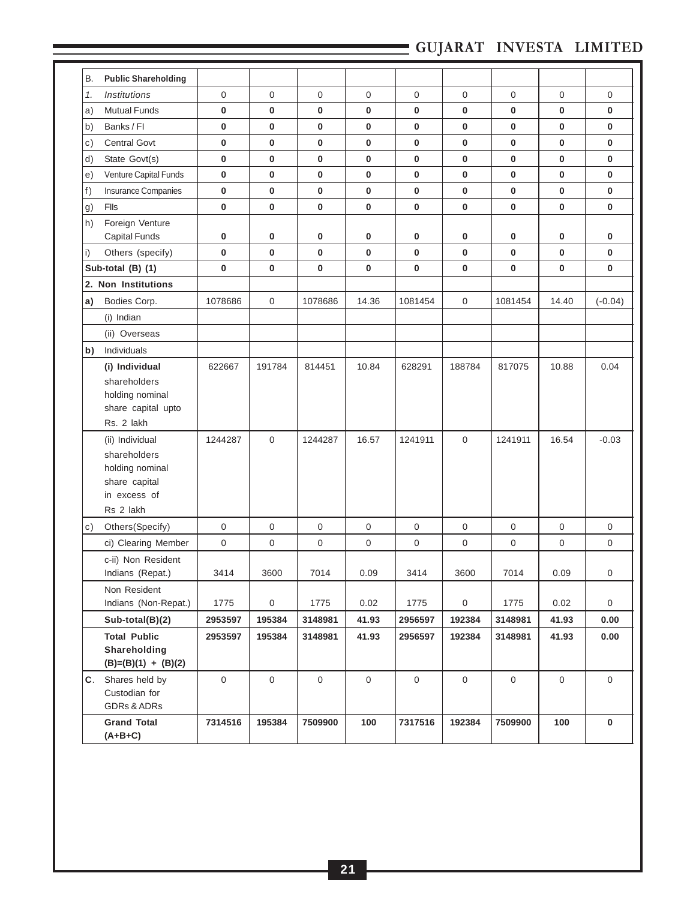| | | | | | | | | | | |
|---|---|---|---|---|---|---|---|---|---|---|
| B. | **Public Shareholding** | | | | | | | | | |
| *1.* | *Institutions* | 0 | 0 | 0 | 0 | 0 | 0 | 0 | 0 | 0 |
| a) | Mutual Funds | **0** | **0** | **0** | **0** | **0** | **0** | **0** | **0** | **0** |
| b) | Banks / FI | **0** | **0** | **0** | **0** | **0** | **0** | **0** | **0** | **0** |
| c) | Central Govt | **0** | **0** | **0** | **0** | **0** | **0** | **0** | **0** | **0** |
| d) | State Govt(s) | **0** | **0** | **0** | **0** | **0** | **0** | **0** | **0** | **0** |
| e) | Venture Capital Funds | **0** | **0** | **0** | **0** | **0** | **0** | **0** | **0** | **0** |
| f) | Insurance Companies | **0** | **0** | **0** | **0** | **0** | **0** | **0** | **0** | **0** |
| g) | FIIs | **0** | **0** | **0** | **0** | **0** | **0** | **0** | **0** | **0** |
| h) | Foreign Venture Capital Funds | **0** | **0** | **0** | **0** | **0** | **0** | **0** | **0** | **0** |
| i) | Others (specify) | **0** | **0** | **0** | **0** | **0** | **0** | **0** | **0** | **0** |
| **Sub-total (B) (1)** | | **0** | **0** | **0** | **0** | **0** | **0** | **0** | **0** | **0** |
| **2. Non Institutions** | | | | | | | | | | |
| **a)** | Bodies Corp. | 1078686 | 0 | 1078686 | 14.36 | 1081454 | 0 | 1081454 | 14.40 | (-0.04) |
| | (i) Indian | | | | | | | | | |
| | (ii) Overseas | | | | | | | | | |
| **b)** | Individuals | | | | | | | | | |
| | **(i) Individual** shareholders holding nominal share capital upto Rs. 2 lakh | 622667 | 191784 | 814451 | 10.84 | 628291 | 188784 | 817075 | 10.88 | 0.04 |
| | (ii) Individual shareholders holding nominal share capital in excess of Rs 2 lakh | 1244287 | 0 | 1244287 | 16.57 | 1241911 | 0 | 1241911 | 16.54 | -0.03 |
| c) | Others(Specify) | 0 | 0 | 0 | 0 | 0 | 0 | 0 | 0 | 0 |
| | ci) Clearing Member | 0 | 0 | 0 | 0 | 0 | 0 | 0 | 0 | 0 |
| | c-ii) Non Resident Indians (Repat.) | 3414 | 3600 | 7014 | 0.09 | 3414 | 3600 | 7014 | 0.09 | 0 |
| | Non Resident Indians (Non-Repat.) | 1775 | 0 | 1775 | 0.02 | 1775 | 0 | 1775 | 0.02 | 0 |
| | **Sub-total(B)(2)** | **2953597** | **195384** | **3148981** | **41.93** | **2956597** | **192384** | **3148981** | **41.93** | **0.00** |
| | **Total Public Shareholding (B)=(B)(1) + (B)(2)** | **2953597** | **195384** | **3148981** | **41.93** | **2956597** | **192384** | **3148981** | **41.93** | **0.00** |
| **C**. | Shares held by Custodian for GDRs & ADRs | 0 | 0 | 0 | 0 | 0 | 0 | 0 | 0 | 0 |
| | **Grand Total (A+B+C)** | **7314516** | **195384** | **7509900** | **100** | **7317516** | **192384** | **7509900** | **100** | **0** |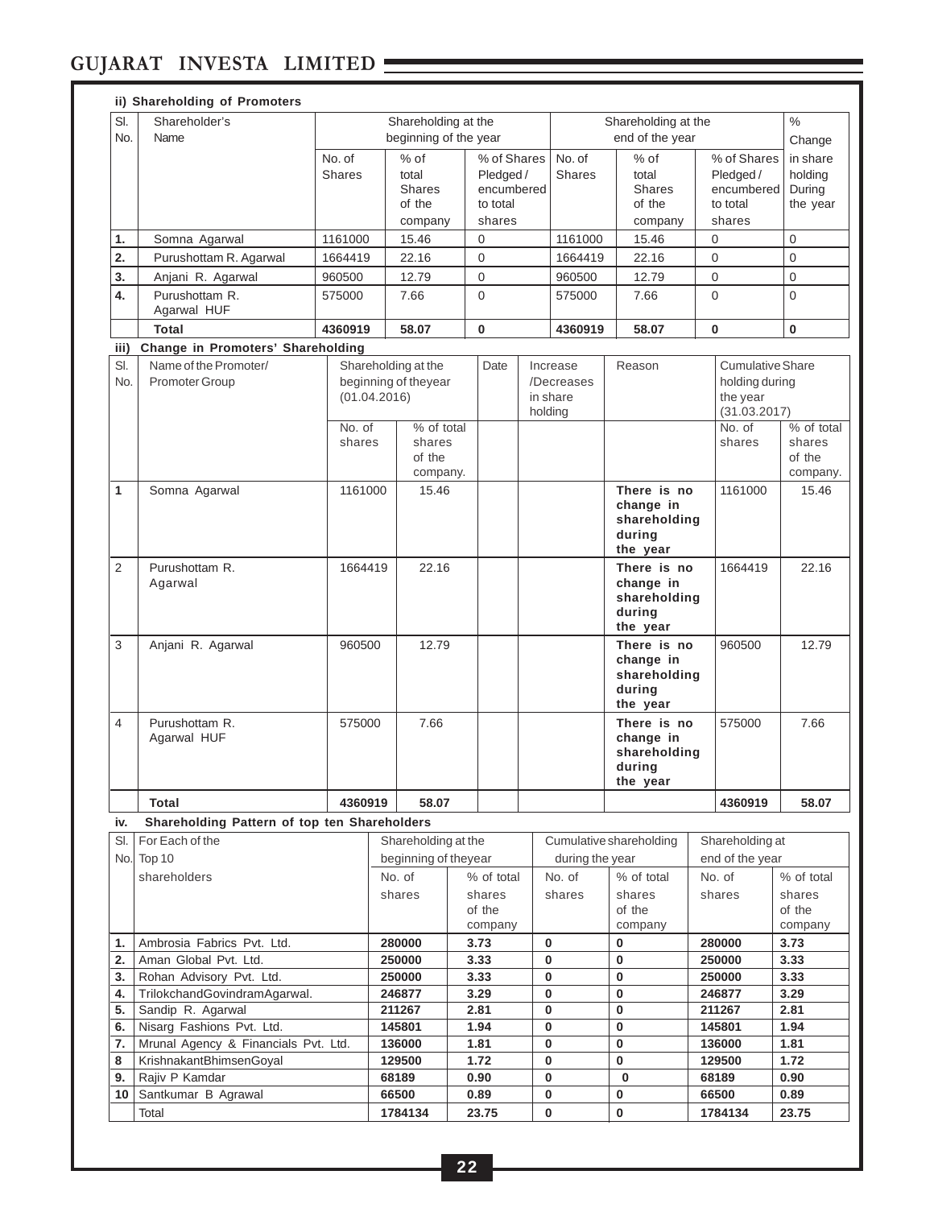### ii) Shareholding of Promoters

| Sl. No. | Shareholder's Name | Shareholding at the beginning of the year | | | Shareholding at the end of the year | | | % Change in share holding During the year |
|---|---|---|---|---|---|---|---|---|
| | | No. of Shares | % of total Shares of the company | % of Shares Pledged / encumbered to total shares | No. of Shares | % of total Shares of the company | % of Shares Pledged / encumbered to total shares | |
| 1. | Somna Agarwal | 1161000 | 15.46 | 0 | 1161000 | 15.46 | 0 | 0 |
| 2. | Purushottam R. Agarwal | 1664419 | 22.16 | 0 | 1664419 | 22.16 | 0 | 0 |
| 3. | Anjani R. Agarwal | 960500 | 12.79 | 0 | 960500 | 12.79 | 0 | 0 |
| 4. | Purushottam R. Agarwal HUF | 575000 | 7.66 | 0 | 575000 | 7.66 | 0 | 0 |
| | **Total** | **4360919** | **58.07** | **0** | **4360919** | **58.07** | **0** | **0** |

### iii) Change in Promoters' Shareholding

| Sl. No. | Name of the Promoter/ Promoter Group | Shareholding at the beginning of theyear (01.04.2016) | | Date | Increase /Decreases in share holding | Reason | Cumulative Share holding during the year (31.03.2017) | |
|---|---|---|---|---|---|---|---|---|
| | | No. of shares | % of total shares of the company. | | | | No. of shares | % of total shares of the company. |
| 1 | Somna Agarwal | 1161000 | 15.46 | | | **There is no change in shareholding during the year** | 1161000 | 15.46 |
| 2 | Purushottam R. Agarwal | 1664419 | 22.16 | | | **There is no change in shareholding during the year** | 1664419 | 22.16 |
| 3 | Anjani R. Agarwal | 960500 | 12.79 | | | **There is no change in shareholding during the year** | 960500 | 12.79 |
| 4 | Purushottam R. Agarwal HUF | 575000 | 7.66 | | | **There is no change in shareholding during the year** | 575000 | 7.66 |
| | **Total** | **4360919** | **58.07** | | | | **4360919** | **58.07** |

### iv. Shareholding Pattern of top ten Shareholders

| Sl. No. | For Each of the Top 10 shareholders | Shareholding at the beginning of theyear | | Cumulative shareholding during the year | | Shareholding at end of the year | |
|---|---|---|---|---|---|---|---|
| | | No. of shares | % of total shares of the company | No. of shares | % of total shares of the company | No. of shares | % of total shares of the company |
| 1. | Ambrosia Fabrics Pvt. Ltd. | **280000** | **3.73** | **0** | **0** | **280000** | **3.73** |
| 2. | Aman Global Pvt. Ltd. | **250000** | **3.33** | **0** | **0** | **250000** | **3.33** |
| 3. | Rohan Advisory Pvt. Ltd. | **250000** | **3.33** | **0** | **0** | **250000** | **3.33** |
| 4. | TrilokchandGovindramAgarwal. | **246877** | **3.29** | **0** | **0** | **246877** | **3.29** |
| 5. | Sandip R. Agarwal | **211267** | **2.81** | **0** | **0** | **211267** | **2.81** |
| 6. | Nisarg Fashions Pvt. Ltd. | **145801** | **1.94** | **0** | **0** | **145801** | **1.94** |
| 7. | Mrunal Agency & Financials Pvt. Ltd. | **136000** | **1.81** | **0** | **0** | **136000** | **1.81** |
| 8 | KrishnakantBhimsenGoyal | **129500** | **1.72** | **0** | **0** | **129500** | **1.72** |
| 9. | Rajiv P Kamdar | **68189** | **0.90** | **0** | **0** | **68189** | **0.90** |
| 10 | Santkumar B Agrawal | **66500** | **0.89** | **0** | **0** | **66500** | **0.89** |
| | Total | **1784134** | **23.75** | **0** | **0** | **1784134** | **23.75** |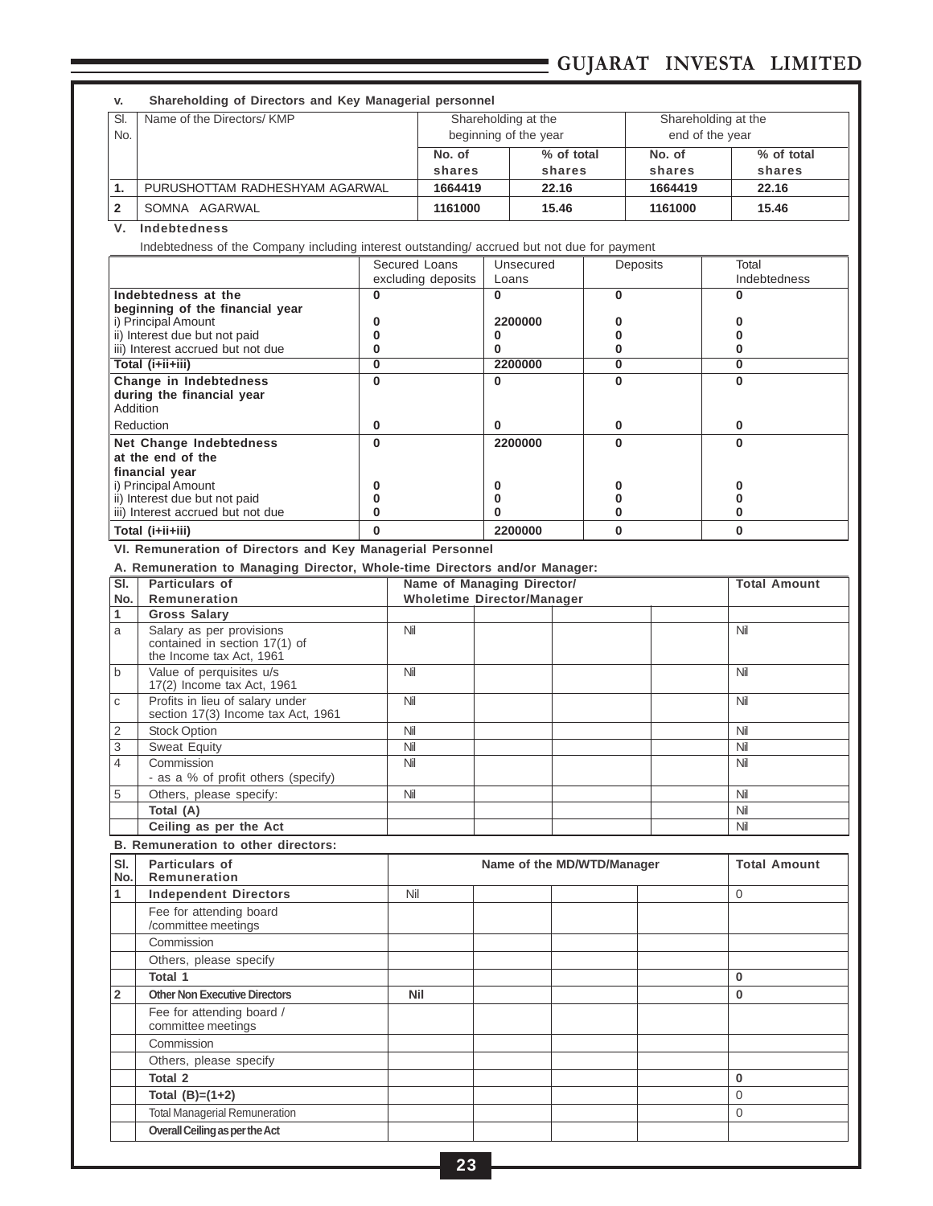**v. Shareholding of Directors and Key Managerial personnel**

| Sl. No. | Name of the Directors/ KMP | Shareholding at the beginning of the year | | Shareholding at the end of the year | |
|---|---|---|---|---|---|
| | | **No. of shares** | **% of total shares** | **No. of shares** | **% of total shares** |
| **1.** | PURUSHOTTAM RADHESHYAM AGARWAL | **1664419** | **22.16** | **1664419** | **22.16** |
| **2** | SOMNA AGARWAL | **1161000** | **15.46** | **1161000** | **15.46** |

**V. Indebtedness**

Indebtedness of the Company including interest outstanding/ accrued but not due for payment

| | Secured Loans excluding deposits | Unsecured Loans | Deposits | Total Indebtedness |
|---|---|---|---|---|
| **Indebtedness at the beginning of the financial year** | **0** | **0** | **0** | **0** |
| i) Principal Amount | **0** | **2200000** | **0** | **0** |
| ii) Interest due but not paid | **0** | **0** | **0** | **0** |
| iii) Interest accrued but not due | **0** | **0** | **0** | **0** |
| **Total (i+ii+iii)** | **0** | **2200000** | **0** | **0** |
| **Change in Indebtedness during the financial year** Addition | **0** | **0** | **0** | **0** |
| Reduction | **0** | **0** | **0** | **0** |
| **Net Change Indebtedness at the end of the financial year** | **0** | **2200000** | **0** | **0** |
| i) Principal Amount | **0** | **0** | **0** | **0** |
| ii) Interest due but not paid | **0** | **0** | **0** | **0** |
| iii) Interest accrued but not due | **0** | **0** | **0** | **0** |
| **Total (i+ii+iii)** | **0** | **2200000** | **0** | **0** |

**VI. Remuneration of Directors and Key Managerial Personnel**

**A. Remuneration to Managing Director, Whole-time Directors and/or Manager:**

| Sl. No. | Particulars of Remuneration | Name of Managing Director/ Wholetime Director/Manager | | | | Total Amount |
|---|---|---|---|---|---|---|
| **1** | **Gross Salary** | | | | | |
| a | Salary as per provisions contained in section 17(1) of the Income tax Act, 1961 | Nil | | | | Nil |
| b | Value of perquisites u/s 17(2) Income tax Act, 1961 | Nil | | | | Nil |
| c | Profits in lieu of salary under section 17(3) Income tax Act, 1961 | Nil | | | | Nil |
| 2 | Stock Option | Nil | | | | Nil |
| 3 | Sweat Equity | Nil | | | | Nil |
| 4 | Commission - as a % of profit others (specify) | Nil | | | | Nil |
| 5 | Others, please specify: | Nil | | | | Nil |
| | **Total (A)** | | | | | Nil |
| | **Ceiling as per the Act** | | | | | Nil |

**B. Remuneration to other directors:**

| Sl. No. | Particulars of Remuneration | Name of the MD/WTD/Manager | | | | Total Amount |
|---|---|---|---|---|---|---|
| **1** | **Independent Directors** | Nil | | | | 0 |
| | Fee for attending board /committee meetings | | | | | |
| | Commission | | | | | |
| | Others, please specify | | | | | |
| | **Total 1** | | | | | **0** |
| **2** | **Other Non Executive Directors** | **Nil** | | | | **0** |
| | Fee for attending board / committee meetings | | | | | |
| | Commission | | | | | |
| | Others, please specify | | | | | |
| | **Total 2** | | | | | **0** |
| | **Total (B)=(1+2)** | | | | | 0 |
| | Total Managerial Remuneration | | | | | 0 |
| | **Overall Ceiling as per the Act** | | | | | |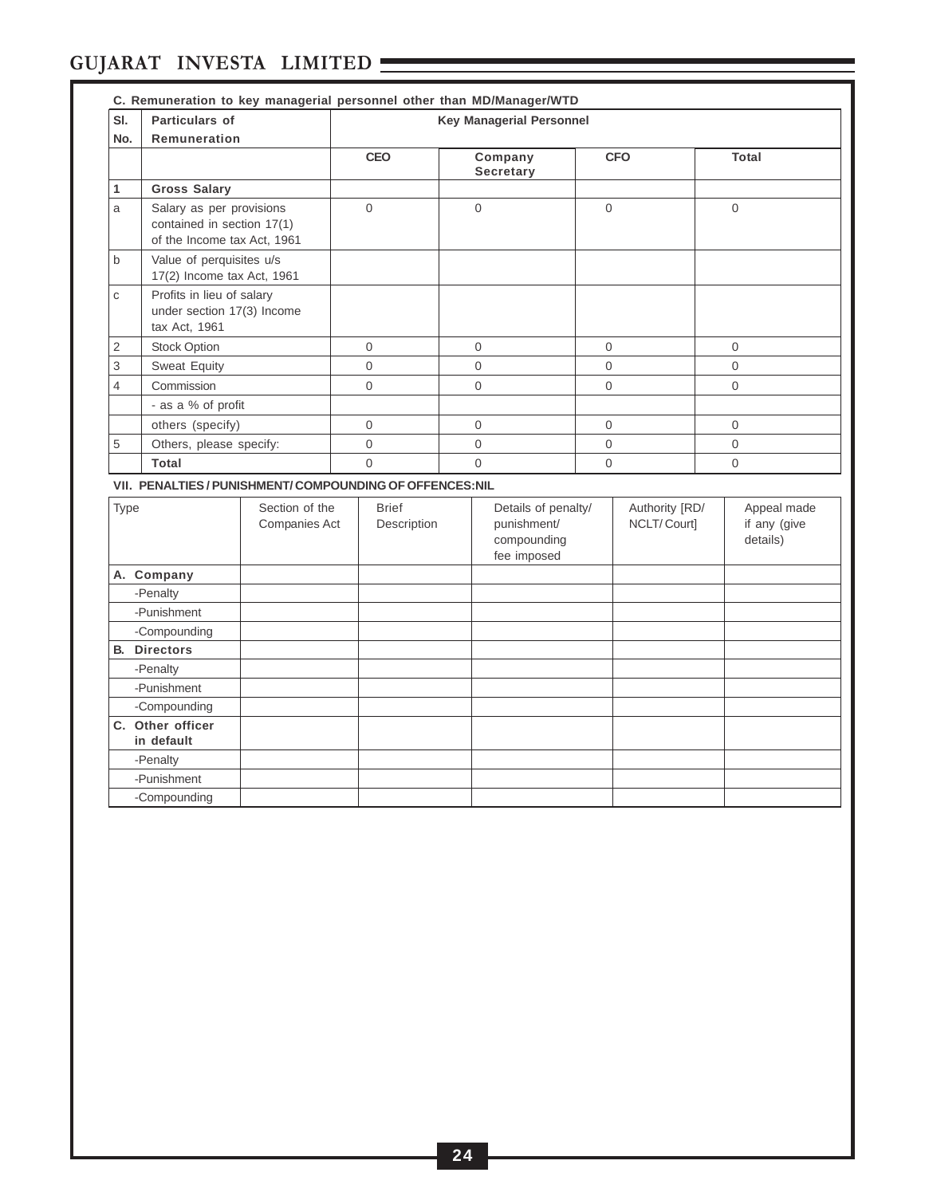**C. Remuneration to key managerial personnel other than MD/Manager/WTD**

| Sl. No. | Particulars of Remuneration | Key Managerial Personnel | | | |
|---|---|---|---|---|---|
| | | CEO | Company Secretary | CFO | Total |
| 1 | **Gross Salary** | | | | |
| a | Salary as per provisions contained in section 17(1) of the Income tax Act, 1961 | 0 | 0 | 0 | 0 |
| b | Value of perquisites u/s 17(2) Income tax Act, 1961 | | | | |
| c | Profits in lieu of salary under section 17(3) Income tax Act, 1961 | | | | |
| 2 | Stock Option | 0 | 0 | 0 | 0 |
| 3 | Sweat Equity | 0 | 0 | 0 | 0 |
| 4 | Commission | 0 | 0 | 0 | 0 |
| | - as a % of profit | | | | |
| | others (specify) | 0 | 0 | 0 | 0 |
| 5 | Others, please specify: | 0 | 0 | 0 | 0 |
| | **Total** | 0 | 0 | 0 | 0 |

**VII. PENALTIES / PUNISHMENT/ COMPOUNDING OF OFFENCES:NIL**

| Type | Section of the Companies Act | Brief Description | Details of penalty/ punishment/ compounding fee imposed | Authority [RD/ NCLT/ Court] | Appeal made if any (give details) |
|---|---|---|---|---|---|
| **A. Company** | | | | | |
| -Penalty | | | | | |
| -Punishment | | | | | |
| -Compounding | | | | | |
| **B. Directors** | | | | | |
| -Penalty | | | | | |
| -Punishment | | | | | |
| -Compounding | | | | | |
| **C. Other officer in default** | | | | | |
| -Penalty | | | | | |
| -Punishment | | | | | |
| -Compounding | | | | | |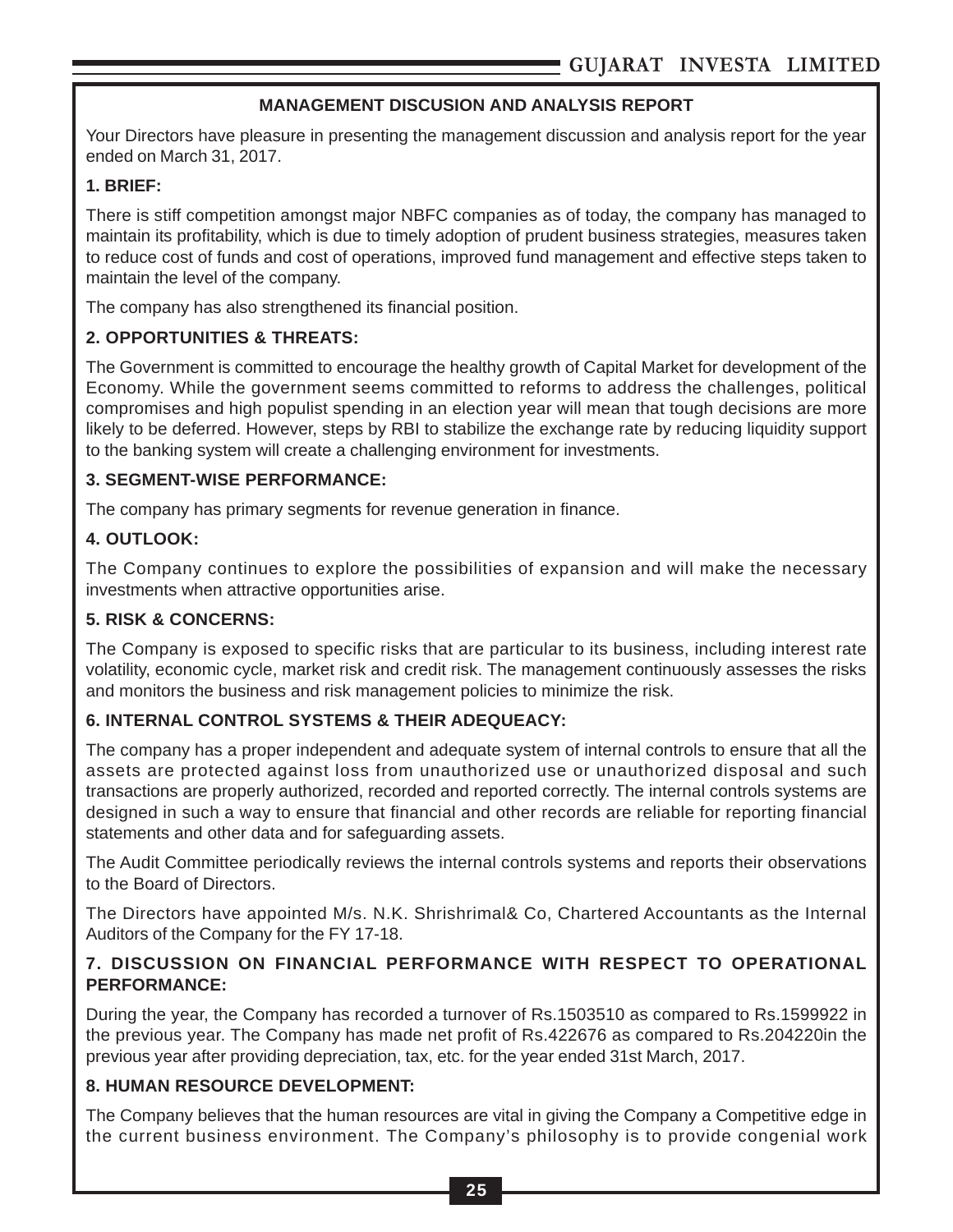## MANAGEMENT DISCUSION AND ANALYSIS REPORT

Your Directors have pleasure in presenting the management discussion and analysis report for the year ended on March 31, 2017.

**1. BRIEF:**

There is stiff competition amongst major NBFC companies as of today, the company has managed to maintain its profitability, which is due to timely adoption of prudent business strategies, measures taken to reduce cost of funds and cost of operations, improved fund management and effective steps taken to maintain the level of the company.

The company has also strengthened its financial position.

**2. OPPORTUNITIES & THREATS:**

The Government is committed to encourage the healthy growth of Capital Market for development of the Economy. While the government seems committed to reforms to address the challenges, political compromises and high populist spending in an election year will mean that tough decisions are more likely to be deferred. However, steps by RBI to stabilize the exchange rate by reducing liquidity support to the banking system will create a challenging environment for investments.

**3. SEGMENT-WISE PERFORMANCE:**

The company has primary segments for revenue generation in finance.

**4. OUTLOOK:**

The Company continues to explore the possibilities of expansion and will make the necessary investments when attractive opportunities arise.

**5. RISK & CONCERNS:**

The Company is exposed to specific risks that are particular to its business, including interest rate volatility, economic cycle, market risk and credit risk. The management continuously assesses the risks and monitors the business and risk management policies to minimize the risk.

**6. INTERNAL CONTROL SYSTEMS & THEIR ADEQUEACY:**

The company has a proper independent and adequate system of internal controls to ensure that all the assets are protected against loss from unauthorized use or unauthorized disposal and such transactions are properly authorized, recorded and reported correctly. The internal controls systems are designed in such a way to ensure that financial and other records are reliable for reporting financial statements and other data and for safeguarding assets.

The Audit Committee periodically reviews the internal controls systems and reports their observations to the Board of Directors.

The Directors have appointed M/s. N.K. Shrishrimal& Co, Chartered Accountants as the Internal Auditors of the Company for the FY 17-18.

**7. DISCUSSION ON FINANCIAL PERFORMANCE WITH RESPECT TO OPERATIONAL PERFORMANCE:**

During the year, the Company has recorded a turnover of Rs.1503510 as compared to Rs.1599922 in the previous year. The Company has made net profit of Rs.422676 as compared to Rs.204220in the previous year after providing depreciation, tax, etc. for the year ended 31st March, 2017.

**8. HUMAN RESOURCE DEVELOPMENT:**

The Company believes that the human resources are vital in giving the Company a Competitive edge in the current business environment. The Company's philosophy is to provide congenial work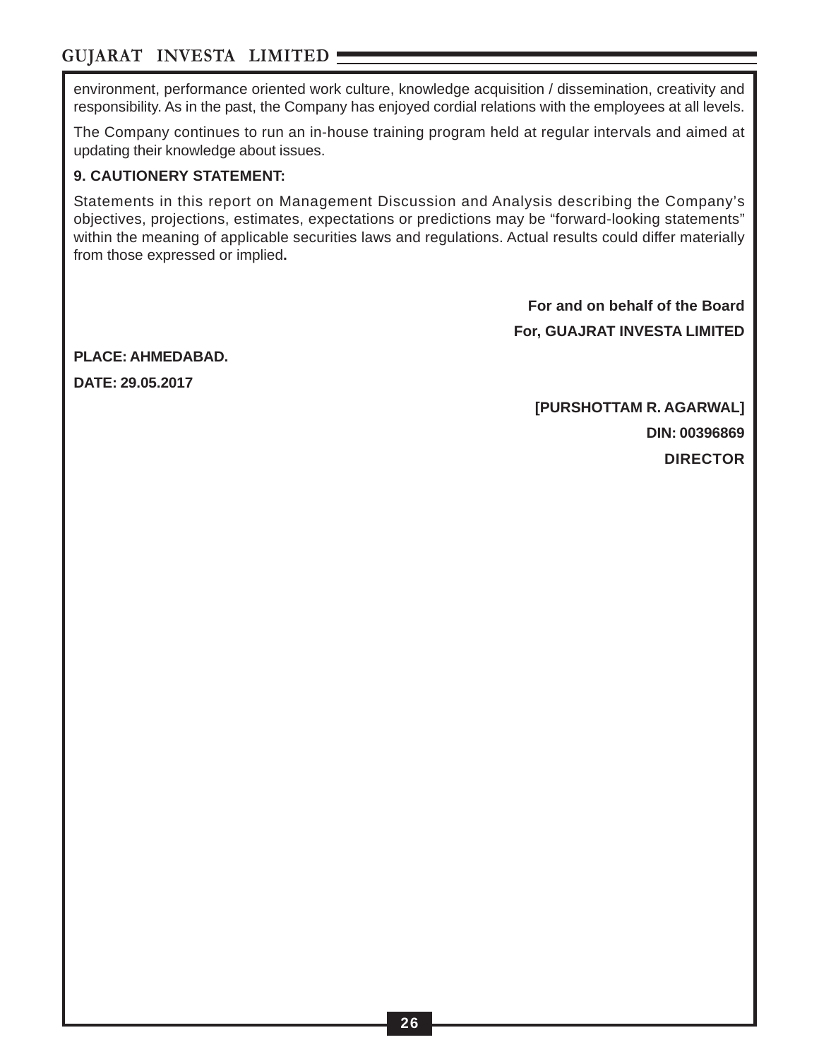environment, performance oriented work culture, knowledge acquisition / dissemination, creativity and responsibility. As in the past, the Company has enjoyed cordial relations with the employees at all levels.

The Company continues to run an in-house training program held at regular intervals and aimed at updating their knowledge about issues.

**9. CAUTIONERY STATEMENT:**

Statements in this report on Management Discussion and Analysis describing the Company's objectives, projections, estimates, expectations or predictions may be "forward-looking statements" within the meaning of applicable securities laws and regulations. Actual results could differ materially from those expressed or implied**.**

**For and on behalf of the Board**

**For, GUAJRAT INVESTA LIMITED**

**PLACE: AHMEDABAD.**

**DATE: 29.05.2017**

**[PURSHOTTAM R. AGARWAL]**

**DIN: 00396869**

**DIRECTOR**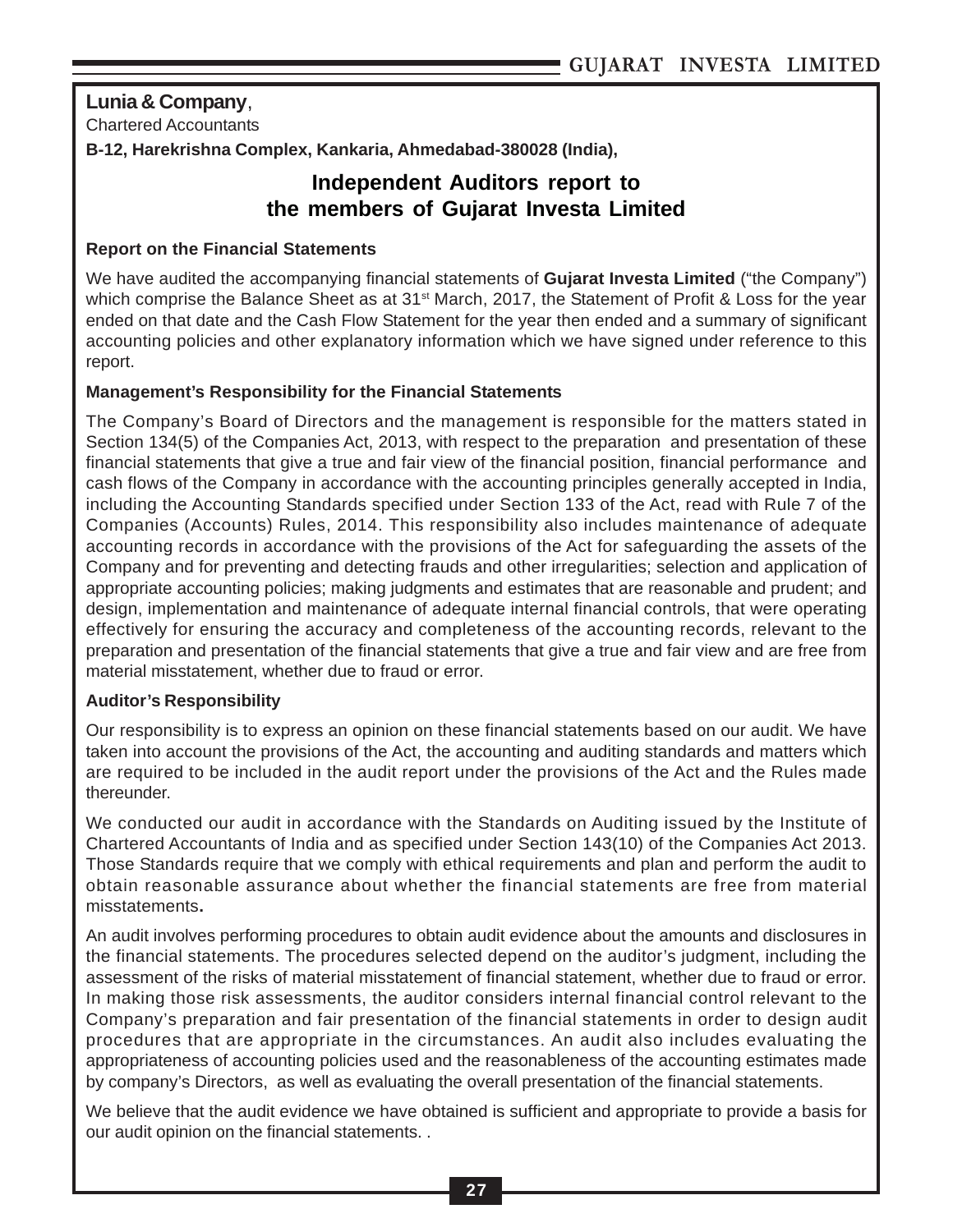**Lunia & Company**,
Chartered Accountants
**B-12, Harekrishna Complex, Kankaria, Ahmedabad-380028 (India),**

# Independent Auditors report to the members of Gujarat Investa Limited

**Report on the Financial Statements**

We have audited the accompanying financial statements of **Gujarat Investa Limited** ("the Company") which comprise the Balance Sheet as at 31st March, 2017, the Statement of Profit & Loss for the year ended on that date and the Cash Flow Statement for the year then ended and a summary of significant accounting policies and other explanatory information which we have signed under reference to this report.

**Management's Responsibility for the Financial Statements**

The Company's Board of Directors and the management is responsible for the matters stated in Section 134(5) of the Companies Act, 2013, with respect to the preparation and presentation of these financial statements that give a true and fair view of the financial position, financial performance and cash flows of the Company in accordance with the accounting principles generally accepted in India, including the Accounting Standards specified under Section 133 of the Act, read with Rule 7 of the Companies (Accounts) Rules, 2014. This responsibility also includes maintenance of adequate accounting records in accordance with the provisions of the Act for safeguarding the assets of the Company and for preventing and detecting frauds and other irregularities; selection and application of appropriate accounting policies; making judgments and estimates that are reasonable and prudent; and design, implementation and maintenance of adequate internal financial controls, that were operating effectively for ensuring the accuracy and completeness of the accounting records, relevant to the preparation and presentation of the financial statements that give a true and fair view and are free from material misstatement, whether due to fraud or error.

**Auditor's Responsibility**

Our responsibility is to express an opinion on these financial statements based on our audit. We have taken into account the provisions of the Act, the accounting and auditing standards and matters which are required to be included in the audit report under the provisions of the Act and the Rules made thereunder.

We conducted our audit in accordance with the Standards on Auditing issued by the Institute of Chartered Accountants of India and as specified under Section 143(10) of the Companies Act 2013. Those Standards require that we comply with ethical requirements and plan and perform the audit to obtain reasonable assurance about whether the financial statements are free from material misstatements**.**

An audit involves performing procedures to obtain audit evidence about the amounts and disclosures in the financial statements. The procedures selected depend on the auditor's judgment, including the assessment of the risks of material misstatement of financial statement, whether due to fraud or error. In making those risk assessments, the auditor considers internal financial control relevant to the Company's preparation and fair presentation of the financial statements in order to design audit procedures that are appropriate in the circumstances. An audit also includes evaluating the appropriateness of accounting policies used and the reasonableness of the accounting estimates made by company's Directors, as well as evaluating the overall presentation of the financial statements.

We believe that the audit evidence we have obtained is sufficient and appropriate to provide a basis for our audit opinion on the financial statements. .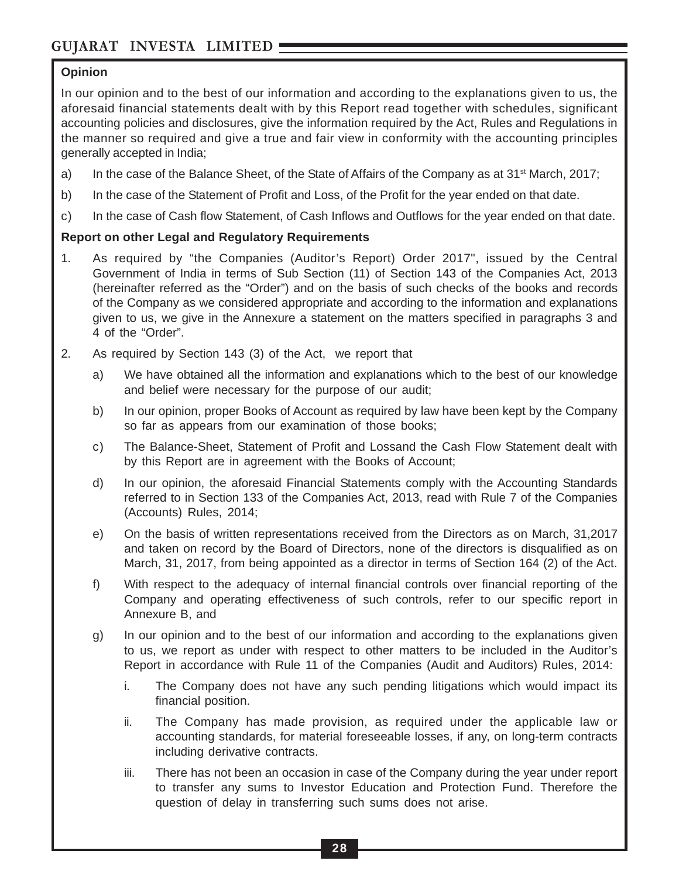**Opinion**

In our opinion and to the best of our information and according to the explanations given to us, the aforesaid financial statements dealt with by this Report read together with schedules, significant accounting policies and disclosures, give the information required by the Act, Rules and Regulations in the manner so required and give a true and fair view in conformity with the accounting principles generally accepted in India;

a) In the case of the Balance Sheet, of the State of Affairs of the Company as at 31st March, 2017;

b) In the case of the Statement of Profit and Loss, of the Profit for the year ended on that date.

c) In the case of Cash flow Statement, of Cash Inflows and Outflows for the year ended on that date.

**Report on other Legal and Regulatory Requirements**

1. As required by "the Companies (Auditor's Report) Order 2017", issued by the Central Government of India in terms of Sub Section (11) of Section 143 of the Companies Act, 2013 (hereinafter referred as the "Order") and on the basis of such checks of the books and records of the Company as we considered appropriate and according to the information and explanations given to us, we give in the Annexure a statement on the matters specified in paragraphs 3 and 4 of the "Order".

2. As required by Section 143 (3) of the Act, we report that

   a) We have obtained all the information and explanations which to the best of our knowledge and belief were necessary for the purpose of our audit;

   b) In our opinion, proper Books of Account as required by law have been kept by the Company so far as appears from our examination of those books;

   c) The Balance-Sheet, Statement of Profit and Lossand the Cash Flow Statement dealt with by this Report are in agreement with the Books of Account;

   d) In our opinion, the aforesaid Financial Statements comply with the Accounting Standards referred to in Section 133 of the Companies Act, 2013, read with Rule 7 of the Companies (Accounts) Rules, 2014;

   e) On the basis of written representations received from the Directors as on March, 31,2017 and taken on record by the Board of Directors, none of the directors is disqualified as on March, 31, 2017, from being appointed as a director in terms of Section 164 (2) of the Act.

   f) With respect to the adequacy of internal financial controls over financial reporting of the Company and operating effectiveness of such controls, refer to our specific report in Annexure B, and

   g) In our opinion and to the best of our information and according to the explanations given to us, we report as under with respect to other matters to be included in the Auditor's Report in accordance with Rule 11 of the Companies (Audit and Auditors) Rules, 2014:

      i. The Company does not have any such pending litigations which would impact its financial position.

      ii. The Company has made provision, as required under the applicable law or accounting standards, for material foreseeable losses, if any, on long-term contracts including derivative contracts.

      iii. There has not been an occasion in case of the Company during the year under report to transfer any sums to Investor Education and Protection Fund. Therefore the question of delay in transferring such sums does not arise.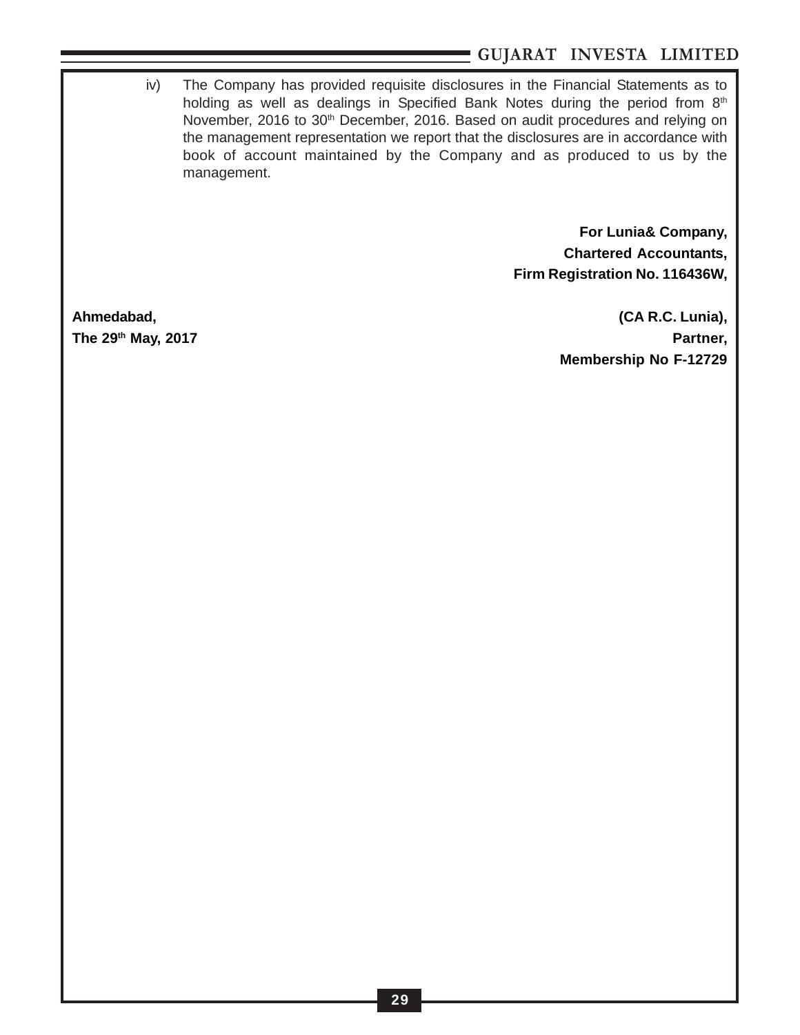iv) The Company has provided requisite disclosures in the Financial Statements as to holding as well as dealings in Specified Bank Notes during the period from 8th November, 2016 to 30th December, 2016. Based on audit procedures and relying on the management representation we report that the disclosures are in accordance with book of account maintained by the Company and as produced to us by the management.

**For Lunia& Company,**
**Chartered Accountants,**
**Firm Registration No. 116436W,**

**Ahmedabad,**
**The 29th May, 2017**

**(CA R.C. Lunia),**
**Partner,**
**Membership No F-12729**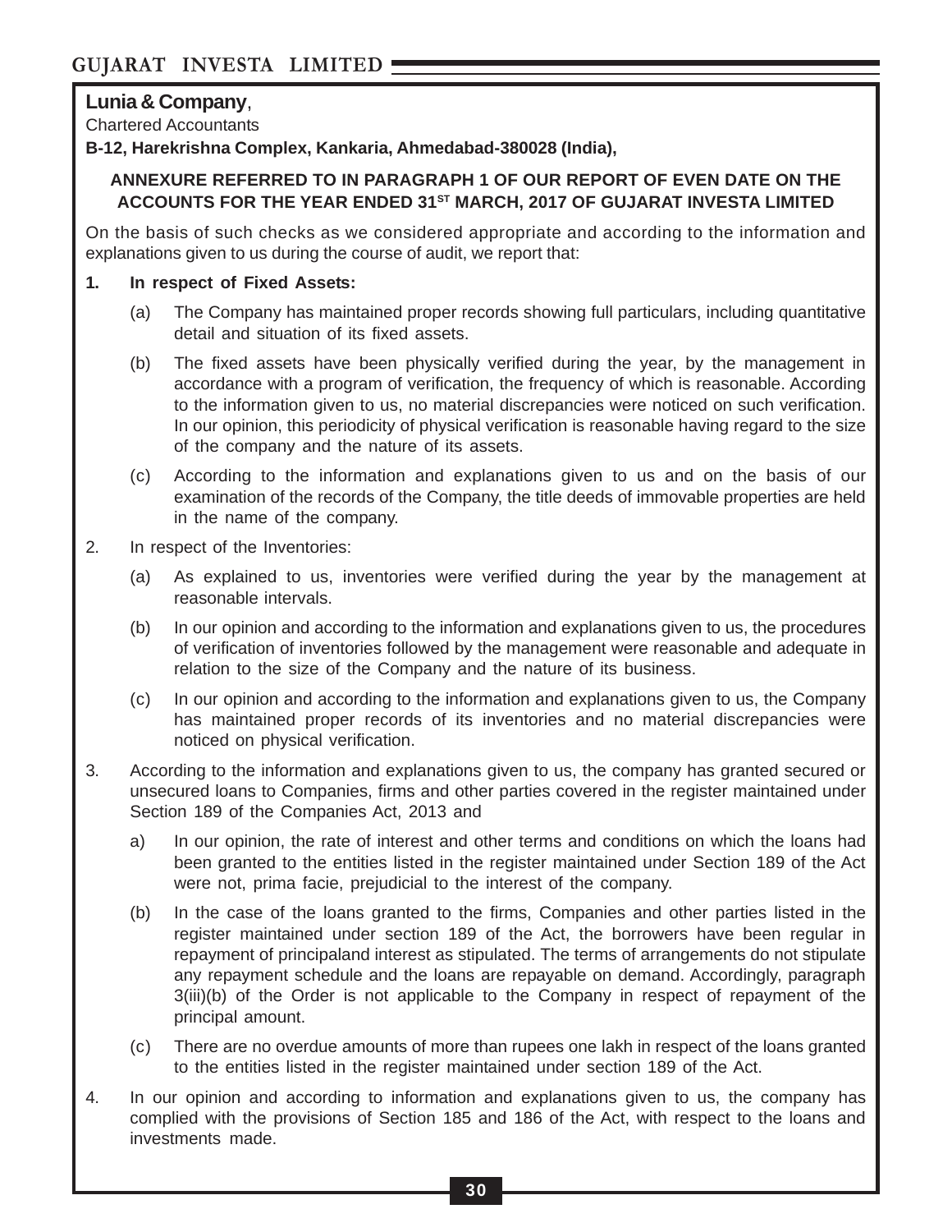**Lunia & Company**,
Chartered Accountants
**B-12, Harekrishna Complex, Kankaria, Ahmedabad-380028 (India),**

**ANNEXURE REFERRED TO IN PARAGRAPH 1 OF OUR REPORT OF EVEN DATE ON THE ACCOUNTS FOR THE YEAR ENDED 31ST MARCH, 2017 OF GUJARAT INVESTA LIMITED**

On the basis of such checks as we considered appropriate and according to the information and explanations given to us during the course of audit, we report that:

**1. In respect of Fixed Assets:**

(a) The Company has maintained proper records showing full particulars, including quantitative detail and situation of its fixed assets.

(b) The fixed assets have been physically verified during the year, by the management in accordance with a program of verification, the frequency of which is reasonable. According to the information given to us, no material discrepancies were noticed on such verification. In our opinion, this periodicity of physical verification is reasonable having regard to the size of the company and the nature of its assets.

(c) According to the information and explanations given to us and on the basis of our examination of the records of the Company, the title deeds of immovable properties are held in the name of the company.

2. In respect of the Inventories:

(a) As explained to us, inventories were verified during the year by the management at reasonable intervals.

(b) In our opinion and according to the information and explanations given to us, the procedures of verification of inventories followed by the management were reasonable and adequate in relation to the size of the Company and the nature of its business.

(c) In our opinion and according to the information and explanations given to us, the Company has maintained proper records of its inventories and no material discrepancies were noticed on physical verification.

3. According to the information and explanations given to us, the company has granted secured or unsecured loans to Companies, firms and other parties covered in the register maintained under Section 189 of the Companies Act, 2013 and

a) In our opinion, the rate of interest and other terms and conditions on which the loans had been granted to the entities listed in the register maintained under Section 189 of the Act were not, prima facie, prejudicial to the interest of the company.

(b) In the case of the loans granted to the firms, Companies and other parties listed in the register maintained under section 189 of the Act, the borrowers have been regular in repayment of principaland interest as stipulated. The terms of arrangements do not stipulate any repayment schedule and the loans are repayable on demand. Accordingly, paragraph 3(iii)(b) of the Order is not applicable to the Company in respect of repayment of the principal amount.

(c) There are no overdue amounts of more than rupees one lakh in respect of the loans granted to the entities listed in the register maintained under section 189 of the Act.

4. In our opinion and according to information and explanations given to us, the company has complied with the provisions of Section 185 and 186 of the Act, with respect to the loans and investments made.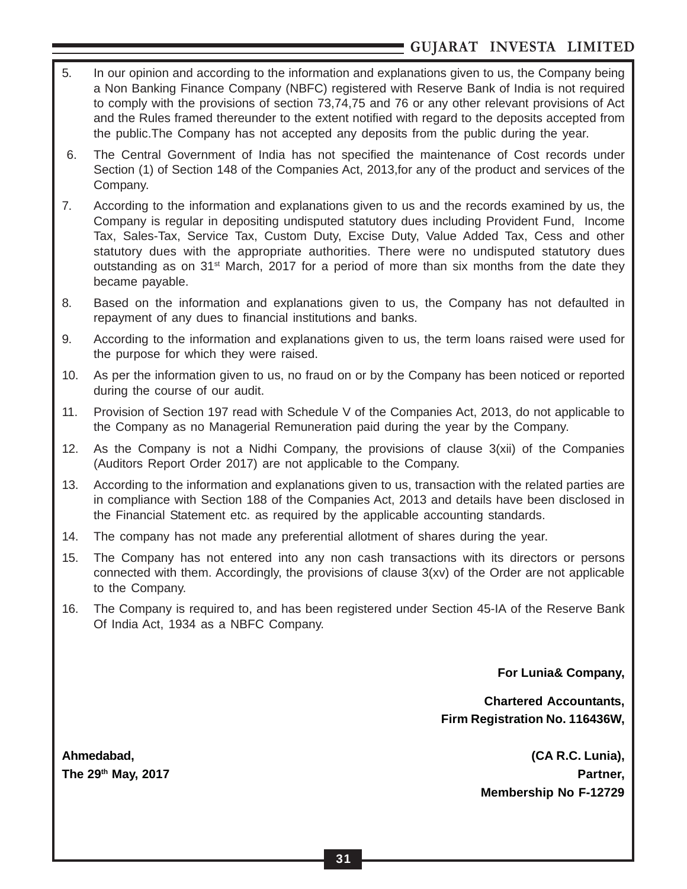5. In our opinion and according to the information and explanations given to us, the Company being a Non Banking Finance Company (NBFC) registered with Reserve Bank of India is not required to comply with the provisions of section 73,74,75 and 76 or any other relevant provisions of Act and the Rules framed thereunder to the extent notified with regard to the deposits accepted from the public.The Company has not accepted any deposits from the public during the year.

6. The Central Government of India has not specified the maintenance of Cost records under Section (1) of Section 148 of the Companies Act, 2013,for any of the product and services of the Company.

7. According to the information and explanations given to us and the records examined by us, the Company is regular in depositing undisputed statutory dues including Provident Fund, Income Tax, Sales-Tax, Service Tax, Custom Duty, Excise Duty, Value Added Tax, Cess and other statutory dues with the appropriate authorities. There were no undisputed statutory dues outstanding as on 31st March, 2017 for a period of more than six months from the date they became payable.

8. Based on the information and explanations given to us, the Company has not defaulted in repayment of any dues to financial institutions and banks.

9. According to the information and explanations given to us, the term loans raised were used for the purpose for which they were raised.

10. As per the information given to us, no fraud on or by the Company has been noticed or reported during the course of our audit.

11. Provision of Section 197 read with Schedule V of the Companies Act, 2013, do not applicable to the Company as no Managerial Remuneration paid during the year by the Company.

12. As the Company is not a Nidhi Company, the provisions of clause 3(xii) of the Companies (Auditors Report Order 2017) are not applicable to the Company.

13. According to the information and explanations given to us, transaction with the related parties are in compliance with Section 188 of the Companies Act, 2013 and details have been disclosed in the Financial Statement etc. as required by the applicable accounting standards.

14. The company has not made any preferential allotment of shares during the year.

15. The Company has not entered into any non cash transactions with its directors or persons connected with them. Accordingly, the provisions of clause 3(xv) of the Order are not applicable to the Company.

16. The Company is required to, and has been registered under Section 45-IA of the Reserve Bank Of India Act, 1934 as a NBFC Company.

**For Lunia& Company,**

**Chartered Accountants,**
**Firm Registration No. 116436W,**

**Ahmedabad,**
**The 29th May, 2017**

**(CA R.C. Lunia),**
**Partner,**
**Membership No F-12729**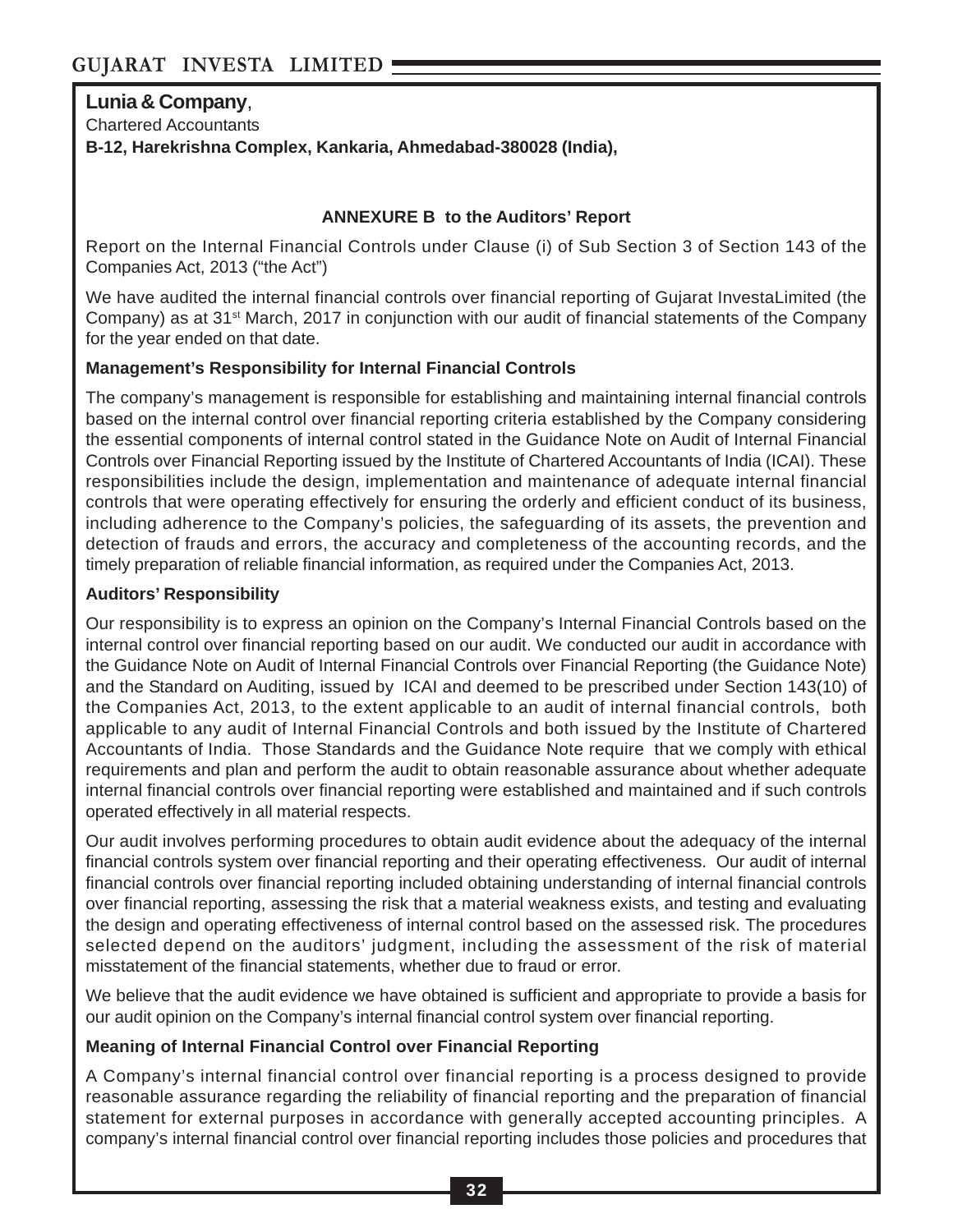**Lunia & Company**,
Chartered Accountants
**B-12, Harekrishna Complex, Kankaria, Ahmedabad-380028 (India),**

**ANNEXURE B to the Auditors' Report**

Report on the Internal Financial Controls under Clause (i) of Sub Section 3 of Section 143 of the Companies Act, 2013 ("the Act")

We have audited the internal financial controls over financial reporting of Gujarat InvestaLimited (the Company) as at 31st March, 2017 in conjunction with our audit of financial statements of the Company for the year ended on that date.

**Management's Responsibility for Internal Financial Controls**

The company's management is responsible for establishing and maintaining internal financial controls based on the internal control over financial reporting criteria established by the Company considering the essential components of internal control stated in the Guidance Note on Audit of Internal Financial Controls over Financial Reporting issued by the Institute of Chartered Accountants of India (ICAI). These responsibilities include the design, implementation and maintenance of adequate internal financial controls that were operating effectively for ensuring the orderly and efficient conduct of its business, including adherence to the Company's policies, the safeguarding of its assets, the prevention and detection of frauds and errors, the accuracy and completeness of the accounting records, and the timely preparation of reliable financial information, as required under the Companies Act, 2013.

**Auditors' Responsibility**

Our responsibility is to express an opinion on the Company's Internal Financial Controls based on the internal control over financial reporting based on our audit. We conducted our audit in accordance with the Guidance Note on Audit of Internal Financial Controls over Financial Reporting (the Guidance Note) and the Standard on Auditing, issued by ICAI and deemed to be prescribed under Section 143(10) of the Companies Act, 2013, to the extent applicable to an audit of internal financial controls, both applicable to any audit of Internal Financial Controls and both issued by the Institute of Chartered Accountants of India. Those Standards and the Guidance Note require that we comply with ethical requirements and plan and perform the audit to obtain reasonable assurance about whether adequate internal financial controls over financial reporting were established and maintained and if such controls operated effectively in all material respects.

Our audit involves performing procedures to obtain audit evidence about the adequacy of the internal financial controls system over financial reporting and their operating effectiveness. Our audit of internal financial controls over financial reporting included obtaining understanding of internal financial controls over financial reporting, assessing the risk that a material weakness exists, and testing and evaluating the design and operating effectiveness of internal control based on the assessed risk. The procedures selected depend on the auditors' judgment, including the assessment of the risk of material misstatement of the financial statements, whether due to fraud or error.

We believe that the audit evidence we have obtained is sufficient and appropriate to provide a basis for our audit opinion on the Company's internal financial control system over financial reporting.

**Meaning of Internal Financial Control over Financial Reporting**

A Company's internal financial control over financial reporting is a process designed to provide reasonable assurance regarding the reliability of financial reporting and the preparation of financial statement for external purposes in accordance with generally accepted accounting principles. A company's internal financial control over financial reporting includes those policies and procedures that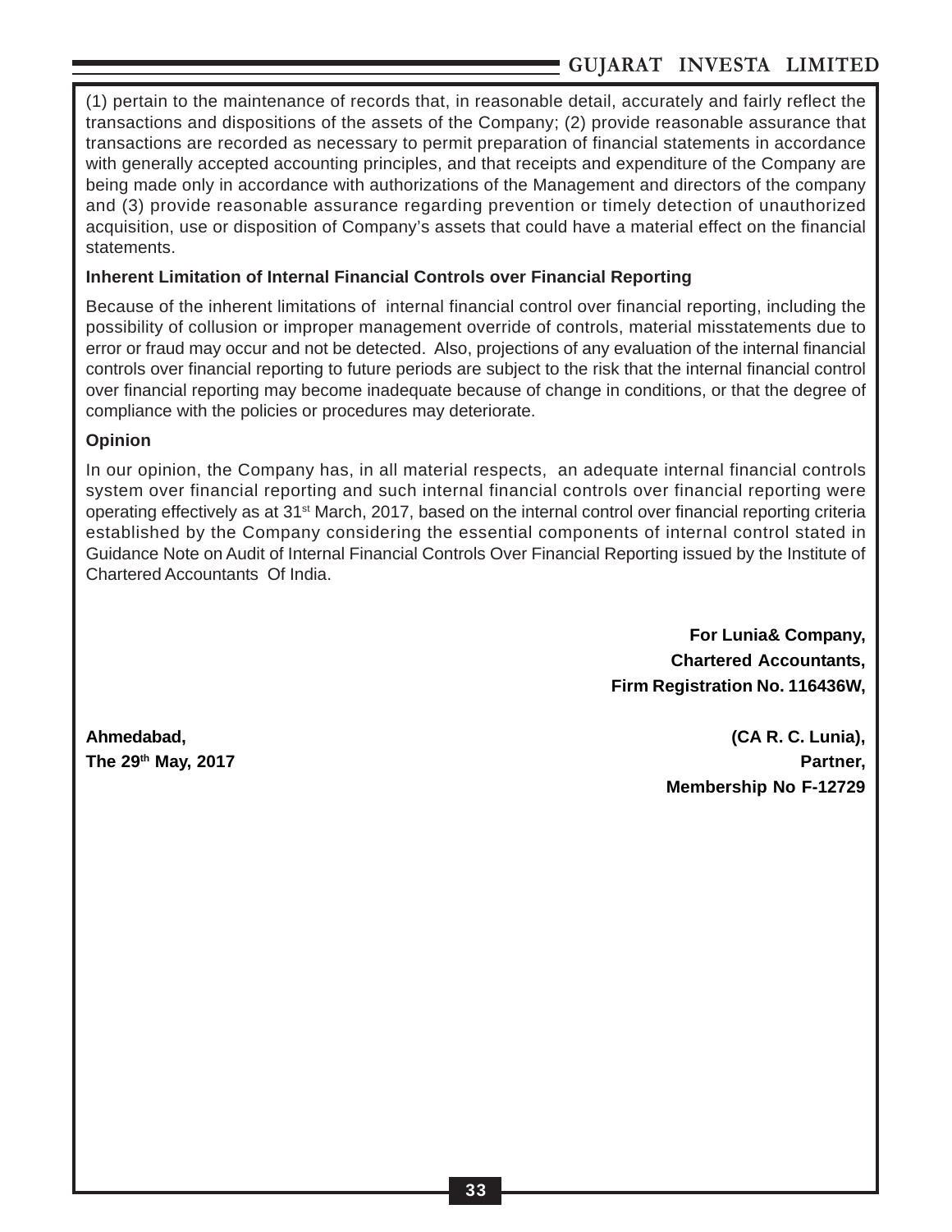(1) pertain to the maintenance of records that, in reasonable detail, accurately and fairly reflect the transactions and dispositions of the assets of the Company; (2) provide reasonable assurance that transactions are recorded as necessary to permit preparation of financial statements in accordance with generally accepted accounting principles, and that receipts and expenditure of the Company are being made only in accordance with authorizations of the Management and directors of the company and (3) provide reasonable assurance regarding prevention or timely detection of unauthorized acquisition, use or disposition of Company's assets that could have a material effect on the financial statements.

**Inherent Limitation of Internal Financial Controls over Financial Reporting**

Because of the inherent limitations of internal financial control over financial reporting, including the possibility of collusion or improper management override of controls, material misstatements due to error or fraud may occur and not be detected. Also, projections of any evaluation of the internal financial controls over financial reporting to future periods are subject to the risk that the internal financial control over financial reporting may become inadequate because of change in conditions, or that the degree of compliance with the policies or procedures may deteriorate.

**Opinion**

In our opinion, the Company has, in all material respects, an adequate internal financial controls system over financial reporting and such internal financial controls over financial reporting were operating effectively as at 31st March, 2017, based on the internal control over financial reporting criteria established by the Company considering the essential components of internal control stated in Guidance Note on Audit of Internal Financial Controls Over Financial Reporting issued by the Institute of Chartered Accountants Of India.

**For Lunia& Company,**
**Chartered Accountants,**
**Firm Registration No. 116436W,**

**Ahmedabad,**
**The 29th May, 2017**

**(CA R. C. Lunia),**
**Partner,**
**Membership No F-12729**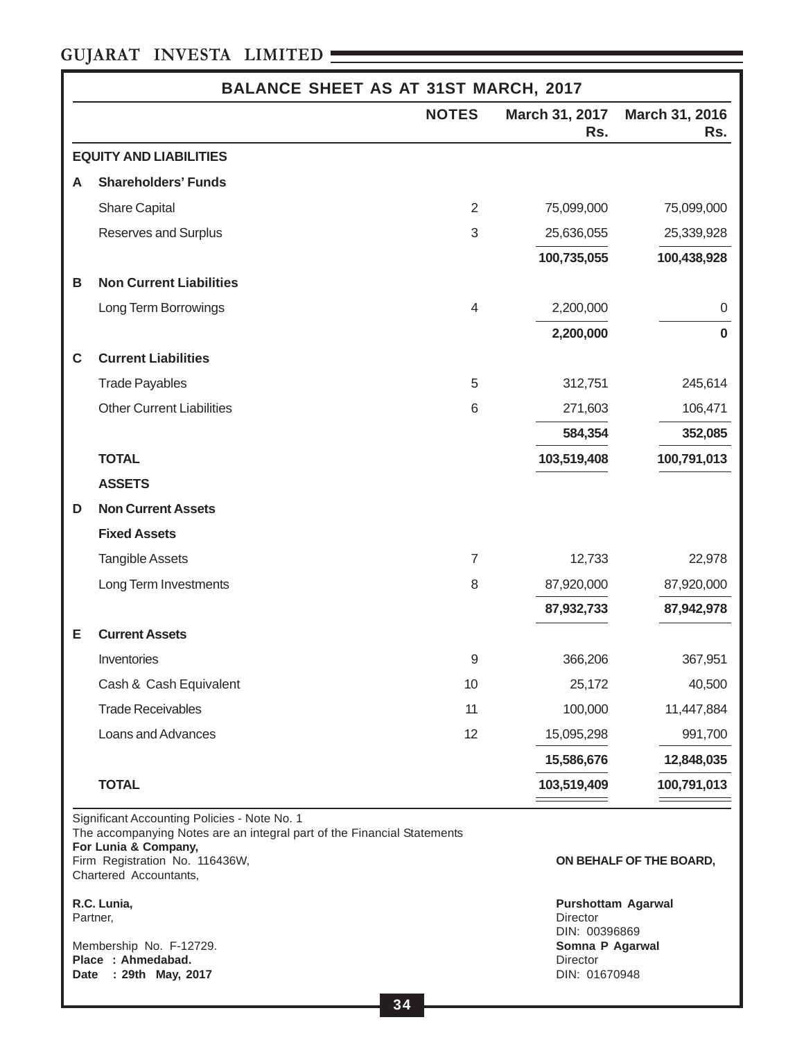# BALANCE SHEET AS AT 31ST MARCH, 2017

| | | NOTES | March 31, 2017 Rs. | March 31, 2016 Rs. |
|---|---|---|---|---|
| | **EQUITY AND LIABILITIES** | | | |
| **A** | **Shareholders' Funds** | | | |
| | Share Capital | 2 | 75,099,000 | 75,099,000 |
| | Reserves and Surplus | 3 | 25,636,055 | 25,339,928 |
| | | | **100,735,055** | **100,438,928** |
| **B** | **Non Current Liabilities** | | | |
| | Long Term Borrowings | 4 | 2,200,000 | 0 |
| | | | **2,200,000** | **0** |
| **C** | **Current Liabilities** | | | |
| | Trade Payables | 5 | 312,751 | 245,614 |
| | Other Current Liabilities | 6 | 271,603 | 106,471 |
| | | | **584,354** | **352,085** |
| | **TOTAL** | | **103,519,408** | **100,791,013** |
| | **ASSETS** | | | |
| **D** | **Non Current Assets** | | | |
| | **Fixed Assets** | | | |
| | Tangible Assets | 7 | 12,733 | 22,978 |
| | Long Term Investments | 8 | 87,920,000 | 87,920,000 |
| | | | **87,932,733** | **87,942,978** |
| **E** | **Current Assets** | | | |
| | Inventories | 9 | 366,206 | 367,951 |
| | Cash & Cash Equivalent | 10 | 25,172 | 40,500 |
| | Trade Receivables | 11 | 100,000 | 11,447,884 |
| | Loans and Advances | 12 | 15,095,298 | 991,700 |
| | | | **15,586,676** | **12,848,035** |
| | **TOTAL** | | **103,519,409** | **100,791,013** |

Significant Accounting Policies - Note No. 1

The accompanying Notes are an integral part of the Financial Statements

**For Lunia & Company,**
Firm Registration No. 116436W,
Chartered Accountants,

**R.C. Lunia,**
Partner,

Membership No. F-12729.
**Place : Ahmedabad.**
**Date : 29th May, 2017**

**ON BEHALF OF THE BOARD,**

**Purshottam Agarwal**
Director
DIN: 00396869

**Somna P Agarwal**
Director
DIN: 01670948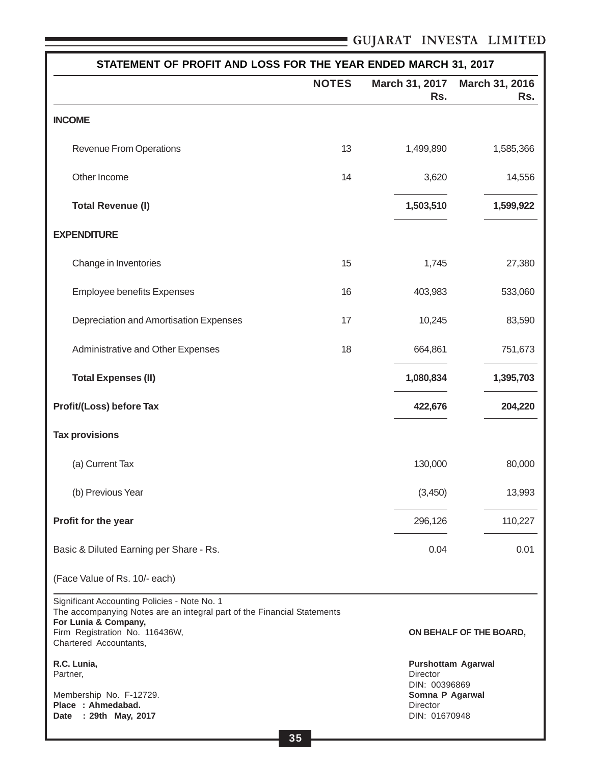## STATEMENT OF PROFIT AND LOSS FOR THE YEAR ENDED MARCH 31, 2017

| | NOTES | March 31, 2017 Rs. | March 31, 2016 Rs. |
|---|---|---|---|
| **INCOME** | | | |
| Revenue From Operations | 13 | 1,499,890 | 1,585,366 |
| Other Income | 14 | 3,620 | 14,556 |
| **Total Revenue (I)** | | **1,503,510** | **1,599,922** |
| **EXPENDITURE** | | | |
| Change in Inventories | 15 | 1,745 | 27,380 |
| Employee benefits Expenses | 16 | 403,983 | 533,060 |
| Depreciation and Amortisation Expenses | 17 | 10,245 | 83,590 |
| Administrative and Other Expenses | 18 | 664,861 | 751,673 |
| **Total Expenses (II)** | | **1,080,834** | **1,395,703** |
| **Profit/(Loss) before Tax** | | **422,676** | **204,220** |
| **Tax provisions** | | | |
| (a) Current Tax | | 130,000 | 80,000 |
| (b) Previous Year | | (3,450) | 13,993 |
| **Profit for the year** | | 296,126 | 110,227 |
| Basic & Diluted Earning per Share - Rs. | | 0.04 | 0.01 |
| (Face Value of Rs. 10/- each) | | | |

Significant Accounting Policies - Note No. 1
The accompanying Notes are an integral part of the Financial Statements

**For Lunia & Company,**
Firm Registration No. 116436W,
Chartered Accountants,

**R.C. Lunia,**
Partner,

Membership No. F-12729.
**Place : Ahmedabad.**
**Date : 29th May, 2017**

**ON BEHALF OF THE BOARD,**

**Purshottam Agarwal**
Director
DIN: 00396869

**Somna P Agarwal**
Director
DIN: 01670948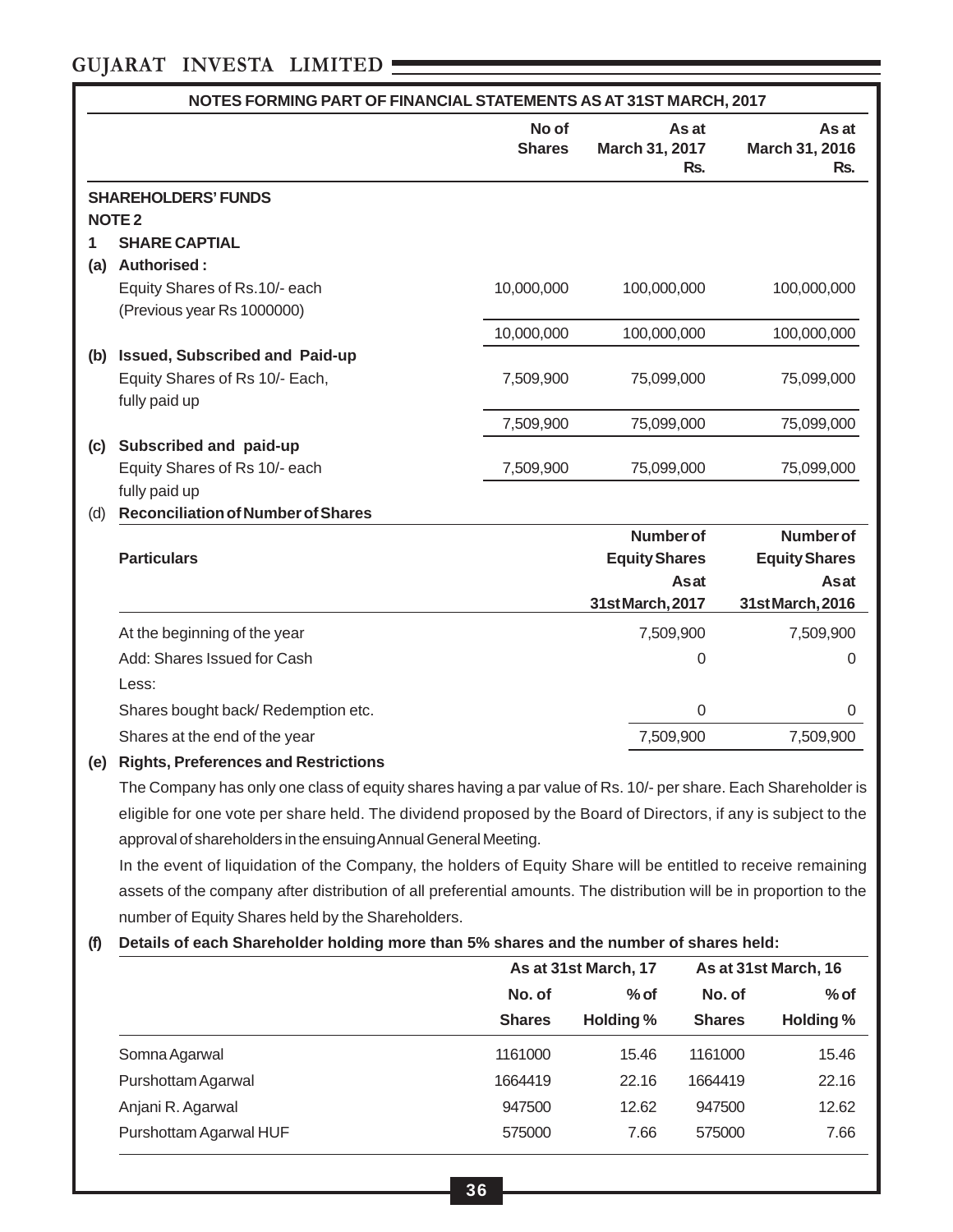## NOTES FORMING PART OF FINANCIAL STATEMENTS AS AT 31ST MARCH, 2017

| | | No of Shares | As at March 31, 2017 Rs. | As at March 31, 2016 Rs. |
|---|---|---|---|---|
| | **SHAREHOLDERS' FUNDS** | | | |
| | **NOTE 2** | | | |
| **1** | **SHARE CAPTIAL** | | | |
| **(a)** | **Authorised :** | | | |
| | Equity Shares of Rs.10/- each (Previous year Rs 1000000) | 10,000,000 | 100,000,000 | 100,000,000 |
| | | 10,000,000 | 100,000,000 | 100,000,000 |
| **(b)** | **Issued, Subscribed and Paid-up** | | | |
| | Equity Shares of Rs 10/- Each, fully paid up | 7,509,900 | 75,099,000 | 75,099,000 |
| | | 7,509,900 | 75,099,000 | 75,099,000 |
| **(c)** | **Subscribed and paid-up** | | | |
| | Equity Shares of Rs 10/- each fully paid up | 7,509,900 | 75,099,000 | 75,099,000 |

**(d) Reconciliation of Number of Shares**

| Particulars | Number of Equity Shares As at 31st March, 2017 | Number of Equity Shares As at 31st March, 2016 |
|---|---|---|
| At the beginning of the year | 7,509,900 | 7,509,900 |
| Add: Shares Issued for Cash | 0 | 0 |
| Less: | | |
| Shares bought back/ Redemption etc. | 0 | 0 |
| Shares at the end of the year | 7,509,900 | 7,509,900 |

**(e) Rights, Preferences and Restrictions**

The Company has only one class of equity shares having a par value of Rs. 10/- per share. Each Shareholder is eligible for one vote per share held. The dividend proposed by the Board of Directors, if any is subject to the approval of shareholders in the ensuing Annual General Meeting.

In the event of liquidation of the Company, the holders of Equity Share will be entitled to receive remaining assets of the company after distribution of all preferential amounts. The distribution will be in proportion to the number of Equity Shares held by the Shareholders.

**(f) Details of each Shareholder holding more than 5% shares and the number of shares held:**

| | As at 31st March, 17 | | As at 31st March, 16 | |
|---|---|---|---|---|
| | No. of Shares | % of Holding % | No. of Shares | % of Holding % |
| Somna Agarwal | 1161000 | 15.46 | 1161000 | 15.46 |
| Purshottam Agarwal | 1664419 | 22.16 | 1664419 | 22.16 |
| Anjani R. Agarwal | 947500 | 12.62 | 947500 | 12.62 |
| Purshottam Agarwal HUF | 575000 | 7.66 | 575000 | 7.66 |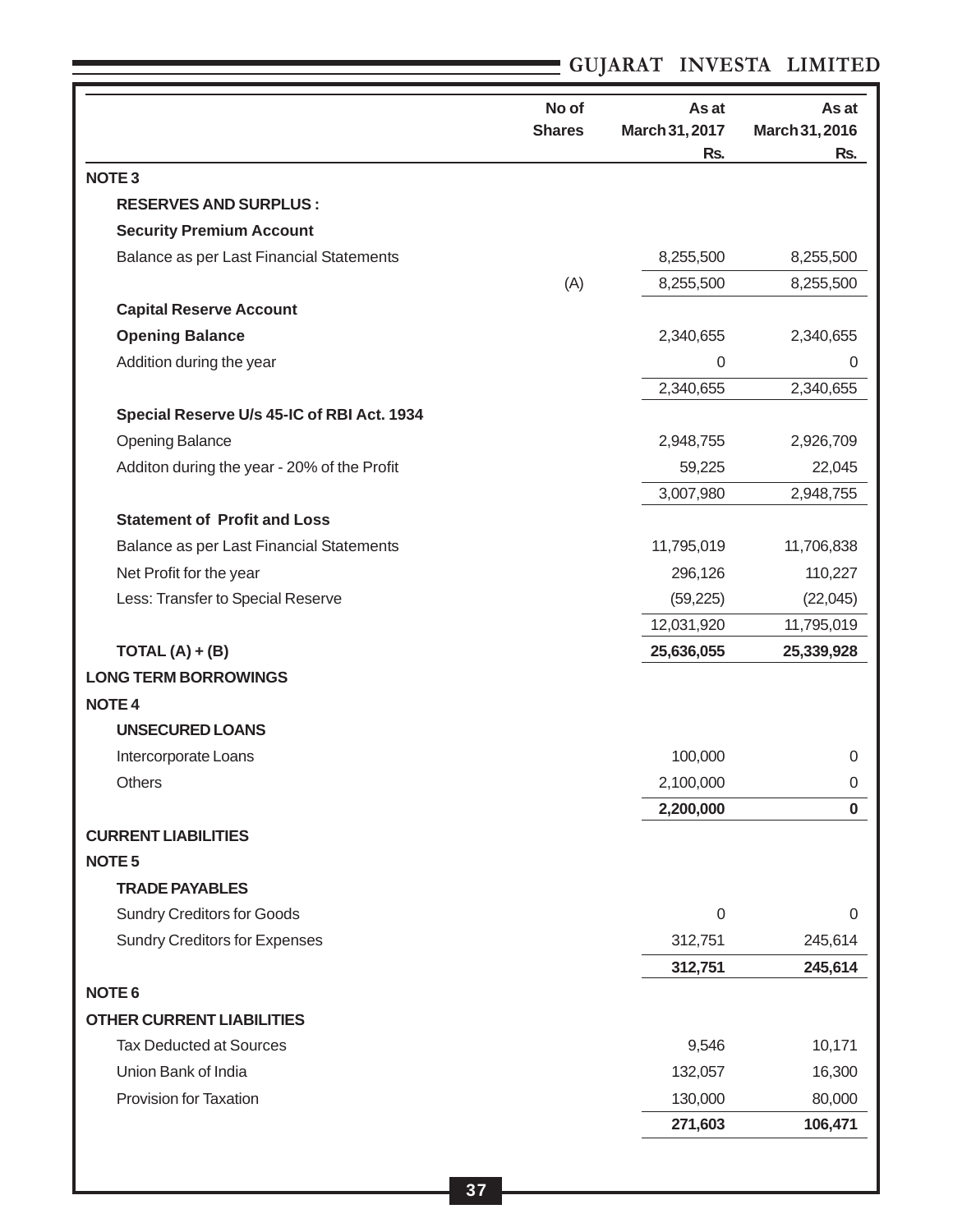| | No of Shares | As at March 31, 2017 Rs. | As at March 31, 2016 Rs. |
|---|---|---|---|
| **NOTE 3** | | | |
| **RESERVES AND SURPLUS :** | | | |
| **Security Premium Account** | | | |
| Balance as per Last Financial Statements | | 8,255,500 | 8,255,500 |
| | (A) | 8,255,500 | 8,255,500 |
| **Capital Reserve Account** | | | |
| **Opening Balance** | | 2,340,655 | 2,340,655 |
| Addition during the year | | 0 | 0 |
| | | 2,340,655 | 2,340,655 |
| **Special Reserve U/s 45-IC of RBI Act. 1934** | | | |
| Opening Balance | | 2,948,755 | 2,926,709 |
| Additon during the year - 20% of the Profit | | 59,225 | 22,045 |
| | | 3,007,980 | 2,948,755 |
| **Statement of Profit and Loss** | | | |
| Balance as per Last Financial Statements | | 11,795,019 | 11,706,838 |
| Net Profit for the year | | 296,126 | 110,227 |
| Less: Transfer to Special Reserve | | (59,225) | (22,045) |
| | | 12,031,920 | 11,795,019 |
| **TOTAL (A) + (B)** | | **25,636,055** | **25,339,928** |
| **LONG TERM BORROWINGS** | | | |
| **NOTE 4** | | | |
| **UNSECURED LOANS** | | | |
| Intercorporate Loans | | 100,000 | 0 |
| Others | | 2,100,000 | 0 |
| | | **2,200,000** | **0** |
| **CURRENT LIABILITIES** | | | |
| **NOTE 5** | | | |
| **TRADE PAYABLES** | | | |
| Sundry Creditors for Goods | | 0 | 0 |
| Sundry Creditors for Expenses | | 312,751 | 245,614 |
| | | **312,751** | **245,614** |
| **NOTE 6** | | | |
| **OTHER CURRENT LIABILITIES** | | | |
| Tax Deducted at Sources | | 9,546 | 10,171 |
| Union Bank of India | | 132,057 | 16,300 |
| Provision for Taxation | | 130,000 | 80,000 |
| | | **271,603** | **106,471** |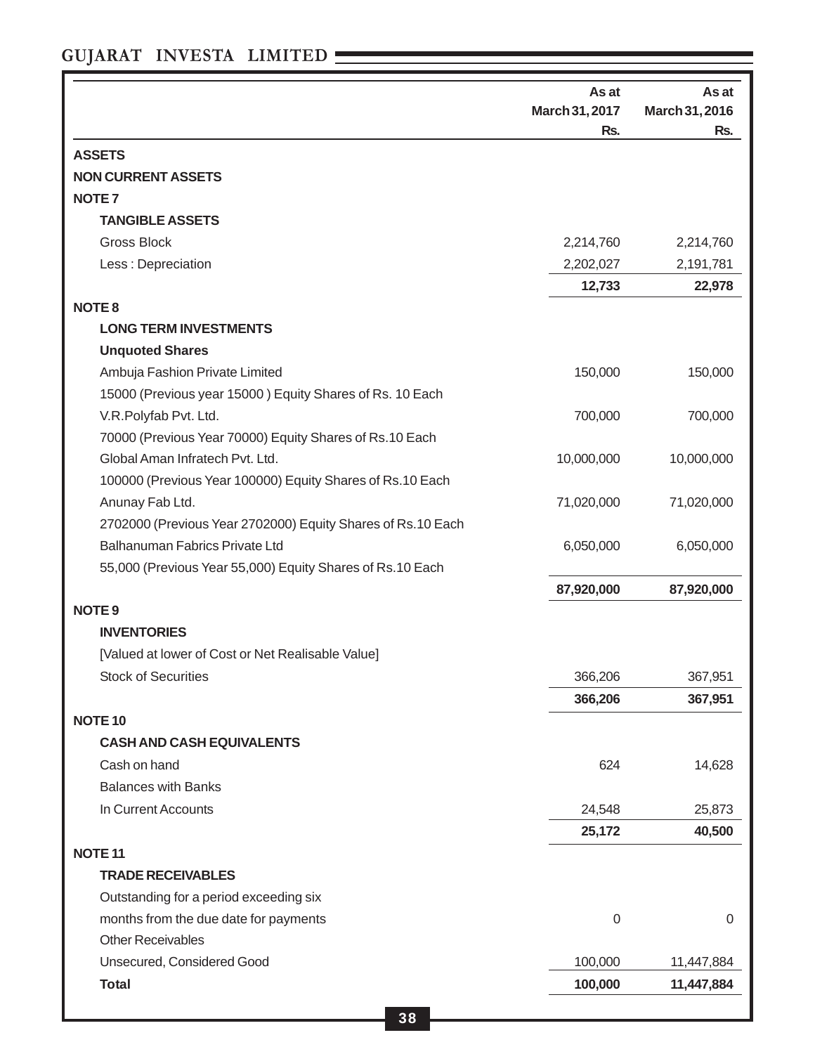| | As at March 31, 2017 Rs. | As at March 31, 2016 Rs. |
|---|---|---|
| **ASSETS** | | |
| **NON CURRENT ASSETS** | | |
| **NOTE 7** | | |
| **TANGIBLE ASSETS** | | |
| Gross Block | 2,214,760 | 2,214,760 |
| Less : Depreciation | 2,202,027 | 2,191,781 |
| | **12,733** | **22,978** |
| **NOTE 8** | | |
| **LONG TERM INVESTMENTS** | | |
| **Unquoted Shares** | | |
| Ambuja Fashion Private Limited | 150,000 | 150,000 |
| 15000 (Previous year 15000 ) Equity Shares of Rs. 10 Each | | |
| V.R.Polyfab Pvt. Ltd. | 700,000 | 700,000 |
| 70000 (Previous Year 70000) Equity Shares of Rs.10 Each | | |
| Global Aman Infratech Pvt. Ltd. | 10,000,000 | 10,000,000 |
| 100000 (Previous Year 100000) Equity Shares of Rs.10 Each | | |
| Anunay Fab Ltd. | 71,020,000 | 71,020,000 |
| 2702000 (Previous Year 2702000) Equity Shares of Rs.10 Each | | |
| Balhanuman Fabrics Private Ltd | 6,050,000 | 6,050,000 |
| 55,000 (Previous Year 55,000) Equity Shares of Rs.10 Each | | |
| | **87,920,000** | **87,920,000** |
| **NOTE 9** | | |
| **INVENTORIES** | | |
| [Valued at lower of Cost or Net Realisable Value] | | |
| Stock of Securities | 366,206 | 367,951 |
| | **366,206** | **367,951** |
| **NOTE 10** | | |
| **CASH AND CASH EQUIVALENTS** | | |
| Cash on hand | 624 | 14,628 |
| Balances with Banks | | |
| In Current Accounts | 24,548 | 25,873 |
| | **25,172** | **40,500** |
| **NOTE 11** | | |
| **TRADE RECEIVABLES** | | |
| Outstanding for a period exceeding six months from the due date for payments | 0 | 0 |
| Other Receivables | | |
| Unsecured, Considered Good | 100,000 | 11,447,884 |
| **Total** | **100,000** | **11,447,884** |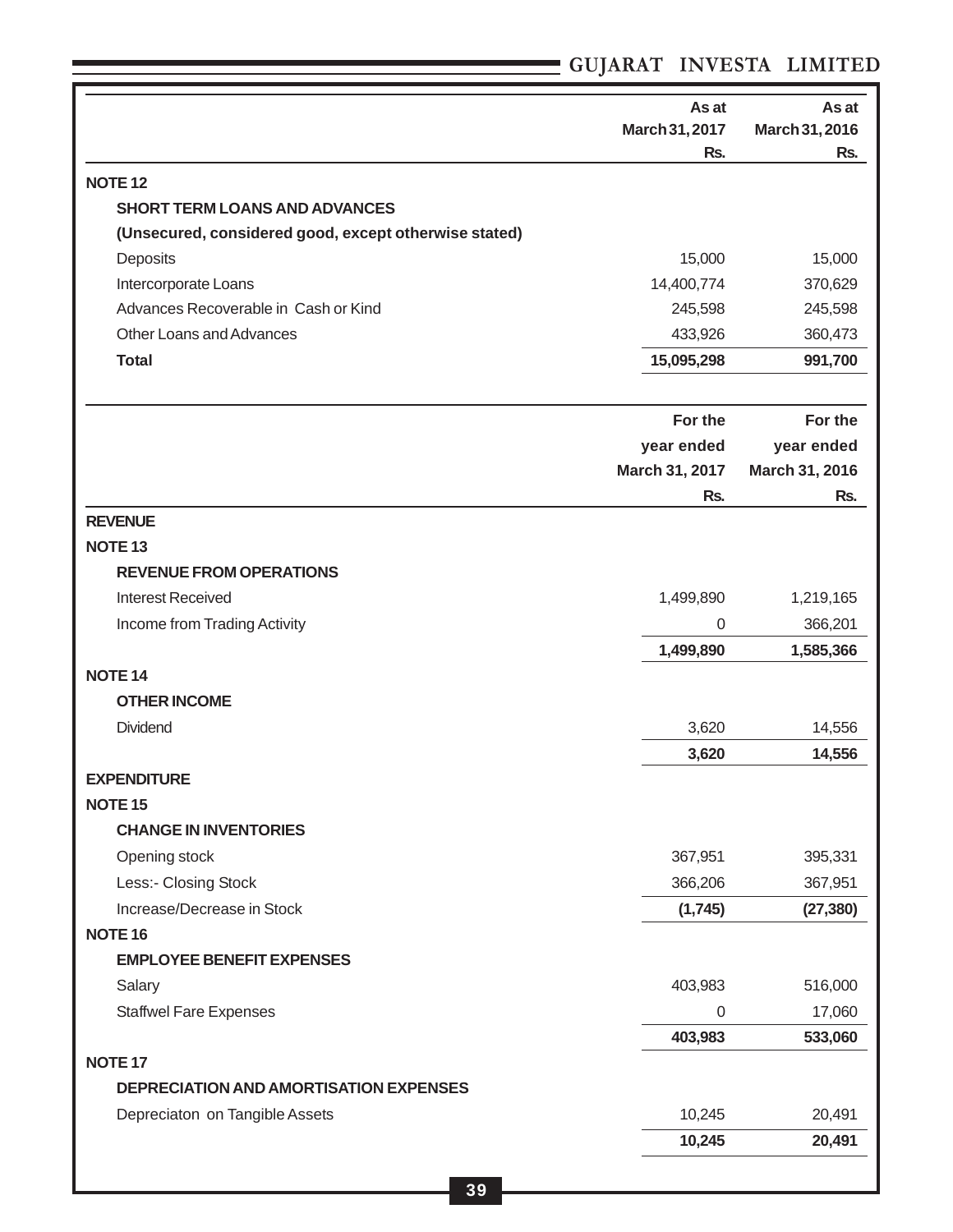| | As at March 31, 2017 Rs. | As at March 31, 2016 Rs. |
|---|---|---|
| **NOTE 12** | | |
| **SHORT TERM LOANS AND ADVANCES** | | |
| **(Unsecured, considered good, except otherwise stated)** | | |
| Deposits | 15,000 | 15,000 |
| Intercorporate Loans | 14,400,774 | 370,629 |
| Advances Recoverable in Cash or Kind | 245,598 | 245,598 |
| Other Loans and Advances | 433,926 | 360,473 |
| **Total** | **15,095,298** | **991,700** |

| | For the year ended March 31, 2017 Rs. | For the year ended March 31, 2016 Rs. |
|---|---|---|
| **REVENUE** | | |
| **NOTE 13** | | |
| **REVENUE FROM OPERATIONS** | | |
| Interest Received | 1,499,890 | 1,219,165 |
| Income from Trading Activity | 0 | 366,201 |
| | **1,499,890** | **1,585,366** |
| **NOTE 14** | | |
| **OTHER INCOME** | | |
| Dividend | 3,620 | 14,556 |
| | **3,620** | **14,556** |
| **EXPENDITURE** | | |
| **NOTE 15** | | |
| **CHANGE IN INVENTORIES** | | |
| Opening stock | 367,951 | 395,331 |
| Less:- Closing Stock | 366,206 | 367,951 |
| Increase/Decrease in Stock | **(1,745)** | **(27,380)** |
| **NOTE 16** | | |
| **EMPLOYEE BENEFIT EXPENSES** | | |
| Salary | 403,983 | 516,000 |
| Staffwel Fare Expenses | 0 | 17,060 |
| | **403,983** | **533,060** |
| **NOTE 17** | | |
| **DEPRECIATION AND AMORTISATION EXPENSES** | | |
| Depreciaton on Tangible Assets | 10,245 | 20,491 |
| | **10,245** | **20,491** |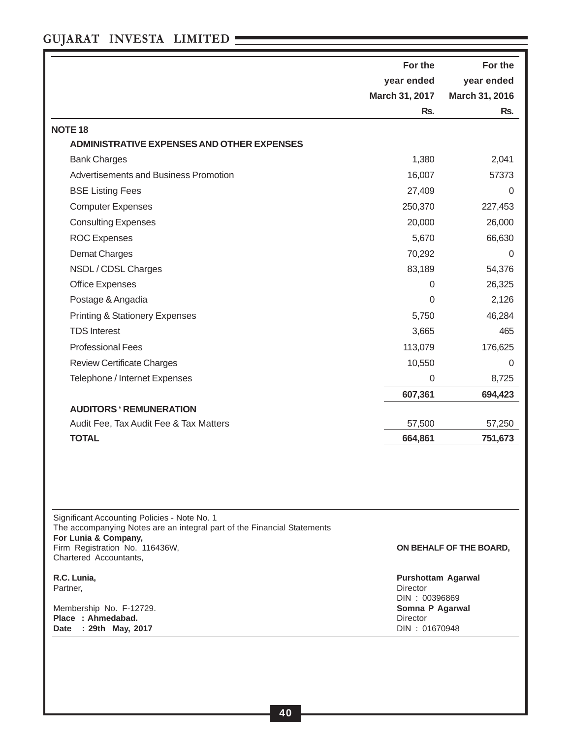| | For the year ended March 31, 2017 Rs. | For the year ended March 31, 2016 Rs. |
|---|---|---|
| **NOTE 18** | | |
| **ADMINISTRATIVE EXPENSES AND OTHER EXPENSES** | | |
| Bank Charges | 1,380 | 2,041 |
| Advertisements and Business Promotion | 16,007 | 57373 |
| BSE Listing Fees | 27,409 | 0 |
| Computer Expenses | 250,370 | 227,453 |
| Consulting Expenses | 20,000 | 26,000 |
| ROC Expenses | 5,670 | 66,630 |
| Demat Charges | 70,292 | 0 |
| NSDL / CDSL Charges | 83,189 | 54,376 |
| Office Expenses | 0 | 26,325 |
| Postage & Angadia | 0 | 2,126 |
| Printing & Stationery Expenses | 5,750 | 46,284 |
| TDS Interest | 3,665 | 465 |
| Professional Fees | 113,079 | 176,625 |
| Review Certificate Charges | 10,550 | 0 |
| Telephone / Internet Expenses | 0 | 8,725 |
| | **607,361** | **694,423** |
| **AUDITORS ' REMUNERATION** | | |
| Audit Fee, Tax Audit Fee & Tax Matters | 57,500 | 57,250 |
| **TOTAL** | **664,861** | **751,673** |

Significant Accounting Policies - Note No. 1
The accompanying Notes are an integral part of the Financial Statements

**For Lunia & Company,**
Firm Registration No. 116436W,
Chartered Accountants,

**R.C. Lunia,**
Partner,

Membership No. F-12729.
**Place : Ahmedabad.**
**Date : 29th May, 2017**

**ON BEHALF OF THE BOARD,**

**Purshottam Agarwal**
Director
DIN : 00396869

**Somna P Agarwal**
Director
DIN : 01670948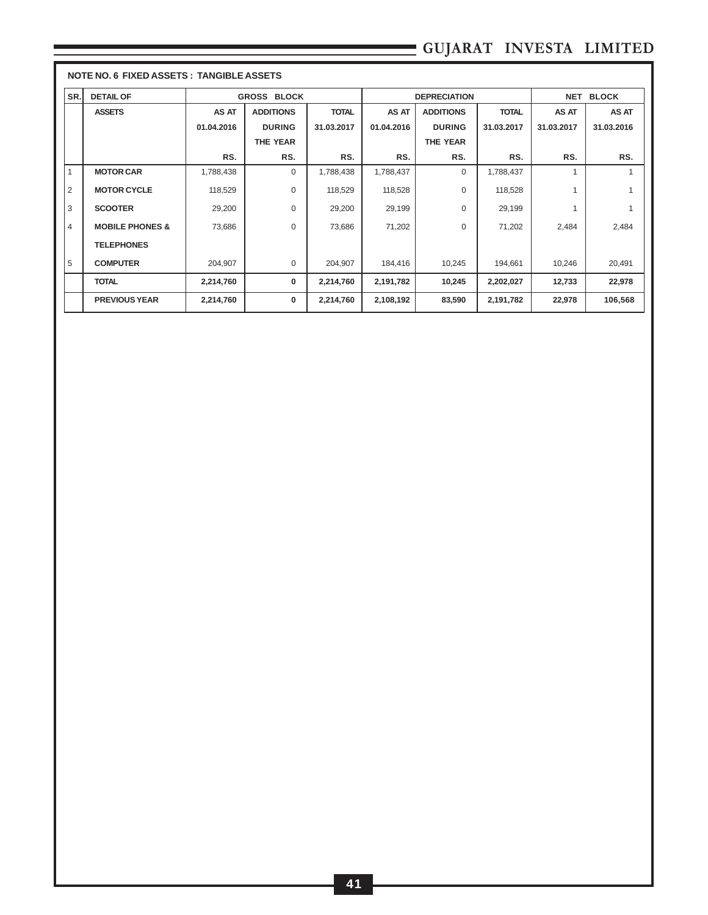**NOTE NO. 6 FIXED ASSETS : TANGIBLE ASSETS**

| SR. | DETAIL OF ASSETS | GROSS BLOCK | | | DEPRECIATION | | | NET BLOCK | |
|---|---|---|---|---|---|---|---|---|---|
| | | AS AT 01.04.2016 RS. | ADDITIONS DURING THE YEAR RS. | TOTAL 31.03.2017 RS. | AS AT 01.04.2016 RS. | ADDITIONS DURING THE YEAR RS. | TOTAL 31.03.2017 RS. | AS AT 31.03.2017 RS. | AS AT 31.03.2016 RS. |
| 1 | **MOTOR CAR** | 1,788,438 | 0 | 1,788,438 | 1,788,437 | 0 | 1,788,437 | 1 | 1 |
| 2 | **MOTOR CYCLE** | 118,529 | 0 | 118,529 | 118,528 | 0 | 118,528 | 1 | 1 |
| 3 | **SCOOTER** | 29,200 | 0 | 29,200 | 29,199 | 0 | 29,199 | 1 | 1 |
| 4 | **MOBILE PHONES & TELEPHONES** | 73,686 | 0 | 73,686 | 71,202 | 0 | 71,202 | 2,484 | 2,484 |
| 5 | **COMPUTER** | 204,907 | 0 | 204,907 | 184,416 | 10,245 | 194,661 | 10,246 | 20,491 |
| | **TOTAL** | **2,214,760** | **0** | **2,214,760** | **2,191,782** | **10,245** | **2,202,027** | **12,733** | **22,978** |
| | **PREVIOUS YEAR** | **2,214,760** | **0** | **2,214,760** | **2,108,192** | **83,590** | **2,191,782** | **22,978** | **106,568** |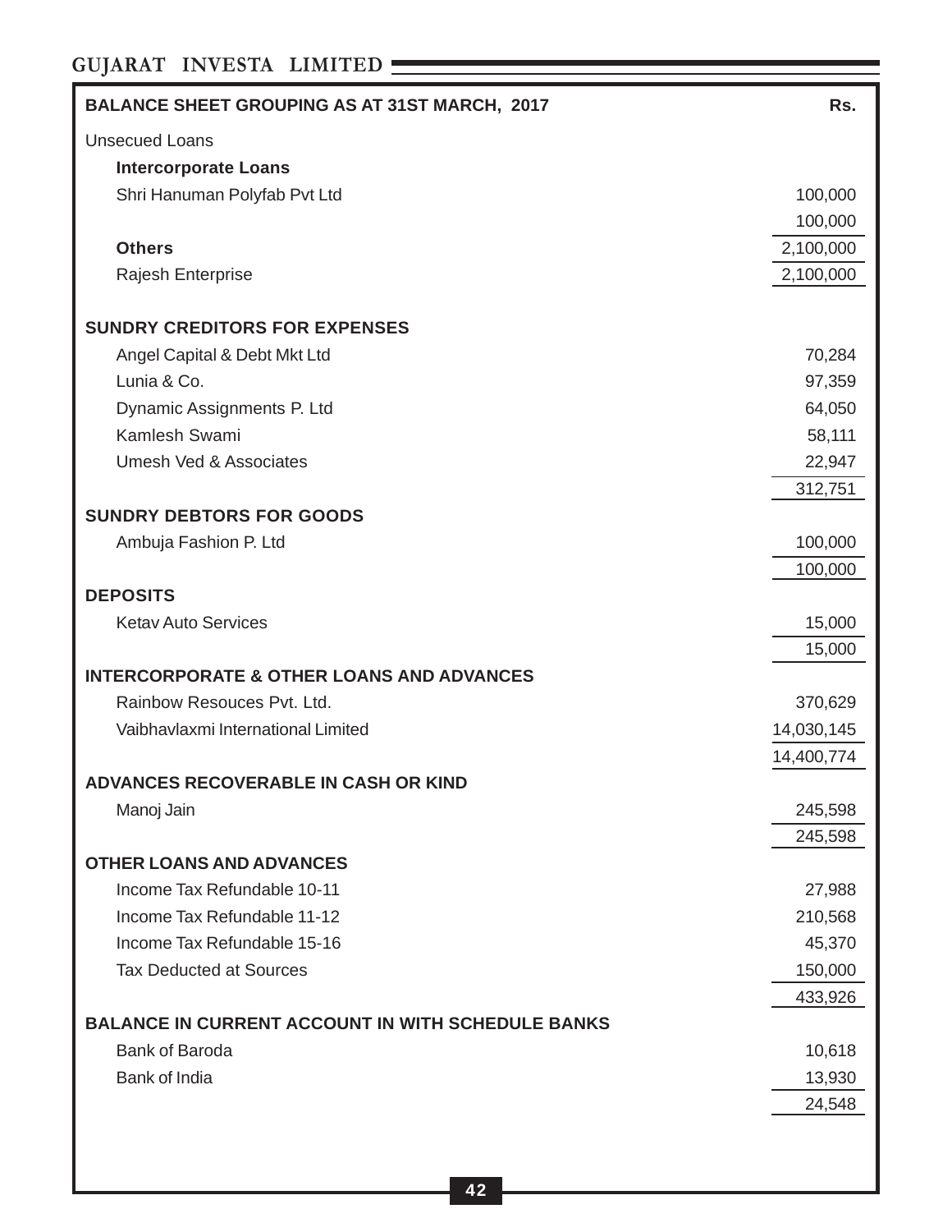| BALANCE SHEET GROUPING AS AT 31ST MARCH, 2017 | Rs. |
|---|---|
| Unsecued Loans | |
| **Intercorporate Loans** | |
| Shri Hanuman Polyfab Pvt Ltd | 100,000 |
| | 100,000 |
| **Others** | 2,100,000 |
| Rajesh Enterprise | 2,100,000 |
| | |
| **SUNDRY CREDITORS FOR EXPENSES** | |
| Angel Capital & Debt Mkt Ltd | 70,284 |
| Lunia & Co. | 97,359 |
| Dynamic Assignments P. Ltd | 64,050 |
| Kamlesh Swami | 58,111 |
| Umesh Ved & Associates | 22,947 |
| | 312,751 |
| **SUNDRY DEBTORS FOR GOODS** | |
| Ambuja Fashion P. Ltd | 100,000 |
| | 100,000 |
| **DEPOSITS** | |
| Ketav Auto Services | 15,000 |
| | 15,000 |
| **INTERCORPORATE & OTHER LOANS AND ADVANCES** | |
| Rainbow Resouces Pvt. Ltd. | 370,629 |
| Vaibhavlaxmi International Limited | 14,030,145 |
| | 14,400,774 |
| **ADVANCES RECOVERABLE IN CASH OR KIND** | |
| Manoj Jain | 245,598 |
| | 245,598 |
| **OTHER LOANS AND ADVANCES** | |
| Income Tax Refundable 10-11 | 27,988 |
| Income Tax Refundable 11-12 | 210,568 |
| Income Tax Refundable 15-16 | 45,370 |
| Tax Deducted at Sources | 150,000 |
| | 433,926 |
| **BALANCE IN CURRENT ACCOUNT IN WITH SCHEDULE BANKS** | |
| Bank of Baroda | 10,618 |
| Bank of India | 13,930 |
| | 24,548 |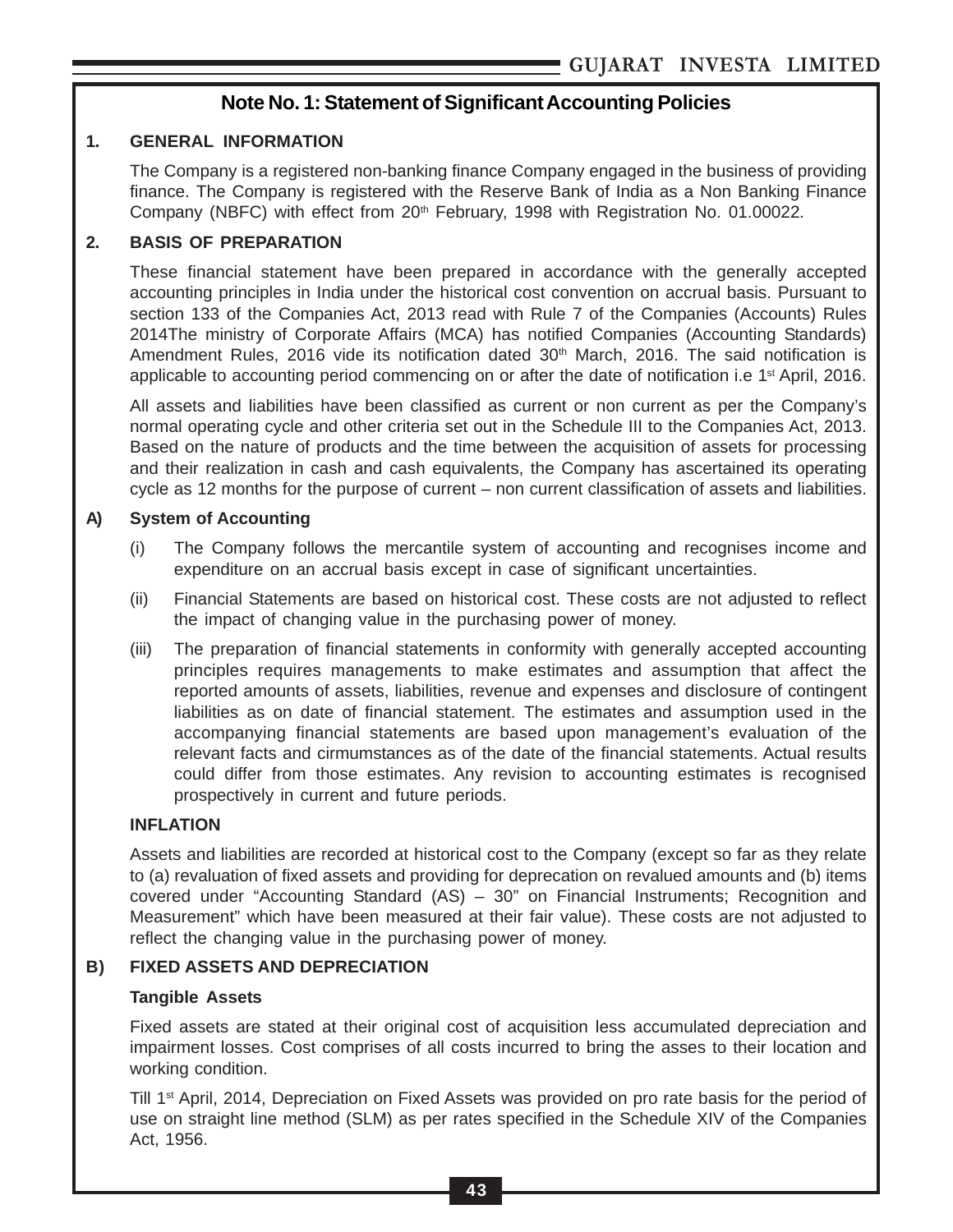## Note No. 1: Statement of Significant Accounting Policies

**1. GENERAL INFORMATION**

The Company is a registered non-banking finance Company engaged in the business of providing finance. The Company is registered with the Reserve Bank of India as a Non Banking Finance Company (NBFC) with effect from 20th February, 1998 with Registration No. 01.00022.

**2. BASIS OF PREPARATION**

These financial statement have been prepared in accordance with the generally accepted accounting principles in India under the historical cost convention on accrual basis. Pursuant to section 133 of the Companies Act, 2013 read with Rule 7 of the Companies (Accounts) Rules 2014The ministry of Corporate Affairs (MCA) has notified Companies (Accounting Standards) Amendment Rules, 2016 vide its notification dated 30th March, 2016. The said notification is applicable to accounting period commencing on or after the date of notification i.e 1st April, 2016.

All assets and liabilities have been classified as current or non current as per the Company's normal operating cycle and other criteria set out in the Schedule III to the Companies Act, 2013. Based on the nature of products and the time between the acquisition of assets for processing and their realization in cash and cash equivalents, the Company has ascertained its operating cycle as 12 months for the purpose of current – non current classification of assets and liabilities.

**A) System of Accounting**

(i) The Company follows the mercantile system of accounting and recognises income and expenditure on an accrual basis except in case of significant uncertainties.

(ii) Financial Statements are based on historical cost. These costs are not adjusted to reflect the impact of changing value in the purchasing power of money.

(iii) The preparation of financial statements in conformity with generally accepted accounting principles requires managements to make estimates and assumption that affect the reported amounts of assets, liabilities, revenue and expenses and disclosure of contingent liabilities as on date of financial statement. The estimates and assumption used in the accompanying financial statements are based upon management's evaluation of the relevant facts and cirmumstances as of the date of the financial statements. Actual results could differ from those estimates. Any revision to accounting estimates is recognised prospectively in current and future periods.

**INFLATION**

Assets and liabilities are recorded at historical cost to the Company (except so far as they relate to (a) revaluation of fixed assets and providing for deprecation on revalued amounts and (b) items covered under "Accounting Standard (AS) – 30" on Financial Instruments; Recognition and Measurement" which have been measured at their fair value). These costs are not adjusted to reflect the changing value in the purchasing power of money.

**B) FIXED ASSETS AND DEPRECIATION**

**Tangible Assets**

Fixed assets are stated at their original cost of acquisition less accumulated depreciation and impairment losses. Cost comprises of all costs incurred to bring the asses to their location and working condition.

Till 1st April, 2014, Depreciation on Fixed Assets was provided on pro rate basis for the period of use on straight line method (SLM) as per rates specified in the Schedule XIV of the Companies Act, 1956.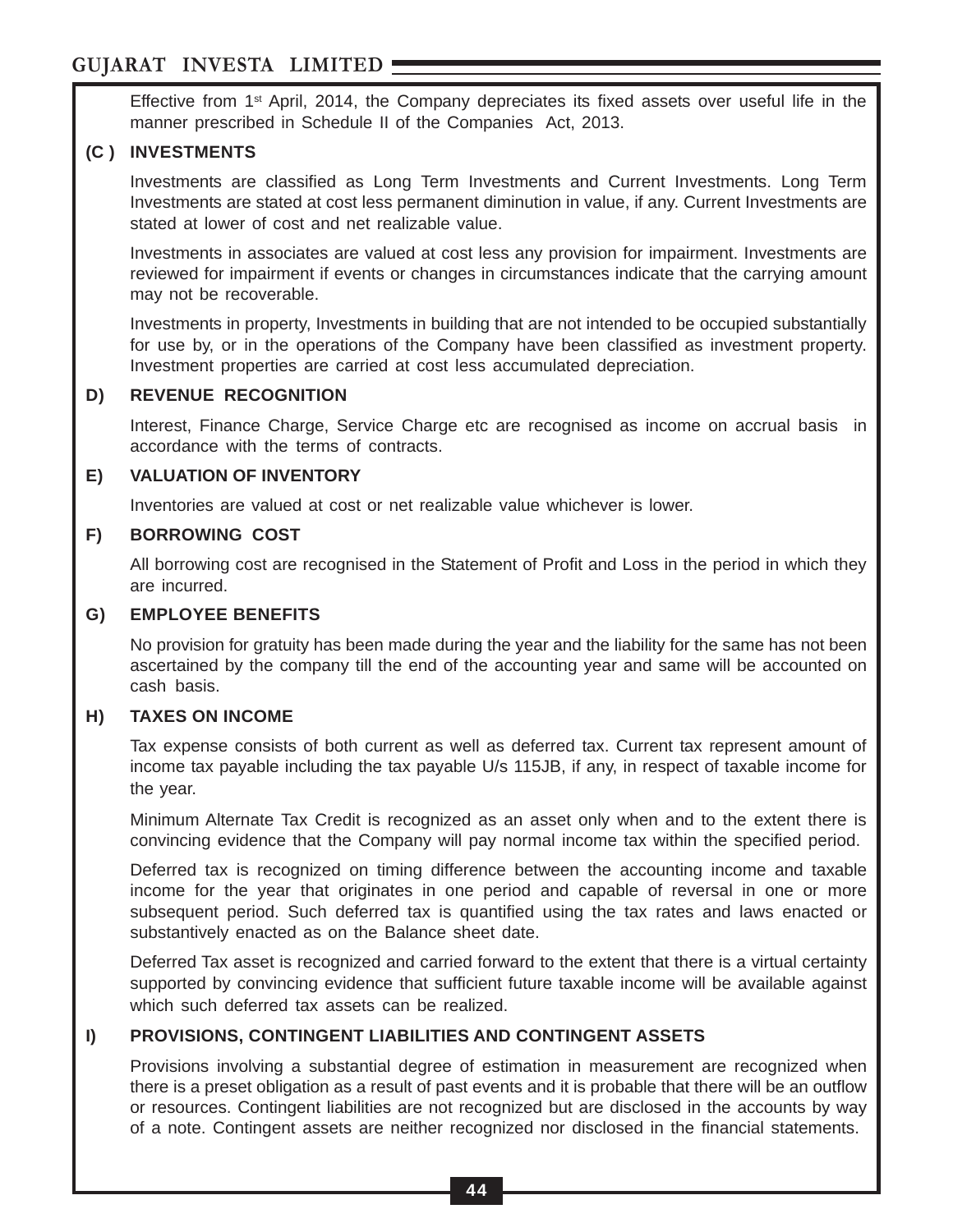Effective from 1st April, 2014, the Company depreciates its fixed assets over useful life in the manner prescribed in Schedule II of the Companies Act, 2013.

**(C ) INVESTMENTS**

Investments are classified as Long Term Investments and Current Investments. Long Term Investments are stated at cost less permanent diminution in value, if any. Current Investments are stated at lower of cost and net realizable value.

Investments in associates are valued at cost less any provision for impairment. Investments are reviewed for impairment if events or changes in circumstances indicate that the carrying amount may not be recoverable.

Investments in property, Investments in building that are not intended to be occupied substantially for use by, or in the operations of the Company have been classified as investment property. Investment properties are carried at cost less accumulated depreciation.

**D) REVENUE RECOGNITION**

Interest, Finance Charge, Service Charge etc are recognised as income on accrual basis in accordance with the terms of contracts.

**E) VALUATION OF INVENTORY**

Inventories are valued at cost or net realizable value whichever is lower.

**F) BORROWING COST**

All borrowing cost are recognised in the Statement of Profit and Loss in the period in which they are incurred.

**G) EMPLOYEE BENEFITS**

No provision for gratuity has been made during the year and the liability for the same has not been ascertained by the company till the end of the accounting year and same will be accounted on cash basis.

**H) TAXES ON INCOME**

Tax expense consists of both current as well as deferred tax. Current tax represent amount of income tax payable including the tax payable U/s 115JB, if any, in respect of taxable income for the year.

Minimum Alternate Tax Credit is recognized as an asset only when and to the extent there is convincing evidence that the Company will pay normal income tax within the specified period.

Deferred tax is recognized on timing difference between the accounting income and taxable income for the year that originates in one period and capable of reversal in one or more subsequent period. Such deferred tax is quantified using the tax rates and laws enacted or substantively enacted as on the Balance sheet date.

Deferred Tax asset is recognized and carried forward to the extent that there is a virtual certainty supported by convincing evidence that sufficient future taxable income will be available against which such deferred tax assets can be realized.

**I) PROVISIONS, CONTINGENT LIABILITIES AND CONTINGENT ASSETS**

Provisions involving a substantial degree of estimation in measurement are recognized when there is a preset obligation as a result of past events and it is probable that there will be an outflow or resources. Contingent liabilities are not recognized but are disclosed in the accounts by way of a note. Contingent assets are neither recognized nor disclosed in the financial statements.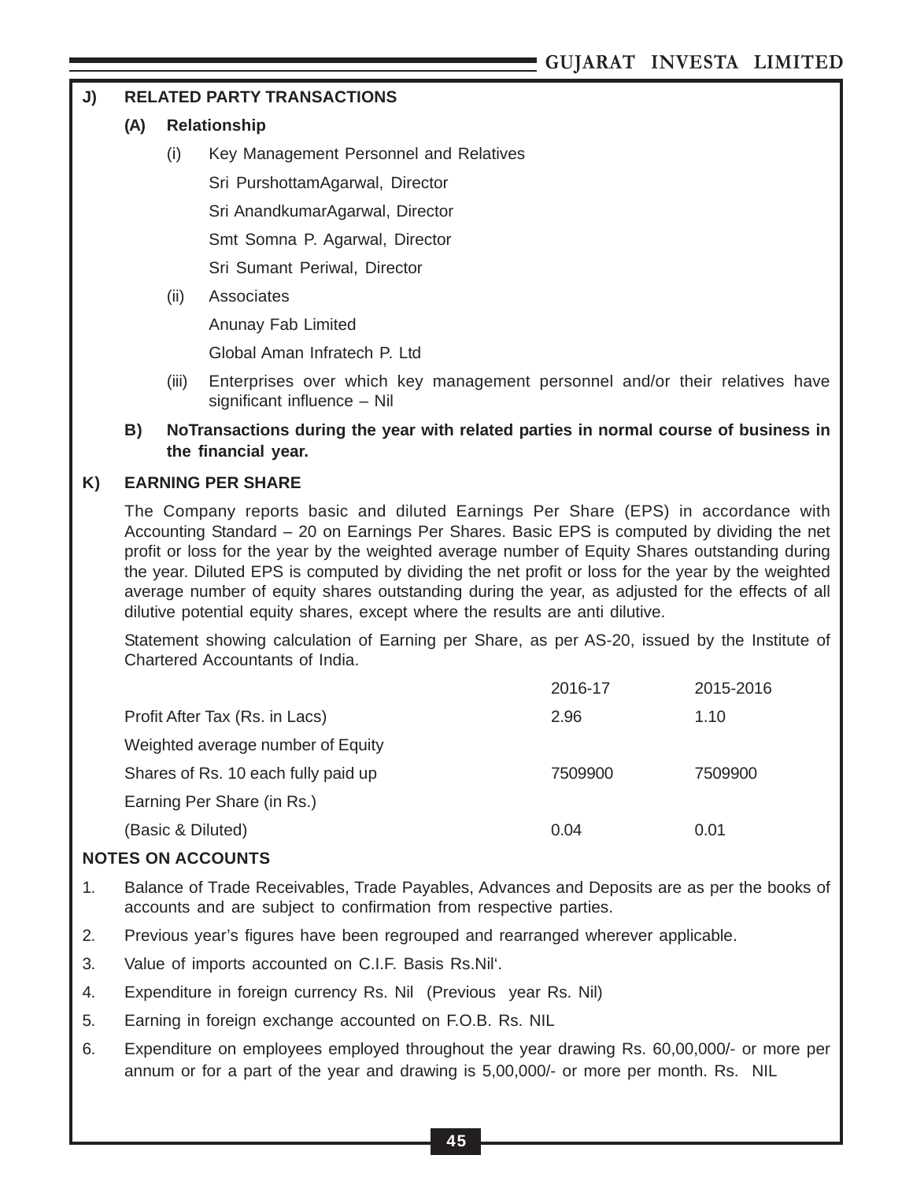## J) RELATED PARTY TRANSACTIONS

### (A) Relationship

(i) Key Management Personnel and Relatives

Sri PurshottamAgarwal, Director

Sri AnandkumarAgarwal, Director

Smt Somna P. Agarwal, Director

Sri Sumant Periwal, Director

(ii) Associates

Anunay Fab Limited

Global Aman Infratech P. Ltd

(iii) Enterprises over which key management personnel and/or their relatives have significant influence – Nil

**B) NoTransactions during the year with related parties in normal course of business in the financial year.**

## K) EARNING PER SHARE

The Company reports basic and diluted Earnings Per Share (EPS) in accordance with Accounting Standard – 20 on Earnings Per Shares. Basic EPS is computed by dividing the net profit or loss for the year by the weighted average number of Equity Shares outstanding during the year. Diluted EPS is computed by dividing the net profit or loss for the year by the weighted average number of equity shares outstanding during the year, as adjusted for the effects of all dilutive potential equity shares, except where the results are anti dilutive.

Statement showing calculation of Earning per Share, as per AS-20, issued by the Institute of Chartered Accountants of India.

| | 2016-17 | 2015-2016 |
|---|---|---|
| Profit After Tax (Rs. in Lacs) | 2.96 | 1.10 |
| Weighted average number of Equity Shares of Rs. 10 each fully paid up | 7509900 | 7509900 |
| Earning Per Share (in Rs.) (Basic & Diluted) | 0.04 | 0.01 |

## NOTES ON ACCOUNTS

1. Balance of Trade Receivables, Trade Payables, Advances and Deposits are as per the books of accounts and are subject to confirmation from respective parties.
2. Previous year's figures have been regrouped and rearranged wherever applicable.
3. Value of imports accounted on C.I.F. Basis Rs.Nil'.
4. Expenditure in foreign currency Rs. Nil (Previous year Rs. Nil)
5. Earning in foreign exchange accounted on F.O.B. Rs. NIL
6. Expenditure on employees employed throughout the year drawing Rs. 60,00,000/- or more per annum or for a part of the year and drawing is 5,00,000/- or more per month. Rs. NIL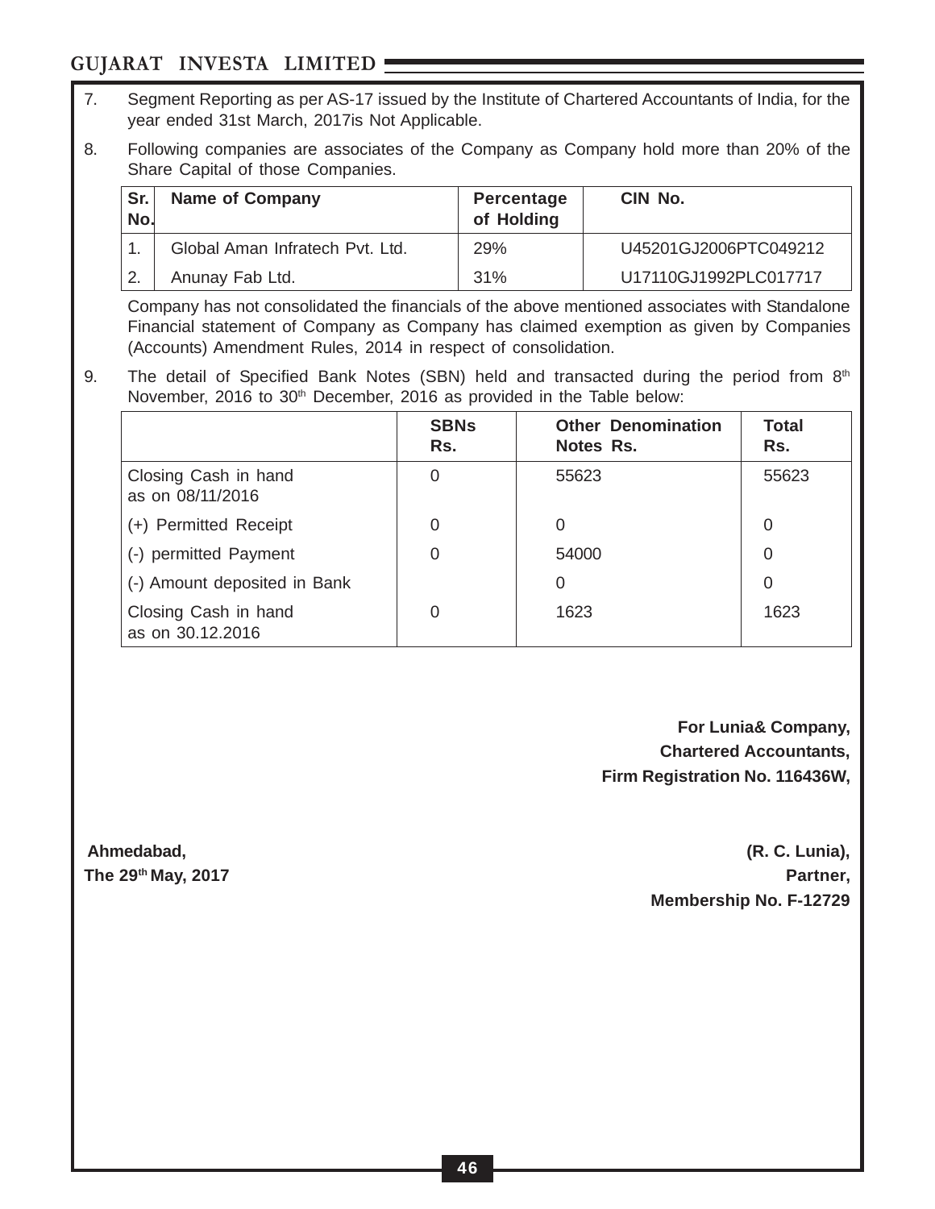7. Segment Reporting as per AS-17 issued by the Institute of Chartered Accountants of India, for the year ended 31st March, 2017is Not Applicable.

8. Following companies are associates of the Company as Company hold more than 20% of the Share Capital of those Companies.

| Sr. No. | Name of Company | Percentage of Holding | CIN No. |
|---|---|---|---|
| 1. | Global Aman Infratech Pvt. Ltd. | 29% | U45201GJ2006PTC049212 |
| 2. | Anunay Fab Ltd. | 31% | U17110GJ1992PLC017717 |

Company has not consolidated the financials of the above mentioned associates with Standalone Financial statement of Company as Company has claimed exemption as given by Companies (Accounts) Amendment Rules, 2014 in respect of consolidation.

9. The detail of Specified Bank Notes (SBN) held and transacted during the period from 8th November, 2016 to 30th December, 2016 as provided in the Table below:

| | SBNs Rs. | Other Denomination Notes Rs. | Total Rs. |
|---|---|---|---|
| Closing Cash in hand as on 08/11/2016 | 0 | 55623 | 55623 |
| (+) Permitted Receipt | 0 | 0 | 0 |
| (-) permitted Payment | 0 | 54000 | 0 |
| (-) Amount deposited in Bank | | 0 | 0 |
| Closing Cash in hand as on 30.12.2016 | 0 | 1623 | 1623 |

**For Lunia& Company,**
**Chartered Accountants,**
**Firm Registration No. 116436W,**

**Ahmedabad,**
**The 29th May, 2017**

**(R. C. Lunia),**
**Partner,**
**Membership No. F-12729**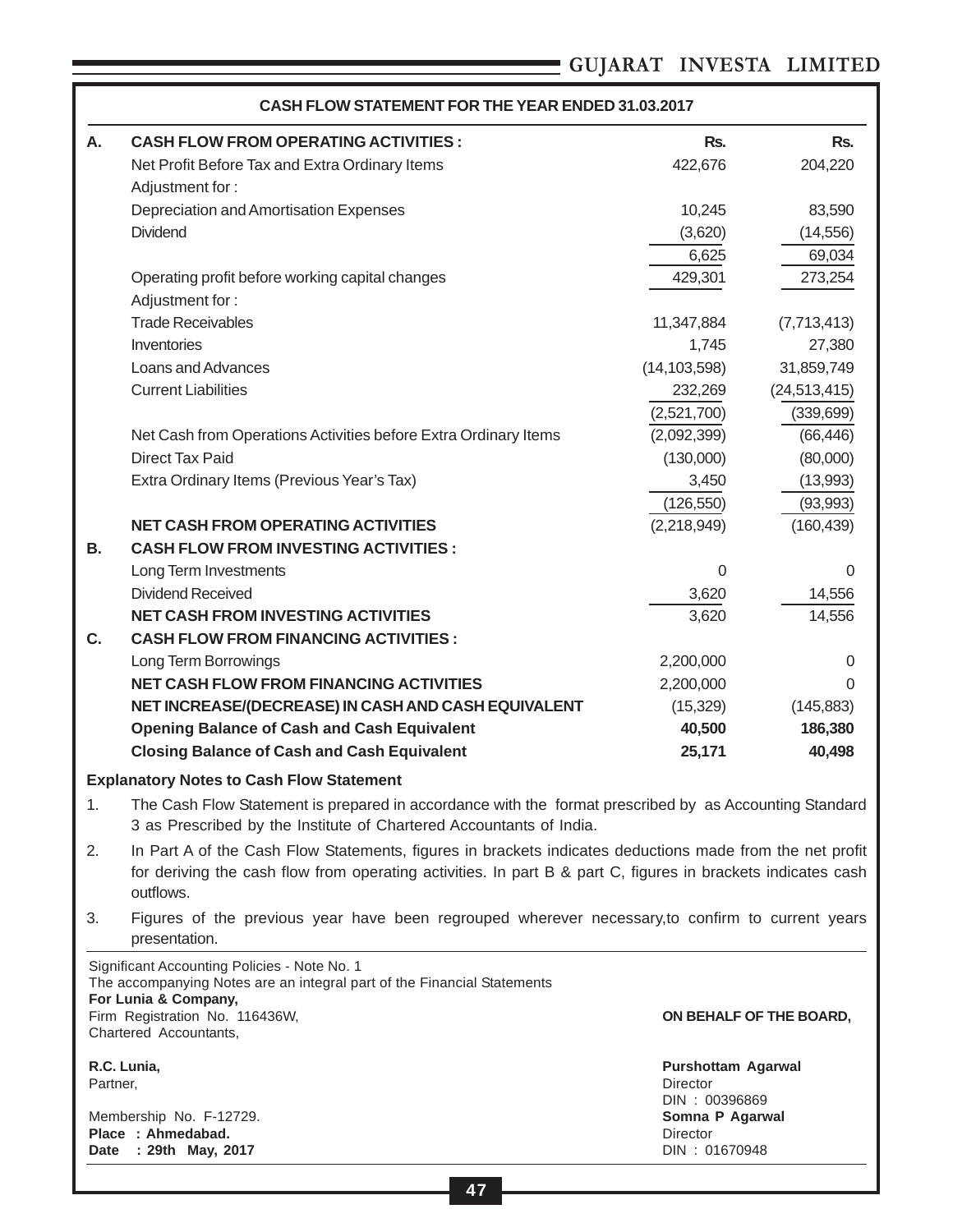## CASH FLOW STATEMENT FOR THE YEAR ENDED 31.03.2017

| | | Rs. | Rs. |
|---|---|---|---|
| **A.** | **CASH FLOW FROM OPERATING ACTIVITIES :** | | |
| | Net Profit Before Tax and Extra Ordinary Items | 422,676 | 204,220 |
| | Adjustment for : | | |
| | Depreciation and Amortisation Expenses | 10,245 | 83,590 |
| | Dividend | (3,620) | (14,556) |
| | | 6,625 | 69,034 |
| | Operating profit before working capital changes | 429,301 | 273,254 |
| | Adjustment for : | | |
| | Trade Receivables | 11,347,884 | (7,713,413) |
| | Inventories | 1,745 | 27,380 |
| | Loans and Advances | (14,103,598) | 31,859,749 |
| | Current Liabilities | 232,269 | (24,513,415) |
| | | (2,521,700) | (339,699) |
| | Net Cash from Operations Activities before Extra Ordinary Items | (2,092,399) | (66,446) |
| | Direct Tax Paid | (130,000) | (80,000) |
| | Extra Ordinary Items (Previous Year's Tax) | 3,450 | (13,993) |
| | | (126,550) | (93,993) |
| | **NET CASH FROM OPERATING ACTIVITIES** | (2,218,949) | (160,439) |
| **B.** | **CASH FLOW FROM INVESTING ACTIVITIES :** | | |
| | Long Term Investments | 0 | 0 |
| | Dividend Received | 3,620 | 14,556 |
| | **NET CASH FROM INVESTING ACTIVITIES** | 3,620 | 14,556 |
| **C.** | **CASH FLOW FROM FINANCING ACTIVITIES :** | | |
| | Long Term Borrowings | 2,200,000 | 0 |
| | **NET CASH FLOW FROM FINANCING ACTIVITIES** | 2,200,000 | 0 |
| | **NET INCREASE/(DECREASE) IN CASH AND CASH EQUIVALENT** | (15,329) | (145,883) |
| | **Opening Balance of Cash and Cash Equivalent** | **40,500** | **186,380** |
| | **Closing Balance of Cash and Cash Equivalent** | **25,171** | **40,498** |

**Explanatory Notes to Cash Flow Statement**

1. The Cash Flow Statement is prepared in accordance with the format prescribed by as Accounting Standard 3 as Prescribed by the Institute of Chartered Accountants of India.
2. In Part A of the Cash Flow Statements, figures in brackets indicates deductions made from the net profit for deriving the cash flow from operating activities. In part B & part C, figures in brackets indicates cash outflows.
3. Figures of the previous year have been regrouped wherever necessary,to confirm to current years presentation.

Significant Accounting Policies - Note No. 1
The accompanying Notes are an integral part of the Financial Statements

**For Lunia & Company,**
Firm Registration No. 116436W,
Chartered Accountants,

**R.C. Lunia,**
Partner,

Membership No. F-12729.
**Place : Ahmedabad.**
**Date : 29th May, 2017**

**ON BEHALF OF THE BOARD,**

**Purshottam Agarwal**
Director
DIN : 00396869

**Somna P Agarwal**
Director
DIN : 01670948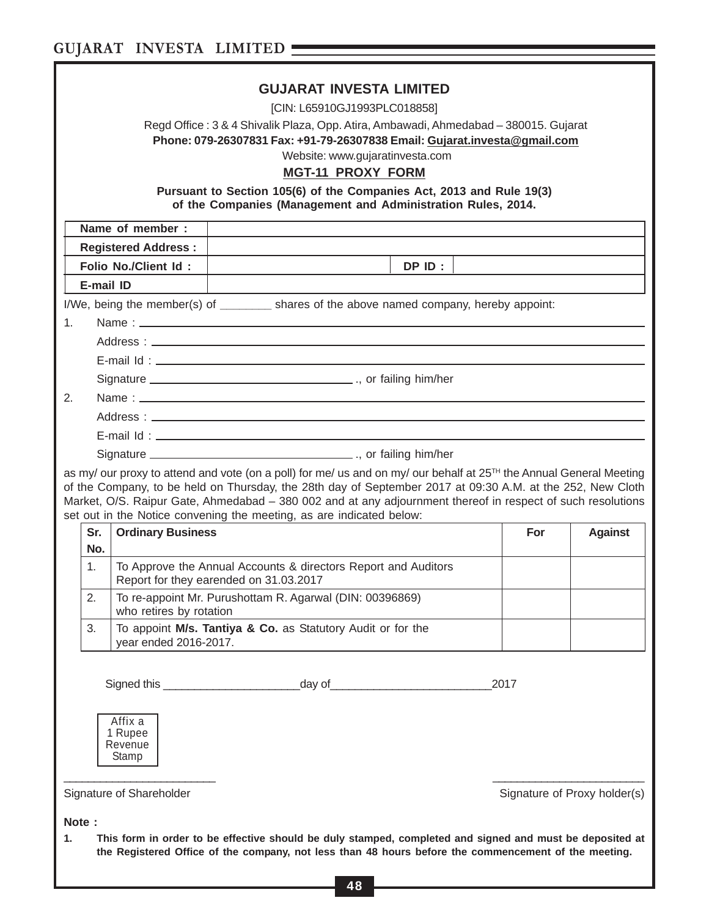# GUJARAT INVESTA LIMITED

[CIN: L65910GJ1993PLC018858]

Regd Office : 3 & 4 Shivalik Plaza, Opp. Atira, Ambawadi, Ahmedabad – 380015. Gujarat

**Phone: 079-26307831 Fax: +91-79-26307838 Email: Gujarat.investa@gmail.com**

Website: www.gujaratinvesta.com

## MGT-11 PROXY FORM

**Pursuant to Section 105(6) of the Companies Act, 2013 and Rule 19(3) of the Companies (Management and Administration Rules, 2014.**

| | | | |
|---|---|---|---|
| **Name of member :** | | | |
| **Registered Address :** | | | |
| **Folio No./Client Id :** | | **DP ID :** | |
| **E-mail ID** | | | |

I/We, being the member(s) of ________ shares of the above named company, hereby appoint:

1. Name : ______________________________

   Address : ______________________________

   E-mail Id : ______________________________

   Signature ______________________________., or failing him/her

2. Name : ______________________________

   Address : ______________________________

   E-mail Id : ______________________________

   Signature ______________________________., or failing him/her

as my/ our proxy to attend and vote (on a poll) for me/ us and on my/ our behalf at 25TH the Annual General Meeting of the Company, to be held on Thursday, the 28th day of September 2017 at 09:30 A.M. at the 252, New Cloth Market, O/S. Raipur Gate, Ahmedabad – 380 002 and at any adjournment thereof in respect of such resolutions set out in the Notice convening the meeting, as are indicated below:

| Sr. No. | Ordinary Business | For | Against |
|---|---|---|---|
| 1. | To Approve the Annual Accounts & directors Report and Auditors Report for they earended on 31.03.2017 | | |
| 2. | To re-appoint Mr. Purushottam R. Agarwal (DIN: 00396869) who retires by rotation | | |
| 3. | To appoint **M/s. Tantiya & Co.** as Statutory Audit or for the year ended 2016-2017. | | |

Signed this ______________________day of__________________________2017

Affix a 1 Rupee Revenue Stamp

________________________ ________________________

Signature of Shareholder Signature of Proxy holder(s)

**Note :**

1. **This form in order to be effective should be duly stamped, completed and signed and must be deposited at the Registered Office of the company, not less than 48 hours before the commencement of the meeting.**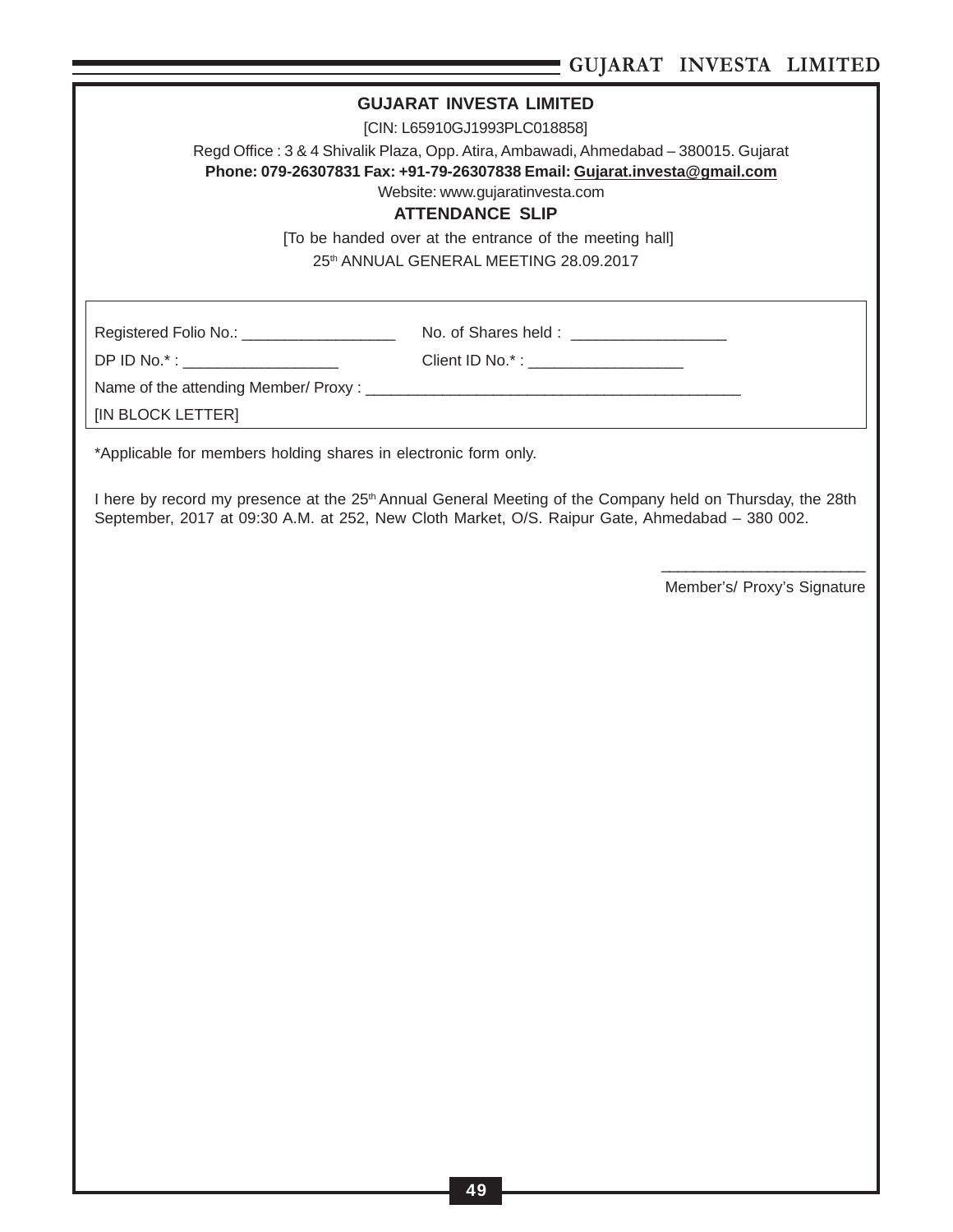**GUJARAT INVESTA LIMITED**

[CIN: L65910GJ1993PLC018858]

Regd Office : 3 & 4 Shivalik Plaza, Opp. Atira, Ambawadi, Ahmedabad – 380015. Gujarat

**Phone: 079-26307831 Fax: +91-79-26307838 Email: Gujarat.investa@gmail.com**

Website: www.gujaratinvesta.com

**ATTENDANCE SLIP**

[To be handed over at the entrance of the meeting hall]

25th ANNUAL GENERAL MEETING 28.09.2017

Registered Folio No.: __________________ No. of Shares held : __________________

DP ID No.* : __________________ Client ID No.* : __________________

Name of the attending Member/ Proxy : ______________________________________________

[IN BLOCK LETTER]

*Applicable for members holding shares in electronic form only.

I here by record my presence at the 25th Annual General Meeting of the Company held on Thursday, the 28th September, 2017 at 09:30 A.M. at 252, New Cloth Market, O/S. Raipur Gate, Ahmedabad – 380 002.

_________________________

Member's/ Proxy's Signature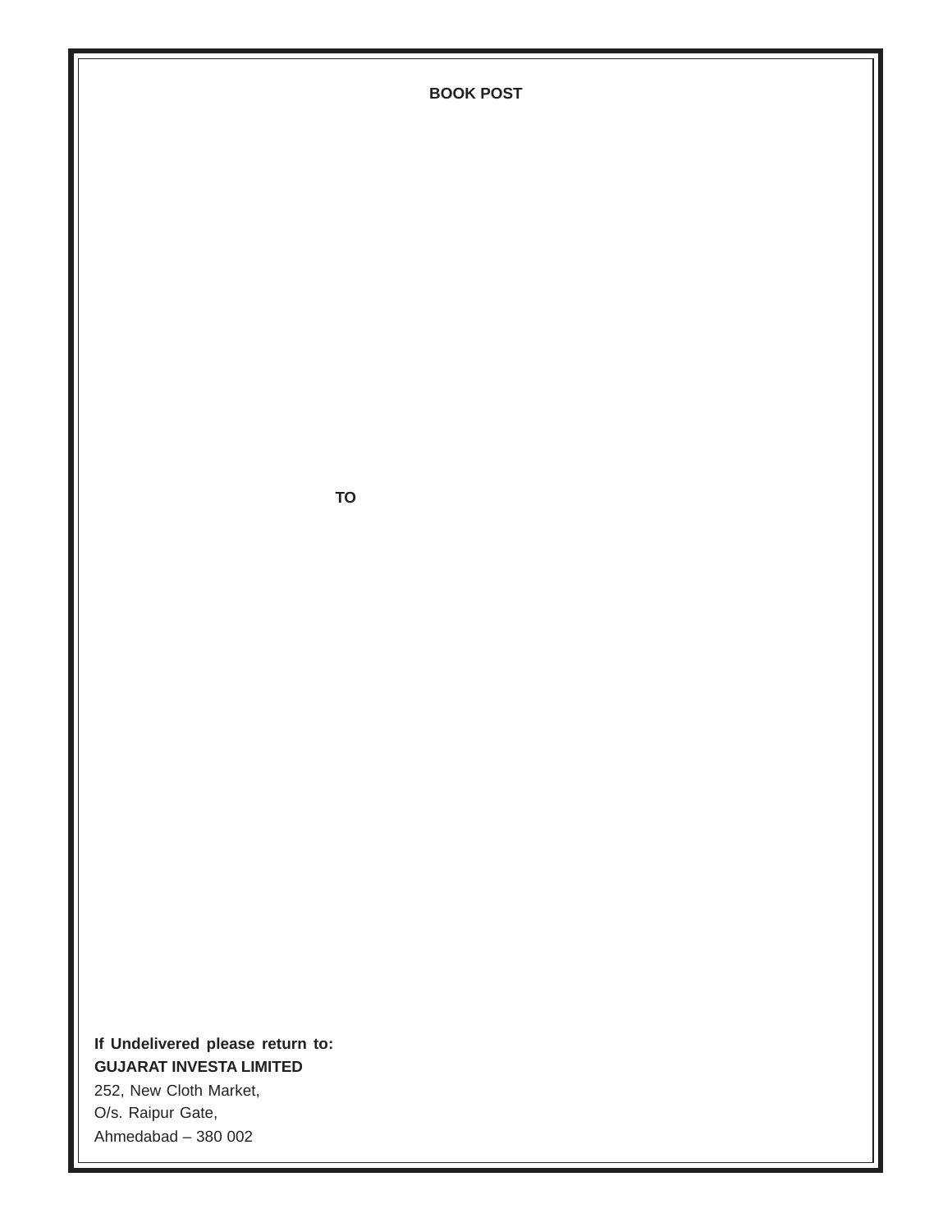**BOOK POST**

**TO**

**If Undelivered please return to:**
**GUJARAT INVESTA LIMITED**
252, New Cloth Market,
O/s. Raipur Gate,
Ahmedabad – 380 002